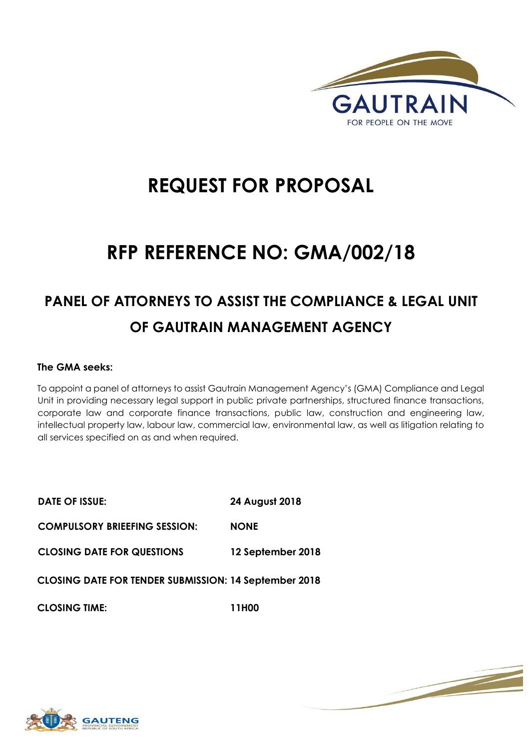GAUTRAIN

FOR PEOPLE ON THE MOVE

# REQUEST FOR PROPOSAL

# RFP REFERENCE NO: GMA/002/18

## PANEL OF ATTORNEYS TO ASSIST THE COMPLIANCE & LEGAL UNIT OF GAUTRAIN MANAGEMENT AGENCY

**The GMA seeks:**

To appoint a panel of attorneys to assist Gautrain Management Agency's (GMA) Compliance and Legal Unit in providing necessary legal support in public private partnerships, structured finance transactions, corporate law and corporate finance transactions, public law, construction and engineering law, intellectual property law, labour law, commercial law, environmental law, as well as litigation relating to all services specified on as and when required.

| | |
|---|---|
| **DATE OF ISSUE:** | **24 August 2018** |
| **COMPULSORY BRIEEFING SESSION:** | **NONE** |
| **CLOSING DATE FOR QUESTIONS** | **12 September 2018** |
| **CLOSING DATE FOR TENDER SUBMISSION:** | **14 September 2018** |
| **CLOSING TIME:** | **11H00** |

GAUTENG PROVINCIAL GOVERNMENT REPUBLIC OF SOUTH AFRICA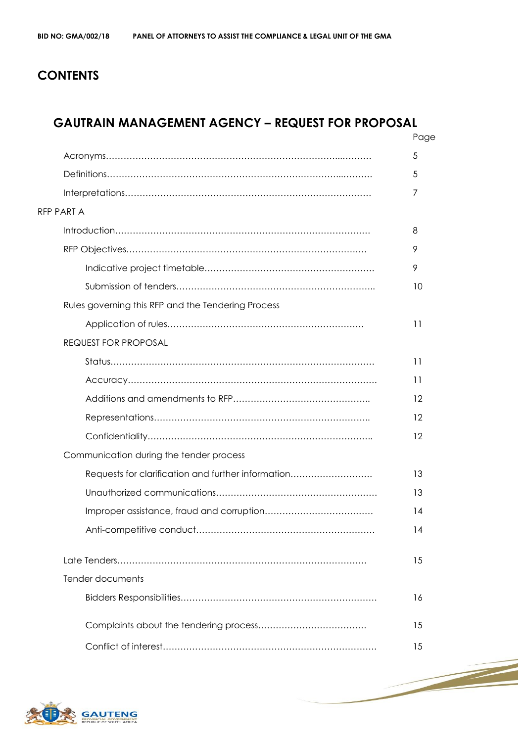# CONTENTS

## GAUTRAIN MANAGEMENT AGENCY – REQUEST FOR PROPOSAL

| | Page |
|---|---|
| Acronyms | 5 |
| Definitions | 5 |
| Interpretations | 7 |
| RFP PART A | |
| Introduction | 8 |
| RFP Objectives | 9 |
| Indicative project timetable | 9 |
| Submission of tenders | 10 |
| Rules governing this RFP and the Tendering Process | |
| Application of rules | 11 |
| REQUEST FOR PROPOSAL | |
| Status | 11 |
| Accuracy | 11 |
| Additions and amendments to RFP | 12 |
| Representations | 12 |
| Confidentiality | 12 |
| Communication during the tender process | |
| Requests for clarification and further information | 13 |
| Unauthorized communications | 13 |
| Improper assistance, fraud and corruption | 14 |
| Anti-competitive conduct | 14 |
| Late Tenders | 15 |
| Tender documents | |
| Bidders Responsibilities | 16 |
| Complaints about the tendering process | 15 |
| Conflict of interest | 15 |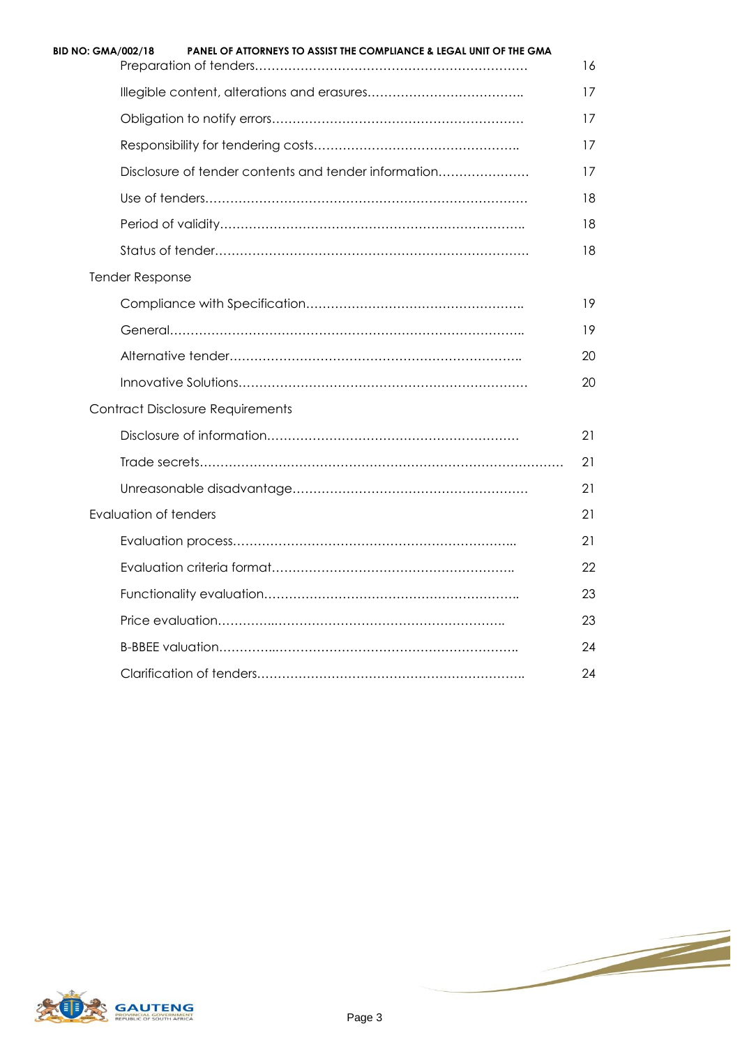| | |
|---|---|
| Preparation of tenders…………………………………………………………… | 16 |
| Illegible content, alterations and erasures……………………………….. | 17 |
| Obligation to notify errors…………………………………………………… | 17 |
| Responsibility for tendering costs………………………………………….. | 17 |
| Disclosure of tender contents and tender information…………………. | 17 |
| Use of tenders………………………………………………………………… | 18 |
| Period of validity…………………………………………………………….. | 18 |
| Status of tender……………………………………………………………… | 18 |
| **Tender Response** | |
| Compliance with Specification…………………………………………….. | 19 |
| General……………………………………………………………………….. | 19 |
| Alternative tender…………………………………………………………….. | 20 |
| Innovative Solutions………………………………………………………… | 20 |
| **Contract Disclosure Requirements** | |
| Disclosure of information…………………………………………………… | 21 |
| Trade secrets………………………………………………………………………… | 21 |
| Unreasonable disadvantage………………………………………………… | 21 |
| **Evaluation of tenders** | 21 |
| Evaluation process…………………………………………………………... | 21 |
| Evaluation criteria format…………………………………………………. | 22 |
| Functionality evaluation……………………………………………………. | 23 |
| Price evaluation……………..……………………………………………….. | 23 |
| B-BBEE valuation…………..……………………………………………….. | 24 |
| Clarification of tenders……………………………………………………….. | 24 |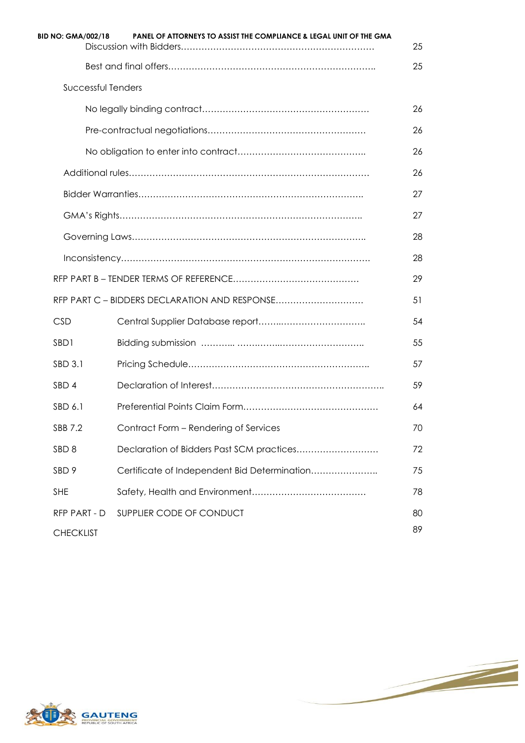| | | |
|---|---|---|
| | Discussion with Bidders………………………………………………………… | 25 |
| | Best and final offers…………………………………………………………….. | 25 |
| Successful Tenders | | |
| | No legally binding contract……………………………………………… | 26 |
| | Pre-contractual negotiations…………………………………………… | 26 |
| | No obligation to enter into contract…………………………………….. | 26 |
| Additional rules……………………………………………………………………… | | 26 |
| Bidder Warranties………………………………………………………………….. | | 27 |
| GMA's Rights……………………………………………………………………….. | | 27 |
| Governing Laws…………………………………………………………………….. | | 28 |
| Inconsistency………………………………………………………………………… | | 28 |
| RFP PART B – TENDER TERMS OF REFERENCE…………………………………… | | 29 |
| RFP PART C – BIDDERS DECLARATION AND RESPONSE………………………… | | 51 |
| CSD | Central Supplier Database report……..………………………. | 54 |
| SBD1 | Bidding submission ……….. ……..……..………………………. | 55 |
| SBD 3.1 | Pricing Schedule…………………………………………………….. | 57 |
| SBD 4 | Declaration of Interest………………………………………………….. | 59 |
| SBD 6.1 | Preferential Points Claim Form……………………………………… | 64 |
| SBB 7.2 | Contract Form – Rendering of Services | 70 |
| SBD 8 | Declaration of Bidders Past SCM practices………………………. | 72 |
| SBD 9 | Certificate of Independent Bid Determination………………….. | 75 |
| SHE | Safety, Health and Environment………………………………… | 78 |
| RFP PART - D | SUPPLIER CODE OF CONDUCT | 80 |
| CHECKLIST | | 89 |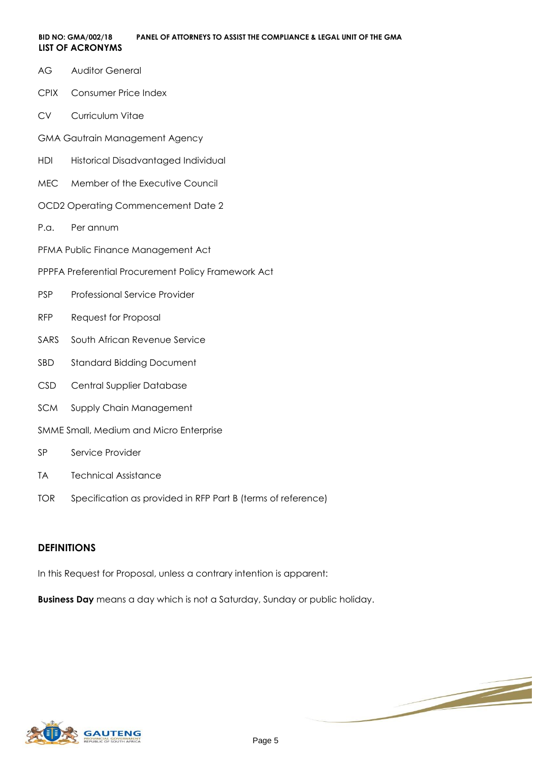## LIST OF ACRONYMS

| | |
|---|---|
| AG | Auditor General |
| CPIX | Consumer Price Index |
| CV | Curriculum Vitae |
| GMA | Gautrain Management Agency |
| HDI | Historical Disadvantaged Individual |
| MEC | Member of the Executive Council |
| OCD2 | Operating Commencement Date 2 |
| P.a. | Per annum |
| PFMA | Public Finance Management Act |
| PPPFA | Preferential Procurement Policy Framework Act |
| PSP | Professional Service Provider |
| RFP | Request for Proposal |
| SARS | South African Revenue Service |
| SBD | Standard Bidding Document |
| CSD | Central Supplier Database |
| SCM | Supply Chain Management |
| SMME | Small, Medium and Micro Enterprise |
| SP | Service Provider |
| TA | Technical Assistance |
| TOR | Specification as provided in RFP Part B (terms of reference) |

## DEFINITIONS

In this Request for Proposal, unless a contrary intention is apparent:

**Business Day** means a day which is not a Saturday, Sunday or public holiday.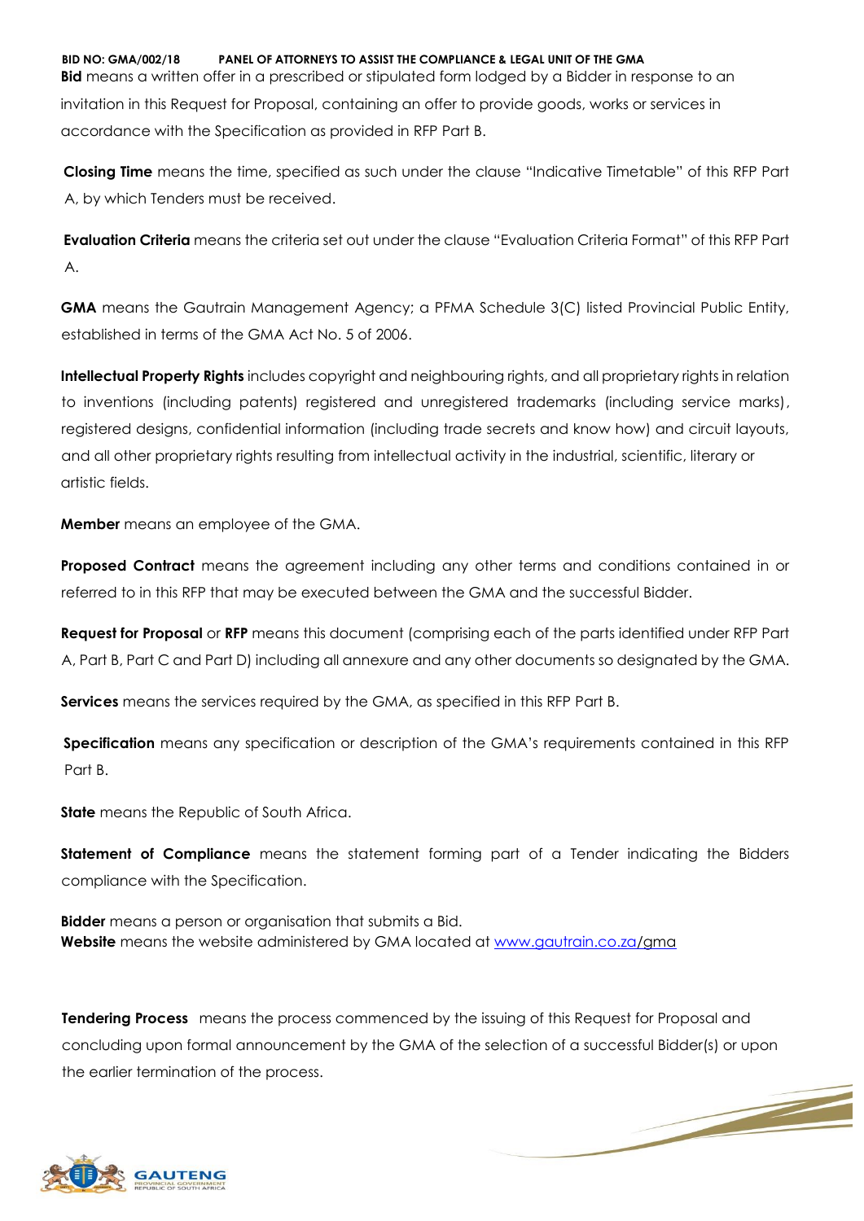**Bid** means a written offer in a prescribed or stipulated form lodged by a Bidder in response to an invitation in this Request for Proposal, containing an offer to provide goods, works or services in accordance with the Specification as provided in RFP Part B.

**Closing Time** means the time, specified as such under the clause "Indicative Timetable" of this RFP Part A, by which Tenders must be received.

**Evaluation Criteria** means the criteria set out under the clause "Evaluation Criteria Format" of this RFP Part A.

**GMA** means the Gautrain Management Agency; a PFMA Schedule 3(C) listed Provincial Public Entity, established in terms of the GMA Act No. 5 of 2006.

**Intellectual Property Rights** includes copyright and neighbouring rights, and all proprietary rights in relation to inventions (including patents) registered and unregistered trademarks (including service marks), registered designs, confidential information (including trade secrets and know how) and circuit layouts, and all other proprietary rights resulting from intellectual activity in the industrial, scientific, literary or artistic fields.

**Member** means an employee of the GMA.

**Proposed Contract** means the agreement including any other terms and conditions contained in or referred to in this RFP that may be executed between the GMA and the successful Bidder.

**Request for Proposal** or **RFP** means this document (comprising each of the parts identified under RFP Part A, Part B, Part C and Part D) including all annexure and any other documents so designated by the GMA.

**Services** means the services required by the GMA, as specified in this RFP Part B.

**Specification** means any specification or description of the GMA's requirements contained in this RFP Part B.

**State** means the Republic of South Africa.

**Statement of Compliance** means the statement forming part of a Tender indicating the Bidders compliance with the Specification.

**Bidder** means a person or organisation that submits a Bid.
**Website** means the website administered by GMA located at www.gautrain.co.za/gma

**Tendering Process** means the process commenced by the issuing of this Request for Proposal and concluding upon formal announcement by the GMA of the selection of a successful Bidder(s) or upon the earlier termination of the process.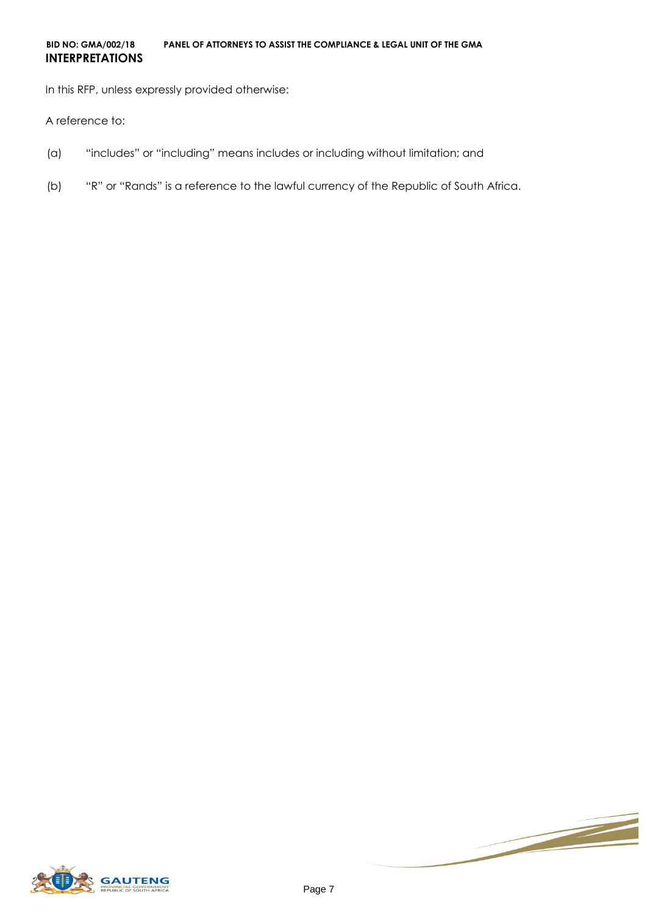## INTERPRETATIONS

In this RFP, unless expressly provided otherwise:

A reference to:

(a) "includes" or "including" means includes or including without limitation; and

(b) "R" or "Rands" is a reference to the lawful currency of the Republic of South Africa.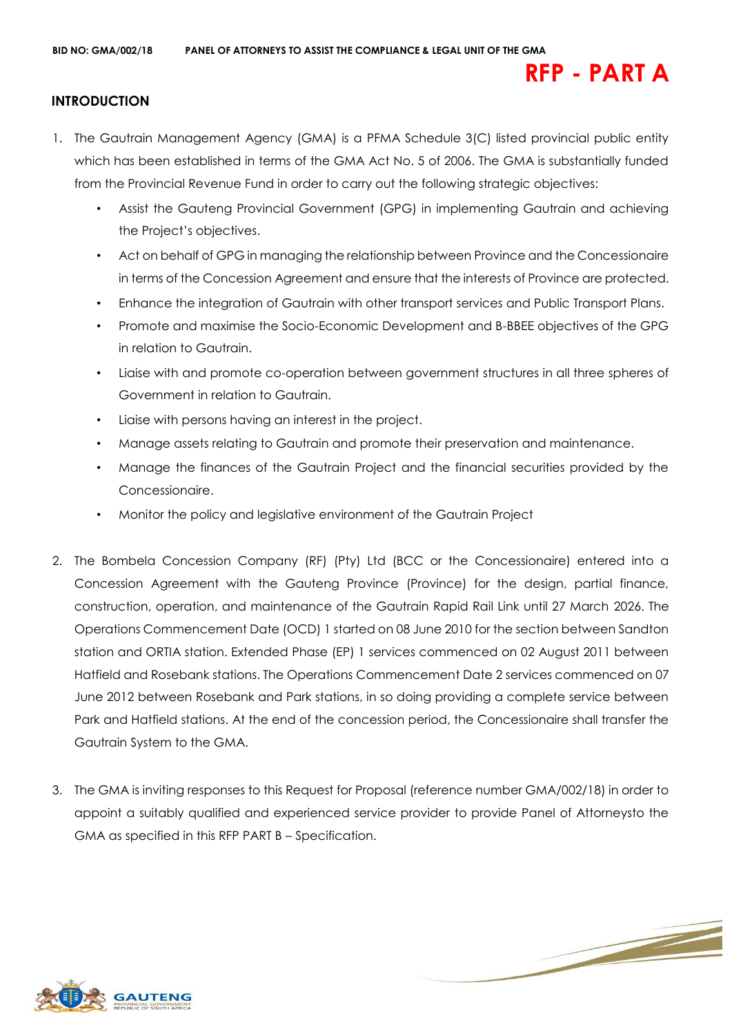# RFP - PART A

## INTRODUCTION

1. The Gautrain Management Agency (GMA) is a PFMA Schedule 3(C) listed provincial public entity which has been established in terms of the GMA Act No. 5 of 2006. The GMA is substantially funded from the Provincial Revenue Fund in order to carry out the following strategic objectives:
   - Assist the Gauteng Provincial Government (GPG) in implementing Gautrain and achieving the Project's objectives.
   - Act on behalf of GPG in managing the relationship between Province and the Concessionaire in terms of the Concession Agreement and ensure that the interests of Province are protected.
   - Enhance the integration of Gautrain with other transport services and Public Transport Plans.
   - Promote and maximise the Socio-Economic Development and B-BBEE objectives of the GPG in relation to Gautrain.
   - Liaise with and promote co-operation between government structures in all three spheres of Government in relation to Gautrain.
   - Liaise with persons having an interest in the project.
   - Manage assets relating to Gautrain and promote their preservation and maintenance.
   - Manage the finances of the Gautrain Project and the financial securities provided by the Concessionaire.
   - Monitor the policy and legislative environment of the Gautrain Project

2. The Bombela Concession Company (RF) (Pty) Ltd (BCC or the Concessionaire) entered into a Concession Agreement with the Gauteng Province (Province) for the design, partial finance, construction, operation, and maintenance of the Gautrain Rapid Rail Link until 27 March 2026. The Operations Commencement Date (OCD) 1 started on 08 June 2010 for the section between Sandton station and ORTIA station. Extended Phase (EP) 1 services commenced on 02 August 2011 between Hatfield and Rosebank stations. The Operations Commencement Date 2 services commenced on 07 June 2012 between Rosebank and Park stations, in so doing providing a complete service between Park and Hatfield stations. At the end of the concession period, the Concessionaire shall transfer the Gautrain System to the GMA.

3. The GMA is inviting responses to this Request for Proposal (reference number GMA/002/18) in order to appoint a suitably qualified and experienced service provider to provide Panel of Attorneysto the GMA as specified in this RFP PART B – Specification.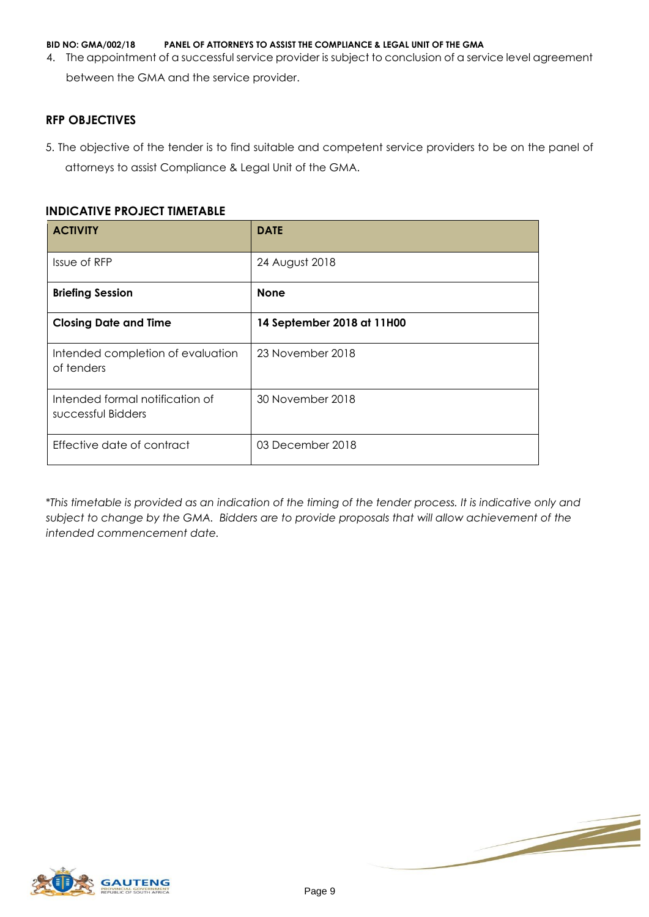4. The appointment of a successful service provider is subject to conclusion of a service level agreement between the GMA and the service provider.

## RFP OBJECTIVES

5. The objective of the tender is to find suitable and competent service providers to be on the panel of attorneys to assist Compliance & Legal Unit of the GMA.

## INDICATIVE PROJECT TIMETABLE

| ACTIVITY | DATE |
|---|---|
| Issue of RFP | 24 August 2018 |
| **Briefing Session** | **None** |
| **Closing Date and Time** | **14 September 2018 at 11H00** |
| Intended completion of evaluation of tenders | 23 November 2018 |
| Intended formal notification of successful Bidders | 30 November 2018 |
| Effective date of contract | 03 December 2018 |

*\*This timetable is provided as an indication of the timing of the tender process. It is indicative only and subject to change by the GMA. Bidders are to provide proposals that will allow achievement of the intended commencement date.*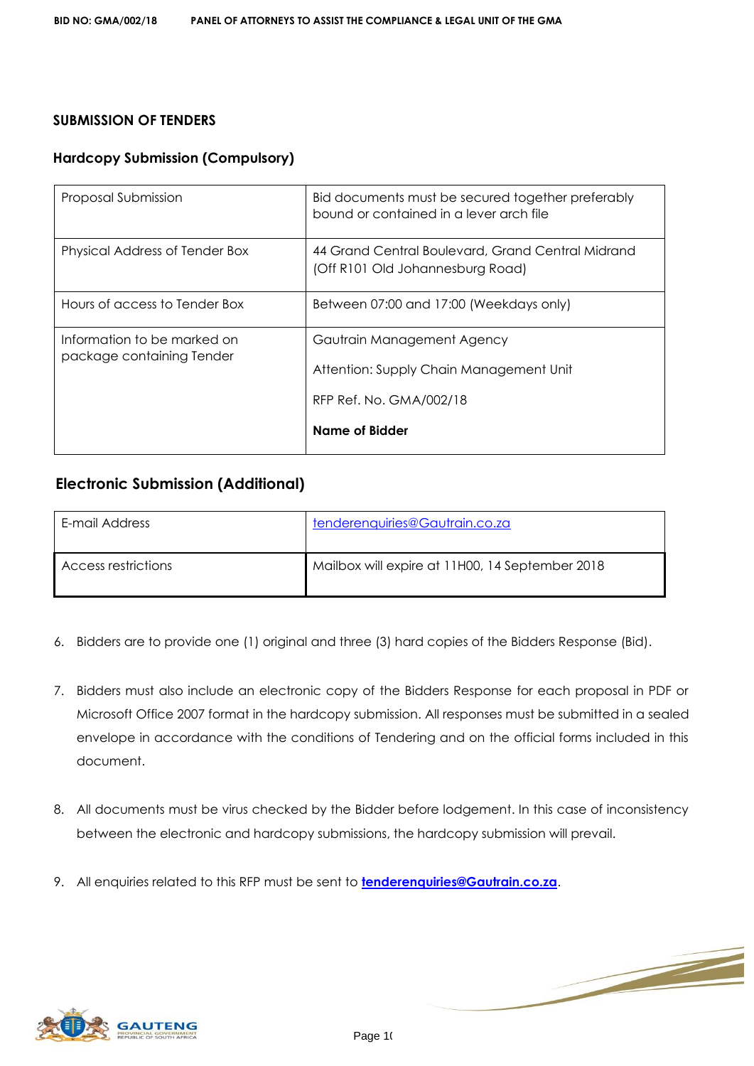## SUBMISSION OF TENDERS

### Hardcopy Submission (Compulsory)

| | |
|---|---|
| Proposal Submission | Bid documents must be secured together preferably bound or contained in a lever arch file |
| Physical Address of Tender Box | 44 Grand Central Boulevard, Grand Central Midrand (Off R101 Old Johannesburg Road) |
| Hours of access to Tender Box | Between 07:00 and 17:00 (Weekdays only) |
| Information to be marked on package containing Tender | Gautrain Management Agency<br><br>Attention: Supply Chain Management Unit<br><br>RFP Ref. No. GMA/002/18<br><br>**Name of Bidder** |

### Electronic Submission (Additional)

| | |
|---|---|
| E-mail Address | tenderenquiries@Gautrain.co.za |
| Access restrictions | Mailbox will expire at 11H00, 14 September 2018 |

6. Bidders are to provide one (1) original and three (3) hard copies of the Bidders Response (Bid).

7. Bidders must also include an electronic copy of the Bidders Response for each proposal in PDF or Microsoft Office 2007 format in the hardcopy submission. All responses must be submitted in a sealed envelope in accordance with the conditions of Tendering and on the official forms included in this document.

8. All documents must be virus checked by the Bidder before lodgement. In this case of inconsistency between the electronic and hardcopy submissions, the hardcopy submission will prevail.

9. All enquiries related to this RFP must be sent to **tenderenquiries@Gautrain.co.za**.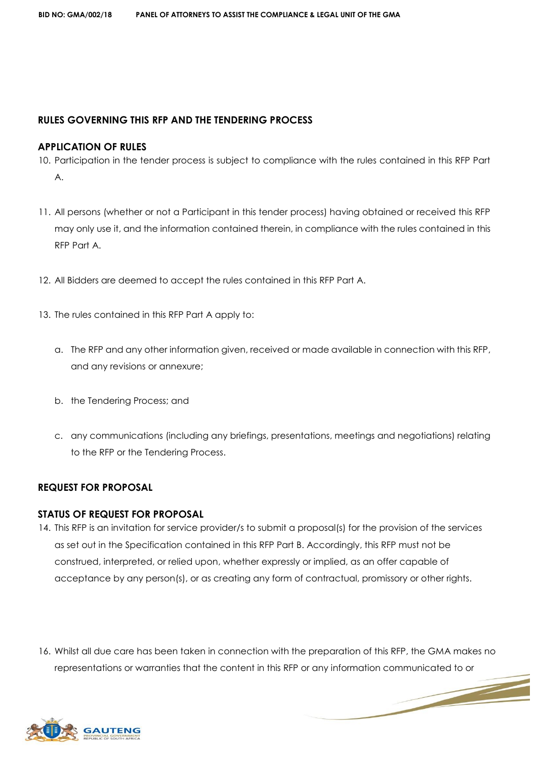## RULES GOVERNING THIS RFP AND THE TENDERING PROCESS

### APPLICATION OF RULES

10. Participation in the tender process is subject to compliance with the rules contained in this RFP Part A.

11. All persons (whether or not a Participant in this tender process) having obtained or received this RFP may only use it, and the information contained therein, in compliance with the rules contained in this RFP Part A.

12. All Bidders are deemed to accept the rules contained in this RFP Part A.

13. The rules contained in this RFP Part A apply to:

    a. The RFP and any other information given, received or made available in connection with this RFP, and any revisions or annexure;

    b. the Tendering Process; and

    c. any communications (including any briefings, presentations, meetings and negotiations) relating to the RFP or the Tendering Process.

## REQUEST FOR PROPOSAL

### STATUS OF REQUEST FOR PROPOSAL

14. This RFP is an invitation for service provider/s to submit a proposal(s) for the provision of the services as set out in the Specification contained in this RFP Part B. Accordingly, this RFP must not be construed, interpreted, or relied upon, whether expressly or implied, as an offer capable of acceptance by any person(s), or as creating any form of contractual, promissory or other rights.

16. Whilst all due care has been taken in connection with the preparation of this RFP, the GMA makes no representations or warranties that the content in this RFP or any information communicated to or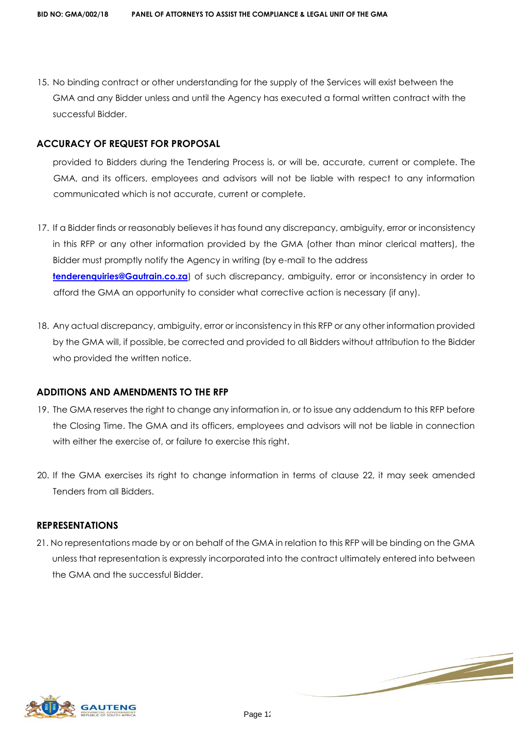15. No binding contract or other understanding for the supply of the Services will exist between the GMA and any Bidder unless and until the Agency has executed a formal written contract with the successful Bidder.

## ACCURACY OF REQUEST FOR PROPOSAL

provided to Bidders during the Tendering Process is, or will be, accurate, current or complete. The GMA, and its officers, employees and advisors will not be liable with respect to any information communicated which is not accurate, current or complete.

17. If a Bidder finds or reasonably believes it has found any discrepancy, ambiguity, error or inconsistency in this RFP or any other information provided by the GMA (other than minor clerical matters), the Bidder must promptly notify the Agency in writing (by e-mail to the address **tenderenquiries@Gautrain.co.za**) of such discrepancy, ambiguity, error or inconsistency in order to afford the GMA an opportunity to consider what corrective action is necessary (if any).

18. Any actual discrepancy, ambiguity, error or inconsistency in this RFP or any other information provided by the GMA will, if possible, be corrected and provided to all Bidders without attribution to the Bidder who provided the written notice.

## ADDITIONS AND AMENDMENTS TO THE RFP

19. The GMA reserves the right to change any information in, or to issue any addendum to this RFP before the Closing Time. The GMA and its officers, employees and advisors will not be liable in connection with either the exercise of, or failure to exercise this right.

20. If the GMA exercises its right to change information in terms of clause 22, it may seek amended Tenders from all Bidders.

## REPRESENTATIONS

21. No representations made by or on behalf of the GMA in relation to this RFP will be binding on the GMA unless that representation is expressly incorporated into the contract ultimately entered into between the GMA and the successful Bidder.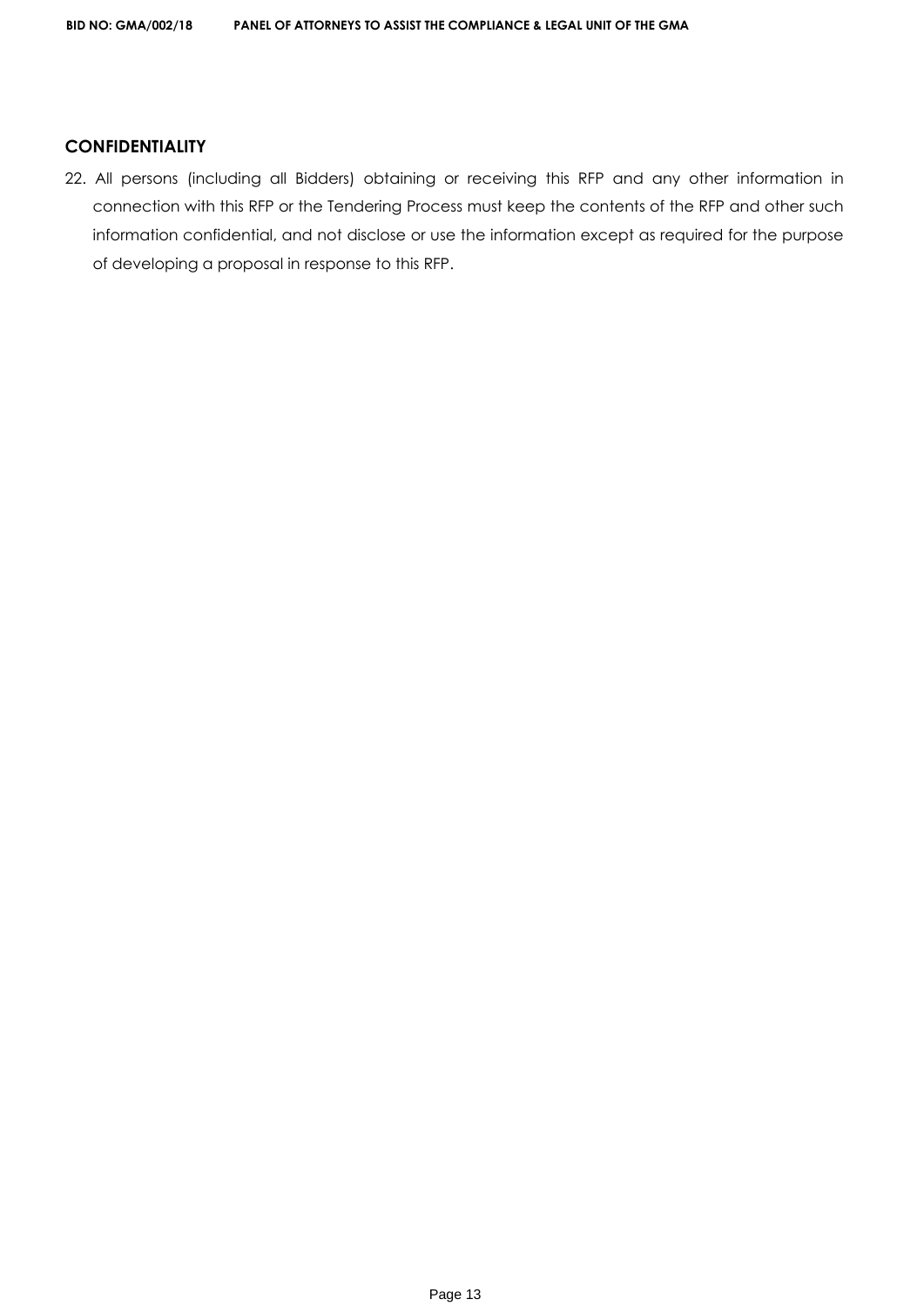## CONFIDENTIALITY

22. All persons (including all Bidders) obtaining or receiving this RFP and any other information in connection with this RFP or the Tendering Process must keep the contents of the RFP and other such information confidential, and not disclose or use the information except as required for the purpose of developing a proposal in response to this RFP.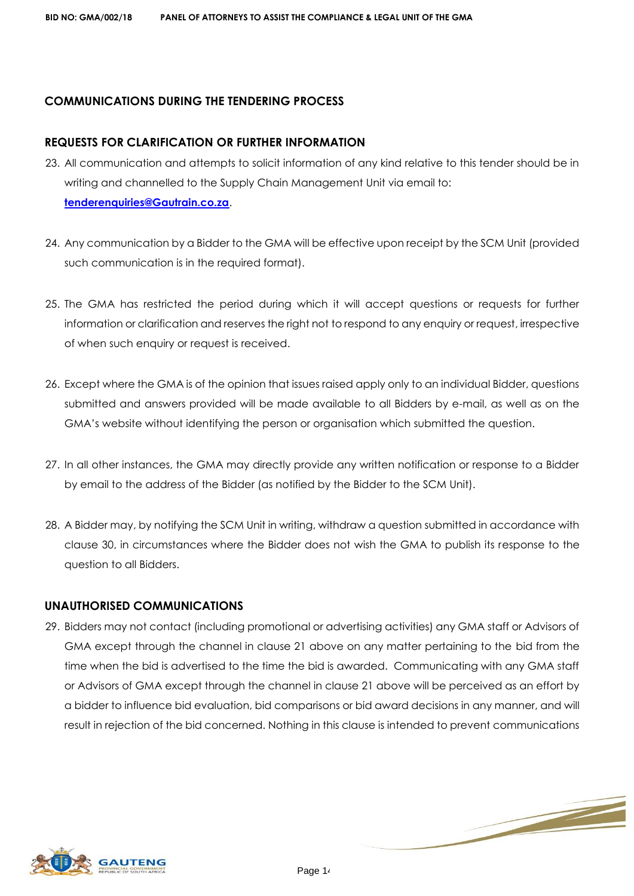## COMMUNICATIONS DURING THE TENDERING PROCESS

### REQUESTS FOR CLARIFICATION OR FURTHER INFORMATION

23. All communication and attempts to solicit information of any kind relative to this tender should be in writing and channelled to the Supply Chain Management Unit via email to: **tenderenquiries@Gautrain.co.za**.

24. Any communication by a Bidder to the GMA will be effective upon receipt by the SCM Unit (provided such communication is in the required format).

25. The GMA has restricted the period during which it will accept questions or requests for further information or clarification and reserves the right not to respond to any enquiry or request, irrespective of when such enquiry or request is received.

26. Except where the GMA is of the opinion that issues raised apply only to an individual Bidder, questions submitted and answers provided will be made available to all Bidders by e-mail, as well as on the GMA's website without identifying the person or organisation which submitted the question.

27. In all other instances, the GMA may directly provide any written notification or response to a Bidder by email to the address of the Bidder (as notified by the Bidder to the SCM Unit).

28. A Bidder may, by notifying the SCM Unit in writing, withdraw a question submitted in accordance with clause 30, in circumstances where the Bidder does not wish the GMA to publish its response to the question to all Bidders.

### UNAUTHORISED COMMUNICATIONS

29. Bidders may not contact (including promotional or advertising activities) any GMA staff or Advisors of GMA except through the channel in clause 21 above on any matter pertaining to the bid from the time when the bid is advertised to the time the bid is awarded. Communicating with any GMA staff or Advisors of GMA except through the channel in clause 21 above will be perceived as an effort by a bidder to influence bid evaluation, bid comparisons or bid award decisions in any manner, and will result in rejection of the bid concerned. Nothing in this clause is intended to prevent communications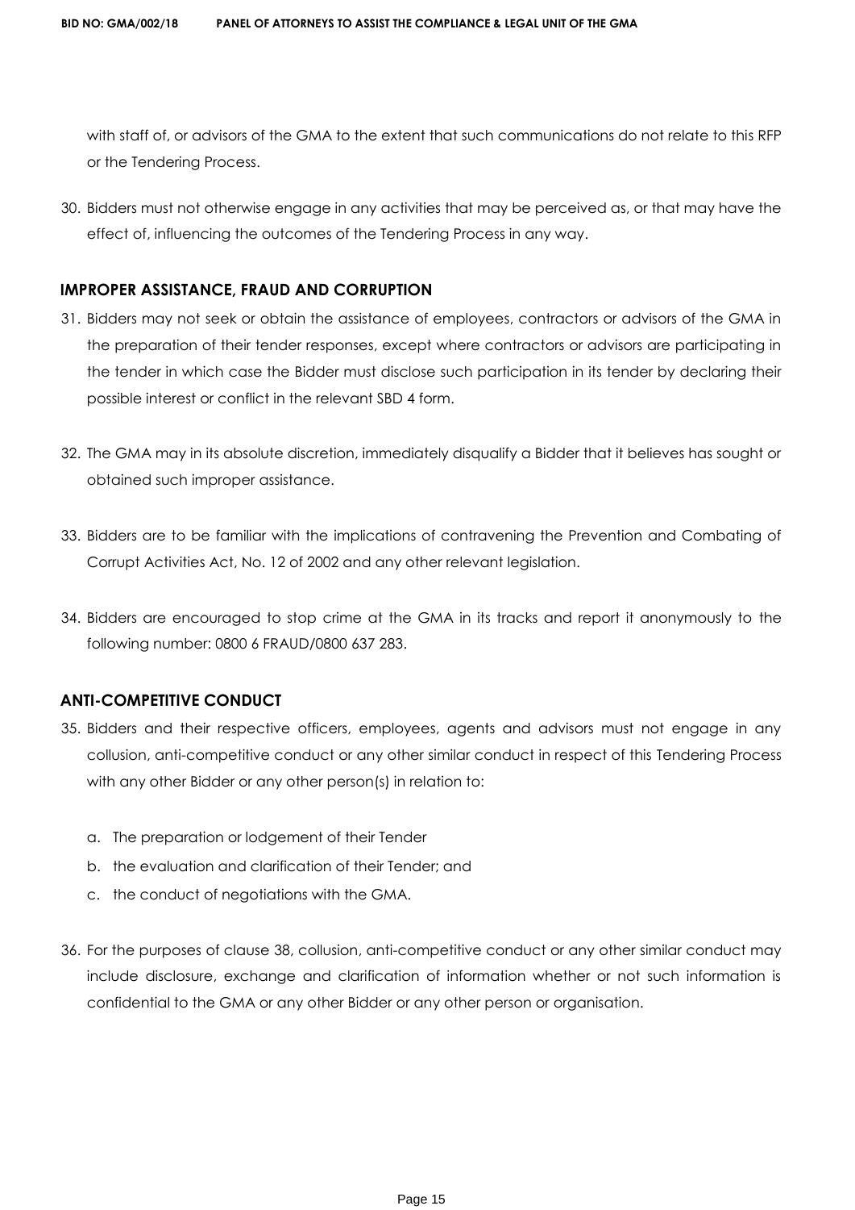with staff of, or advisors of the GMA to the extent that such communications do not relate to this RFP or the Tendering Process.

30. Bidders must not otherwise engage in any activities that may be perceived as, or that may have the effect of, influencing the outcomes of the Tendering Process in any way.

### IMPROPER ASSISTANCE, FRAUD AND CORRUPTION

31. Bidders may not seek or obtain the assistance of employees, contractors or advisors of the GMA in the preparation of their tender responses, except where contractors or advisors are participating in the tender in which case the Bidder must disclose such participation in its tender by declaring their possible interest or conflict in the relevant SBD 4 form.

32. The GMA may in its absolute discretion, immediately disqualify a Bidder that it believes has sought or obtained such improper assistance.

33. Bidders are to be familiar with the implications of contravening the Prevention and Combating of Corrupt Activities Act, No. 12 of 2002 and any other relevant legislation.

34. Bidders are encouraged to stop crime at the GMA in its tracks and report it anonymously to the following number: 0800 6 FRAUD/0800 637 283.

### ANTI-COMPETITIVE CONDUCT

35. Bidders and their respective officers, employees, agents and advisors must not engage in any collusion, anti-competitive conduct or any other similar conduct in respect of this Tendering Process with any other Bidder or any other person(s) in relation to:

    a. The preparation or lodgement of their Tender
    b. the evaluation and clarification of their Tender; and
    c. the conduct of negotiations with the GMA.

36. For the purposes of clause 38, collusion, anti-competitive conduct or any other similar conduct may include disclosure, exchange and clarification of information whether or not such information is confidential to the GMA or any other Bidder or any other person or organisation.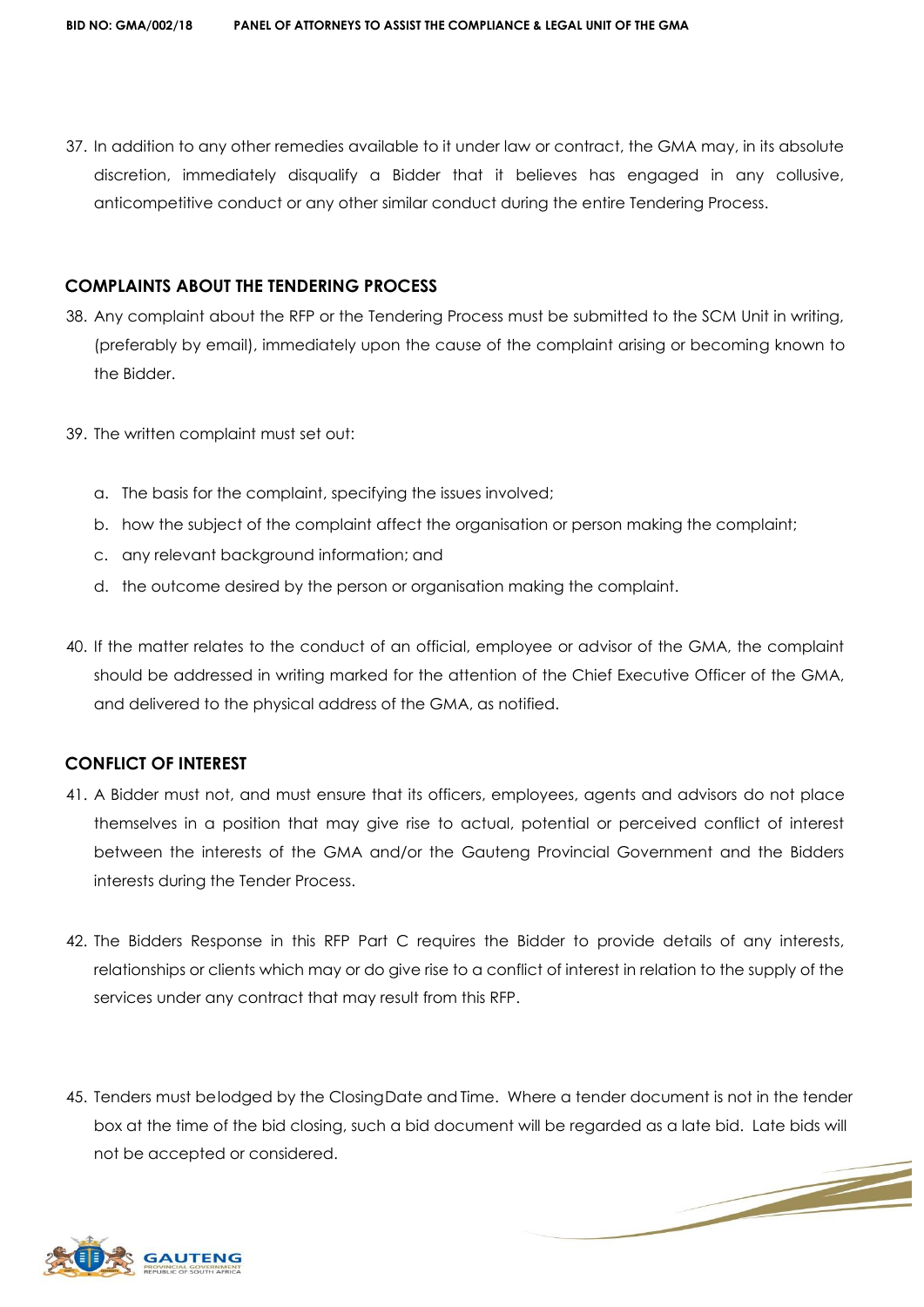37. In addition to any other remedies available to it under law or contract, the GMA may, in its absolute discretion, immediately disqualify a Bidder that it believes has engaged in any collusive, anticompetitive conduct or any other similar conduct during the entire Tendering Process.

## COMPLAINTS ABOUT THE TENDERING PROCESS

38. Any complaint about the RFP or the Tendering Process must be submitted to the SCM Unit in writing, (preferably by email), immediately upon the cause of the complaint arising or becoming known to the Bidder.

39. The written complaint must set out:

    a. The basis for the complaint, specifying the issues involved;
    b. how the subject of the complaint affect the organisation or person making the complaint;
    c. any relevant background information; and
    d. the outcome desired by the person or organisation making the complaint.

40. If the matter relates to the conduct of an official, employee or advisor of the GMA, the complaint should be addressed in writing marked for the attention of the Chief Executive Officer of the GMA, and delivered to the physical address of the GMA, as notified.

## CONFLICT OF INTEREST

41. A Bidder must not, and must ensure that its officers, employees, agents and advisors do not place themselves in a position that may give rise to actual, potential or perceived conflict of interest between the interests of the GMA and/or the Gauteng Provincial Government and the Bidders interests during the Tender Process.

42. The Bidders Response in this RFP Part C requires the Bidder to provide details of any interests, relationships or clients which may or do give rise to a conflict of interest in relation to the supply of the services under any contract that may result from this RFP.

45. Tenders must belodged by the ClosingDate and Time. Where a tender document is not in the tender box at the time of the bid closing, such a bid document will be regarded as a late bid. Late bids will not be accepted or considered.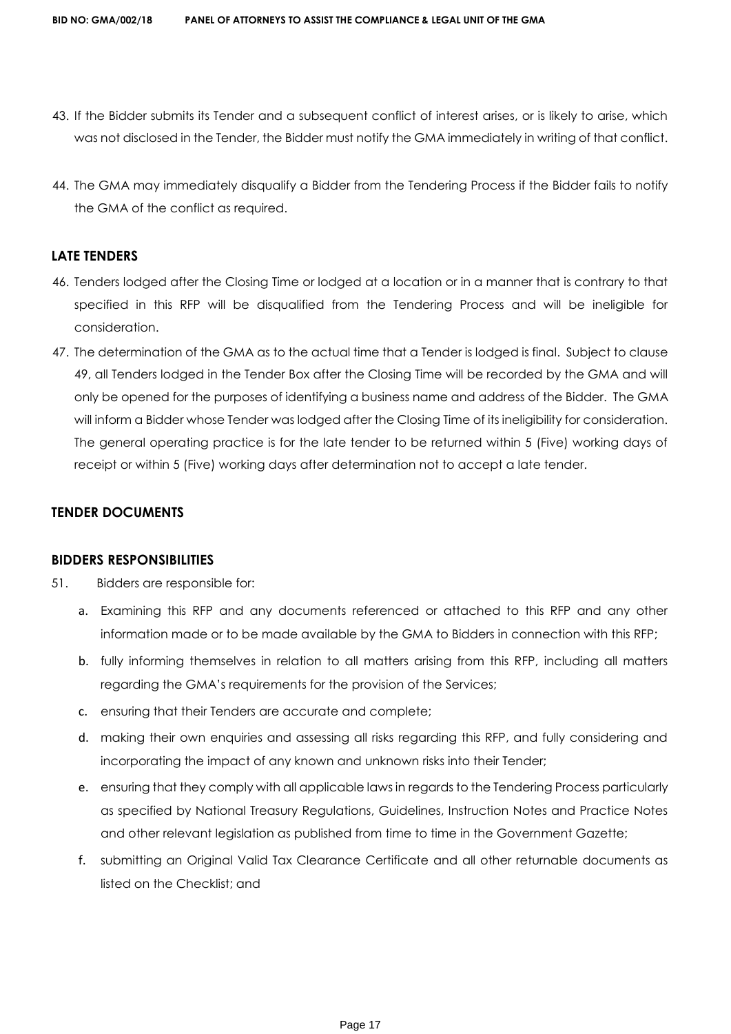43. If the Bidder submits its Tender and a subsequent conflict of interest arises, or is likely to arise, which was not disclosed in the Tender, the Bidder must notify the GMA immediately in writing of that conflict.

44. The GMA may immediately disqualify a Bidder from the Tendering Process if the Bidder fails to notify the GMA of the conflict as required.

### LATE TENDERS

46. Tenders lodged after the Closing Time or lodged at a location or in a manner that is contrary to that specified in this RFP will be disqualified from the Tendering Process and will be ineligible for consideration.
47. The determination of the GMA as to the actual time that a Tender is lodged is final. Subject to clause 49, all Tenders lodged in the Tender Box after the Closing Time will be recorded by the GMA and will only be opened for the purposes of identifying a business name and address of the Bidder. The GMA will inform a Bidder whose Tender was lodged after the Closing Time of its ineligibility for consideration. The general operating practice is for the late tender to be returned within 5 (Five) working days of receipt or within 5 (Five) working days after determination not to accept a late tender.

### TENDER DOCUMENTS

### BIDDERS RESPONSIBILITIES

51. Bidders are responsible for:
    a. Examining this RFP and any documents referenced or attached to this RFP and any other information made or to be made available by the GMA to Bidders in connection with this RFP;
    b. fully informing themselves in relation to all matters arising from this RFP, including all matters regarding the GMA's requirements for the provision of the Services;
    c. ensuring that their Tenders are accurate and complete;
    d. making their own enquiries and assessing all risks regarding this RFP, and fully considering and incorporating the impact of any known and unknown risks into their Tender;
    e. ensuring that they comply with all applicable laws in regards to the Tendering Process particularly as specified by National Treasury Regulations, Guidelines, Instruction Notes and Practice Notes and other relevant legislation as published from time to time in the Government Gazette;
    f. submitting an Original Valid Tax Clearance Certificate and all other returnable documents as listed on the Checklist; and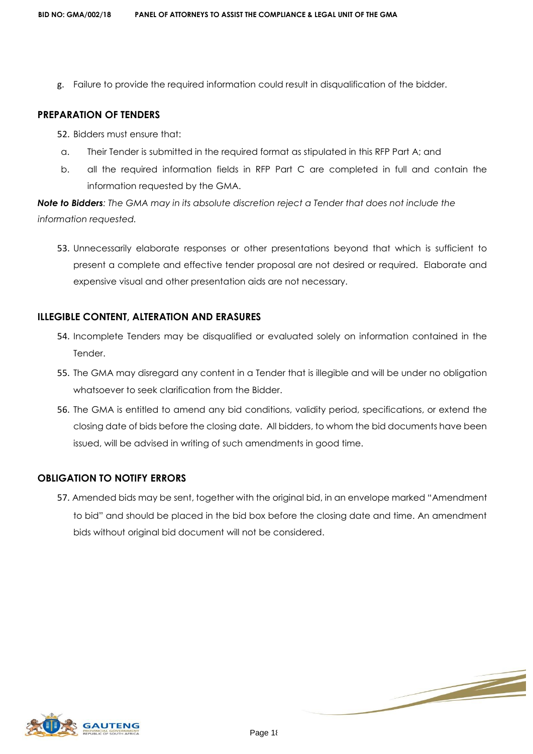g. Failure to provide the required information could result in disqualification of the bidder.

## PREPARATION OF TENDERS

52. Bidders must ensure that:

  a. Their Tender is submitted in the required format as stipulated in this RFP Part A; and

  b. all the required information fields in RFP Part C are completed in full and contain the information requested by the GMA.

***Note to Bidders**: The GMA may in its absolute discretion reject a Tender that does not include the information requested.*

53. Unnecessarily elaborate responses or other presentations beyond that which is sufficient to present a complete and effective tender proposal are not desired or required. Elaborate and expensive visual and other presentation aids are not necessary.

## ILLEGIBLE CONTENT, ALTERATION AND ERASURES

54. Incomplete Tenders may be disqualified or evaluated solely on information contained in the Tender.

55. The GMA may disregard any content in a Tender that is illegible and will be under no obligation whatsoever to seek clarification from the Bidder.

56. The GMA is entitled to amend any bid conditions, validity period, specifications, or extend the closing date of bids before the closing date. All bidders, to whom the bid documents have been issued, will be advised in writing of such amendments in good time.

## OBLIGATION TO NOTIFY ERRORS

57. Amended bids may be sent, together with the original bid, in an envelope marked "Amendment to bid" and should be placed in the bid box before the closing date and time. An amendment bids without original bid document will not be considered.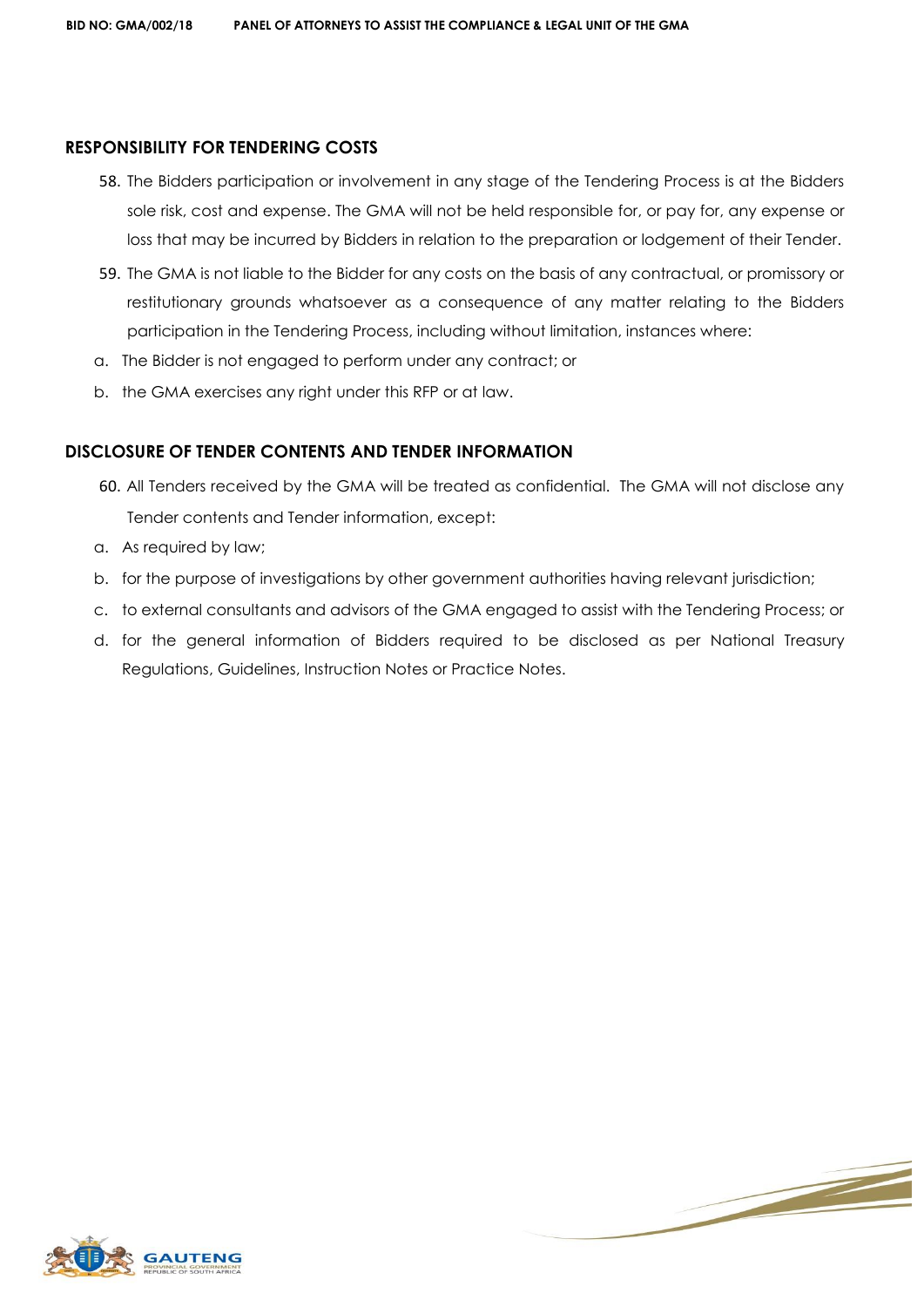## RESPONSIBILITY FOR TENDERING COSTS

58. The Bidders participation or involvement in any stage of the Tendering Process is at the Bidders sole risk, cost and expense. The GMA will not be held responsible for, or pay for, any expense or loss that may be incurred by Bidders in relation to the preparation or lodgement of their Tender.

59. The GMA is not liable to the Bidder for any costs on the basis of any contractual, or promissory or restitutionary grounds whatsoever as a consequence of any matter relating to the Bidders participation in the Tendering Process, including without limitation, instances where:

a. The Bidder is not engaged to perform under any contract; or

b. the GMA exercises any right under this RFP or at law.

## DISCLOSURE OF TENDER CONTENTS AND TENDER INFORMATION

60. All Tenders received by the GMA will be treated as confidential. The GMA will not disclose any Tender contents and Tender information, except:

a. As required by law;

b. for the purpose of investigations by other government authorities having relevant jurisdiction;

c. to external consultants and advisors of the GMA engaged to assist with the Tendering Process; or

d. for the general information of Bidders required to be disclosed as per National Treasury Regulations, Guidelines, Instruction Notes or Practice Notes.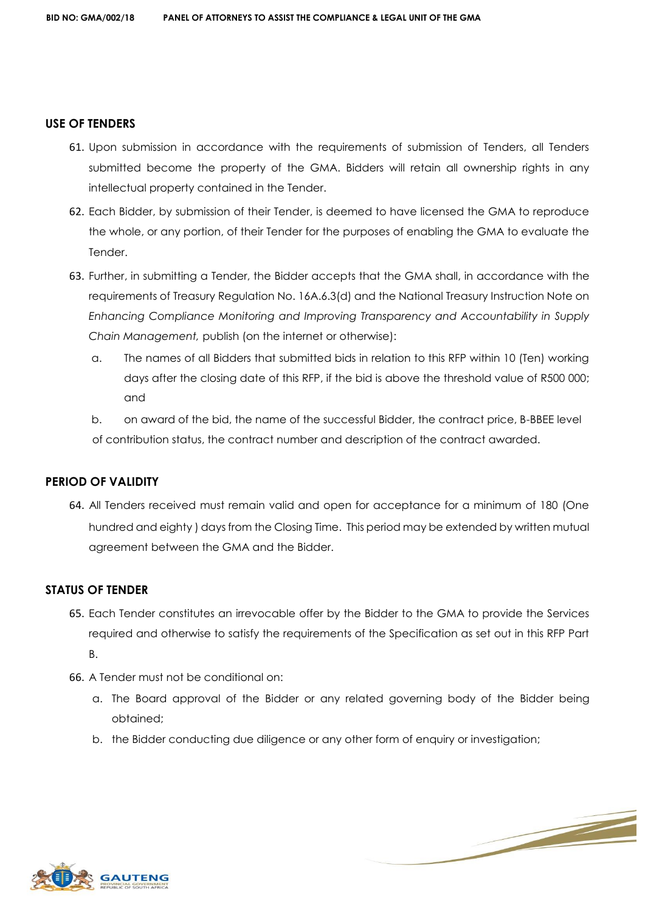## USE OF TENDERS

61. Upon submission in accordance with the requirements of submission of Tenders, all Tenders submitted become the property of the GMA. Bidders will retain all ownership rights in any intellectual property contained in the Tender.
62. Each Bidder, by submission of their Tender, is deemed to have licensed the GMA to reproduce the whole, or any portion, of their Tender for the purposes of enabling the GMA to evaluate the Tender.
63. Further, in submitting a Tender, the Bidder accepts that the GMA shall, in accordance with the requirements of Treasury Regulation No. 16A.6.3(d) and the National Treasury Instruction Note on *Enhancing Compliance Monitoring and Improving Transparency and Accountability in Supply Chain Management,* publish (on the internet or otherwise):
    a. The names of all Bidders that submitted bids in relation to this RFP within 10 (Ten) working days after the closing date of this RFP, if the bid is above the threshold value of R500 000; and
    b. on award of the bid, the name of the successful Bidder, the contract price, B-BBEE level of contribution status, the contract number and description of the contract awarded.

## PERIOD OF VALIDITY

64. All Tenders received must remain valid and open for acceptance for a minimum of 180 (One hundred and eighty ) days from the Closing Time. This period may be extended by written mutual agreement between the GMA and the Bidder.

## STATUS OF TENDER

65. Each Tender constitutes an irrevocable offer by the Bidder to the GMA to provide the Services required and otherwise to satisfy the requirements of the Specification as set out in this RFP Part B.
66. A Tender must not be conditional on:
    a. The Board approval of the Bidder or any related governing body of the Bidder being obtained;
    b. the Bidder conducting due diligence or any other form of enquiry or investigation;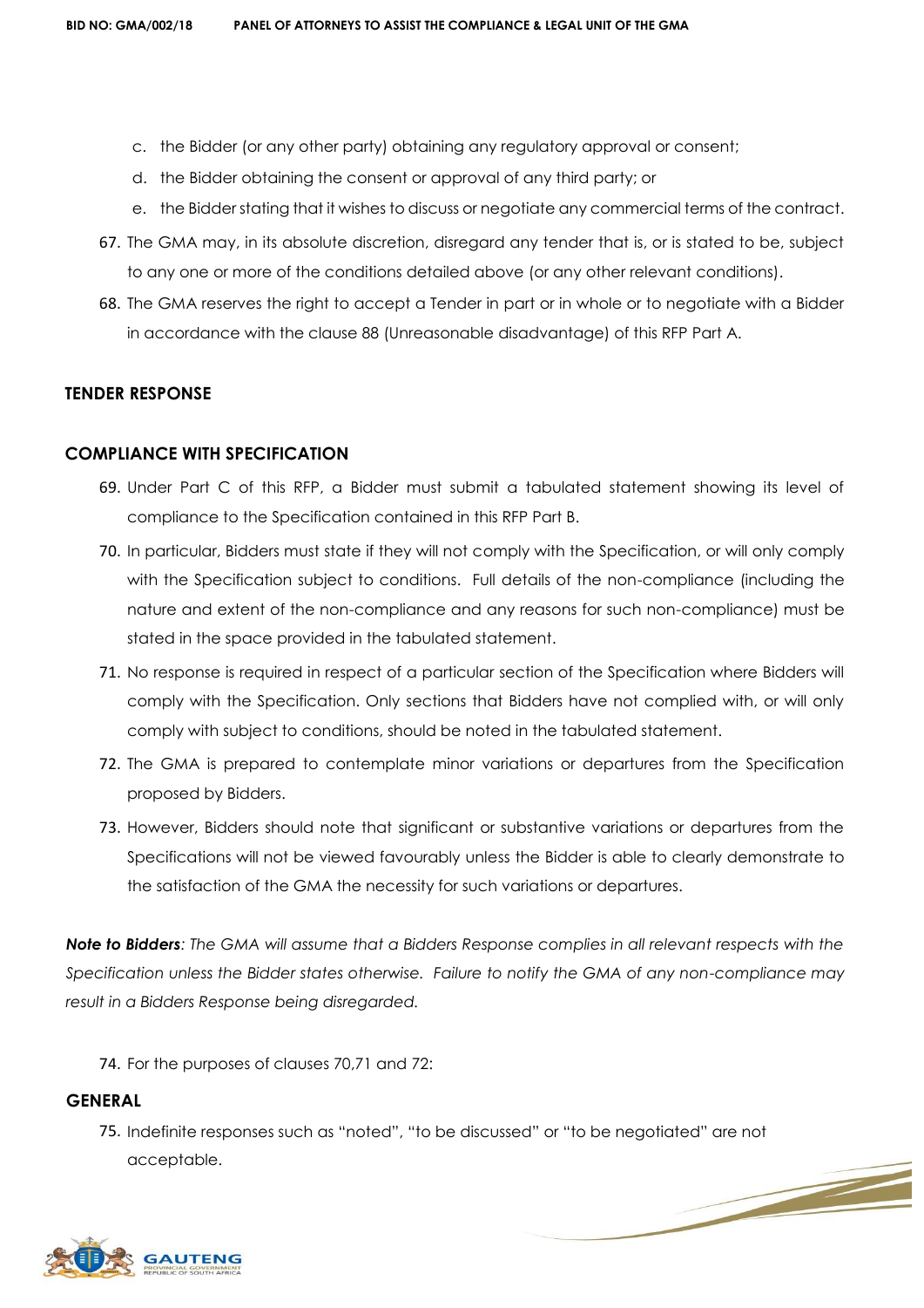c. the Bidder (or any other party) obtaining any regulatory approval or consent;

d. the Bidder obtaining the consent or approval of any third party; or

e. the Bidder stating that it wishes to discuss or negotiate any commercial terms of the contract.

67. The GMA may, in its absolute discretion, disregard any tender that is, or is stated to be, subject to any one or more of the conditions detailed above (or any other relevant conditions).

68. The GMA reserves the right to accept a Tender in part or in whole or to negotiate with a Bidder in accordance with the clause 88 (Unreasonable disadvantage) of this RFP Part A.

## TENDER RESPONSE

## COMPLIANCE WITH SPECIFICATION

69. Under Part C of this RFP, a Bidder must submit a tabulated statement showing its level of compliance to the Specification contained in this RFP Part B.

70. In particular, Bidders must state if they will not comply with the Specification, or will only comply with the Specification subject to conditions. Full details of the non-compliance (including the nature and extent of the non-compliance and any reasons for such non-compliance) must be stated in the space provided in the tabulated statement.

71. No response is required in respect of a particular section of the Specification where Bidders will comply with the Specification. Only sections that Bidders have not complied with, or will only comply with subject to conditions, should be noted in the tabulated statement.

72. The GMA is prepared to contemplate minor variations or departures from the Specification proposed by Bidders.

73. However, Bidders should note that significant or substantive variations or departures from the Specifications will not be viewed favourably unless the Bidder is able to clearly demonstrate to the satisfaction of the GMA the necessity for such variations or departures.

***Note to Bidders****: The GMA will assume that a Bidders Response complies in all relevant respects with the Specification unless the Bidder states otherwise. Failure to notify the GMA of any non-compliance may result in a Bidders Response being disregarded.*

74. For the purposes of clauses 70,71 and 72:

## GENERAL

75. Indefinite responses such as "noted", "to be discussed" or "to be negotiated" are not acceptable.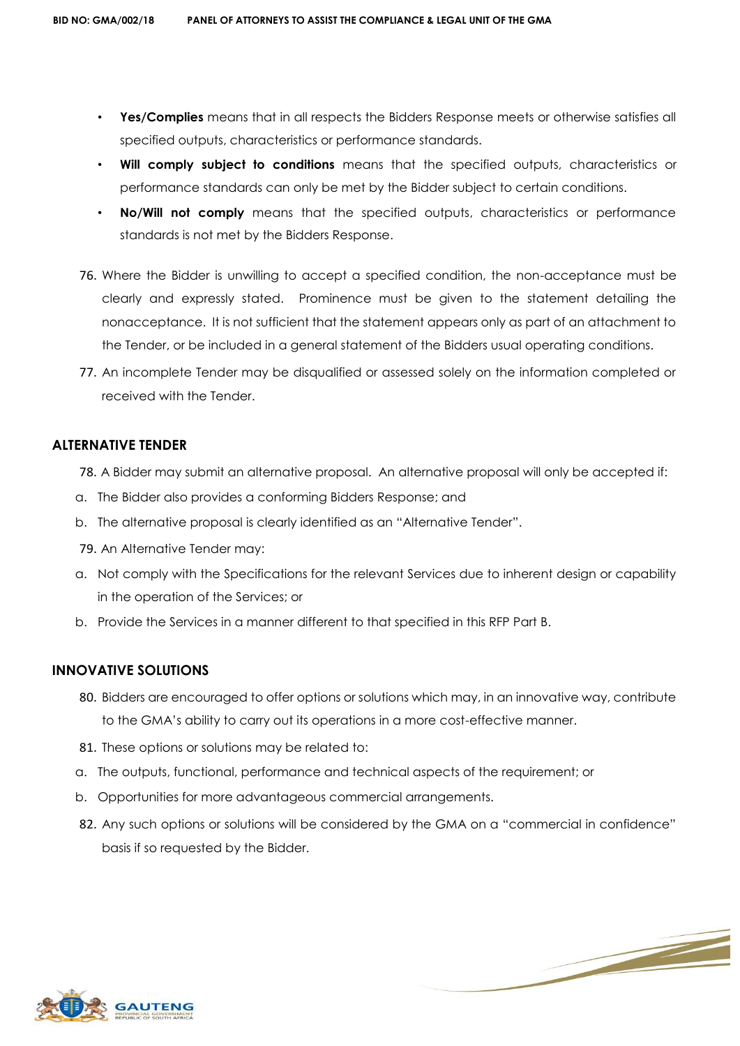- **Yes/Complies** means that in all respects the Bidders Response meets or otherwise satisfies all specified outputs, characteristics or performance standards.
- **Will comply subject to conditions** means that the specified outputs, characteristics or performance standards can only be met by the Bidder subject to certain conditions.
- **No/Will not comply** means that the specified outputs, characteristics or performance standards is not met by the Bidders Response.

76. Where the Bidder is unwilling to accept a specified condition, the non-acceptance must be clearly and expressly stated. Prominence must be given to the statement detailing the nonacceptance. It is not sufficient that the statement appears only as part of an attachment to the Tender, or be included in a general statement of the Bidders usual operating conditions.
77. An incomplete Tender may be disqualified or assessed solely on the information completed or received with the Tender.

## ALTERNATIVE TENDER

78. A Bidder may submit an alternative proposal. An alternative proposal will only be accepted if:
   a. The Bidder also provides a conforming Bidders Response; and
   b. The alternative proposal is clearly identified as an "Alternative Tender".
79. An Alternative Tender may:
   a. Not comply with the Specifications for the relevant Services due to inherent design or capability in the operation of the Services; or
   b. Provide the Services in a manner different to that specified in this RFP Part B.

## INNOVATIVE SOLUTIONS

80. Bidders are encouraged to offer options or solutions which may, in an innovative way, contribute to the GMA's ability to carry out its operations in a more cost-effective manner.
81. These options or solutions may be related to:
   a. The outputs, functional, performance and technical aspects of the requirement; or
   b. Opportunities for more advantageous commercial arrangements.
82. Any such options or solutions will be considered by the GMA on a "commercial in confidence" basis if so requested by the Bidder.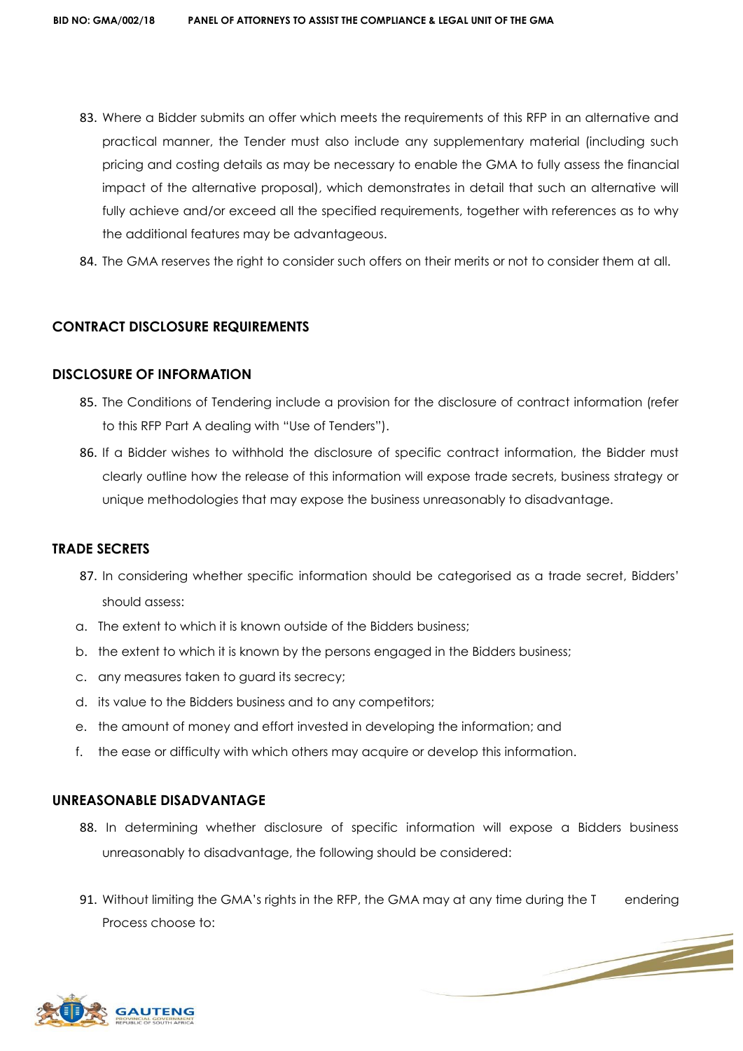83. Where a Bidder submits an offer which meets the requirements of this RFP in an alternative and practical manner, the Tender must also include any supplementary material (including such pricing and costing details as may be necessary to enable the GMA to fully assess the financial impact of the alternative proposal), which demonstrates in detail that such an alternative will fully achieve and/or exceed all the specified requirements, together with references as to why the additional features may be advantageous.
84. The GMA reserves the right to consider such offers on their merits or not to consider them at all.

## CONTRACT DISCLOSURE REQUIREMENTS

## DISCLOSURE OF INFORMATION

85. The Conditions of Tendering include a provision for the disclosure of contract information (refer to this RFP Part A dealing with "Use of Tenders").
86. If a Bidder wishes to withhold the disclosure of specific contract information, the Bidder must clearly outline how the release of this information will expose trade secrets, business strategy or unique methodologies that may expose the business unreasonably to disadvantage.

## TRADE SECRETS

87. In considering whether specific information should be categorised as a trade secret, Bidders' should assess:

a. The extent to which it is known outside of the Bidders business;
b. the extent to which it is known by the persons engaged in the Bidders business;
c. any measures taken to guard its secrecy;
d. its value to the Bidders business and to any competitors;
e. the amount of money and effort invested in developing the information; and
f. the ease or difficulty with which others may acquire or develop this information.

## UNREASONABLE DISADVANTAGE

88. In determining whether disclosure of specific information will expose a Bidders business unreasonably to disadvantage, the following should be considered:

91. Without limiting the GMA's rights in the RFP, the GMA may at any time during the T endering Process choose to: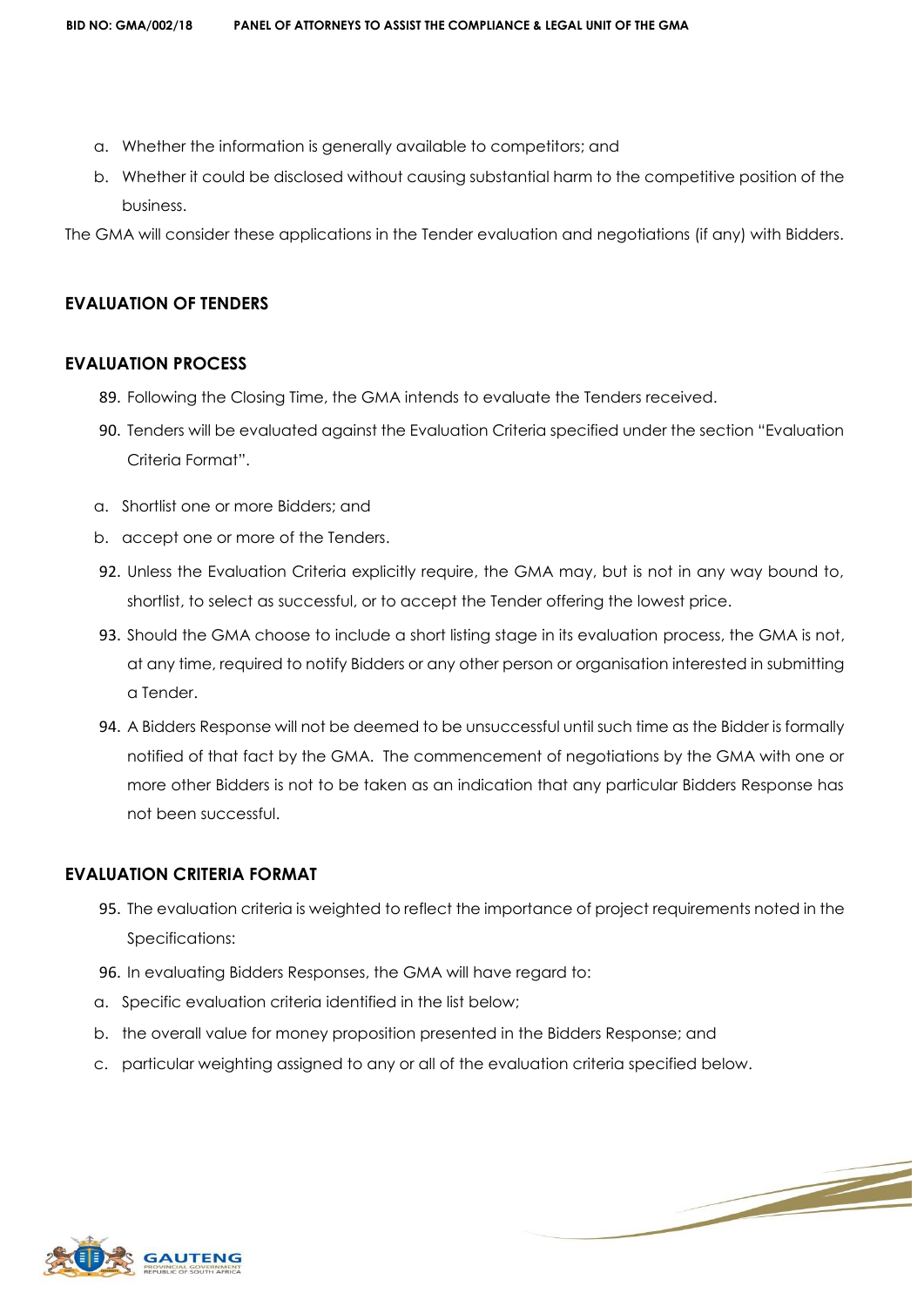a. Whether the information is generally available to competitors; and

b. Whether it could be disclosed without causing substantial harm to the competitive position of the business.

The GMA will consider these applications in the Tender evaluation and negotiations (if any) with Bidders.

## EVALUATION OF TENDERS

## EVALUATION PROCESS

89. Following the Closing Time, the GMA intends to evaluate the Tenders received.

90. Tenders will be evaluated against the Evaluation Criteria specified under the section "Evaluation Criteria Format".

a. Shortlist one or more Bidders; and

b. accept one or more of the Tenders.

92. Unless the Evaluation Criteria explicitly require, the GMA may, but is not in any way bound to, shortlist, to select as successful, or to accept the Tender offering the lowest price.

93. Should the GMA choose to include a short listing stage in its evaluation process, the GMA is not, at any time, required to notify Bidders or any other person or organisation interested in submitting a Tender.

94. A Bidders Response will not be deemed to be unsuccessful until such time as the Bidder is formally notified of that fact by the GMA. The commencement of negotiations by the GMA with one or more other Bidders is not to be taken as an indication that any particular Bidders Response has not been successful.

## EVALUATION CRITERIA FORMAT

95. The evaluation criteria is weighted to reflect the importance of project requirements noted in the Specifications:

96. In evaluating Bidders Responses, the GMA will have regard to:

a. Specific evaluation criteria identified in the list below;

b. the overall value for money proposition presented in the Bidders Response; and

c. particular weighting assigned to any or all of the evaluation criteria specified below.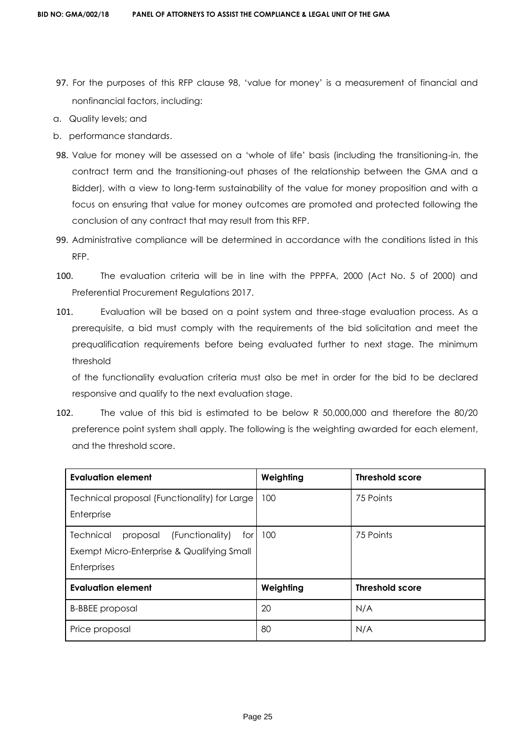97. For the purposes of this RFP clause 98, 'value for money' is a measurement of financial and nonfinancial factors, including:

a. Quality levels; and
b. performance standards.

98. Value for money will be assessed on a 'whole of life' basis (including the transitioning-in, the contract term and the transitioning-out phases of the relationship between the GMA and a Bidder), with a view to long-term sustainability of the value for money proposition and with a focus on ensuring that value for money outcomes are promoted and protected following the conclusion of any contract that may result from this RFP.

99. Administrative compliance will be determined in accordance with the conditions listed in this RFP.

100. The evaluation criteria will be in line with the PPPFA, 2000 (Act No. 5 of 2000) and Preferential Procurement Regulations 2017.

101. Evaluation will be based on a point system and three-stage evaluation process. As a prerequisite, a bid must comply with the requirements of the bid solicitation and meet the prequalification requirements before being evaluated further to next stage. The minimum threshold of the functionality evaluation criteria must also be met in order for the bid to be declared responsive and qualify to the next evaluation stage.

102. The value of this bid is estimated to be below R 50,000,000 and therefore the 80/20 preference point system shall apply. The following is the weighting awarded for each element, and the threshold score.

| **Evaluation element** | **Weighting** | **Threshold score** |
|---|---|---|
| Technical proposal (Functionality) for Large Enterprise | 100 | 75 Points |
| Technical proposal (Functionality) for Exempt Micro-Enterprise & Qualifying Small Enterprises | 100 | 75 Points |
| **Evaluation element** | **Weighting** | **Threshold score** |
| B-BBEE proposal | 20 | N/A |
| Price proposal | 80 | N/A |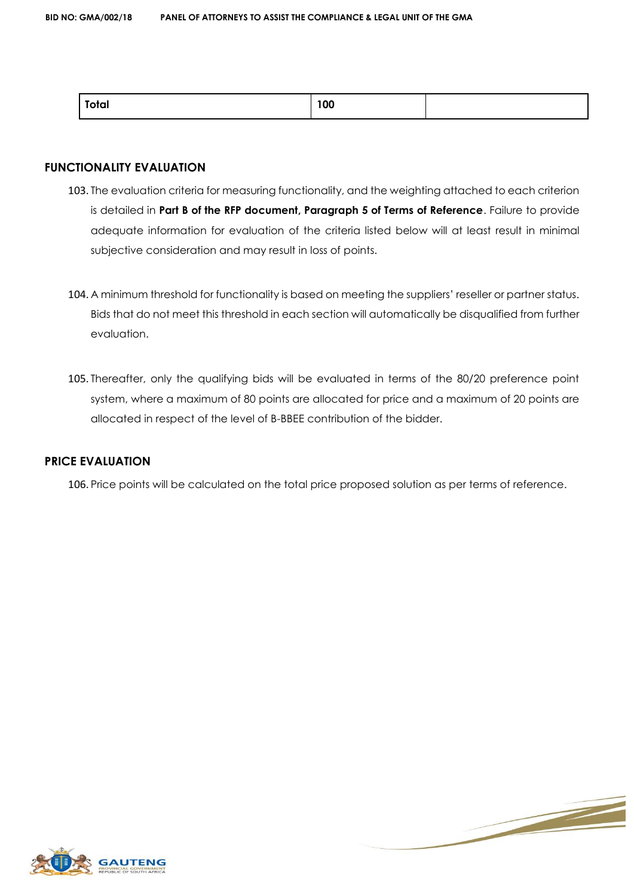| Total | 100 | |
|---|---|---|

## FUNCTIONALITY EVALUATION

103. The evaluation criteria for measuring functionality, and the weighting attached to each criterion is detailed in **Part B of the RFP document, Paragraph 5 of Terms of Reference**. Failure to provide adequate information for evaluation of the criteria listed below will at least result in minimal subjective consideration and may result in loss of points.

104. A minimum threshold for functionality is based on meeting the suppliers' reseller or partner status. Bids that do not meet this threshold in each section will automatically be disqualified from further evaluation.

105. Thereafter, only the qualifying bids will be evaluated in terms of the 80/20 preference point system, where a maximum of 80 points are allocated for price and a maximum of 20 points are allocated in respect of the level of B-BBEE contribution of the bidder.

## PRICE EVALUATION

106. Price points will be calculated on the total price proposed solution as per terms of reference.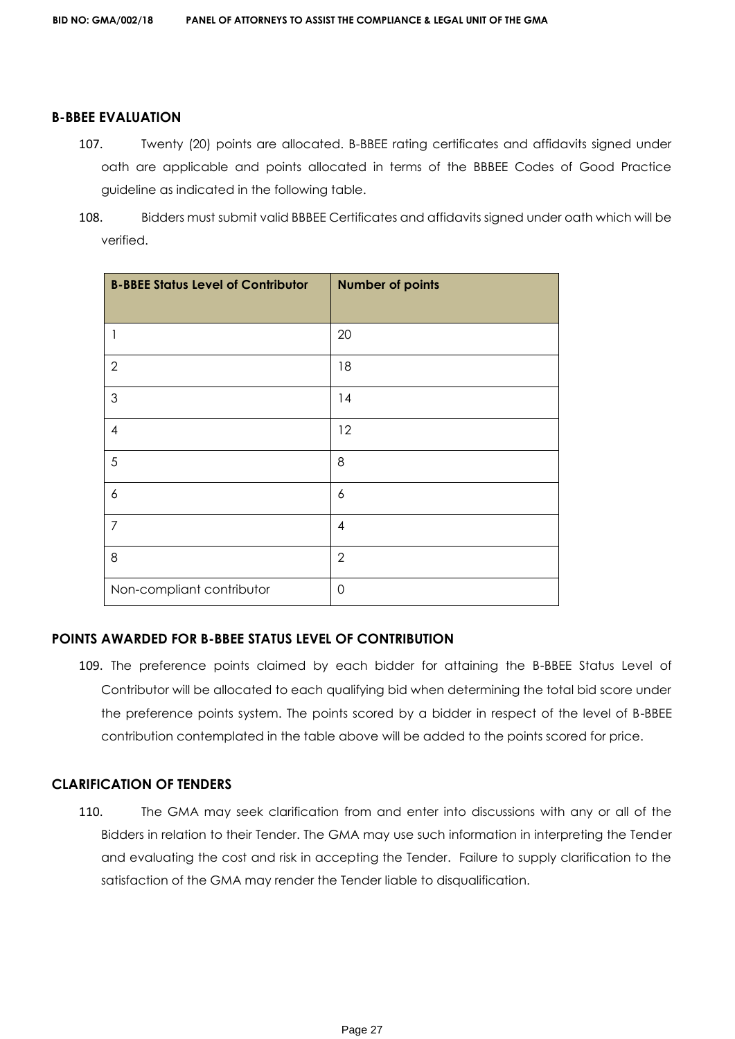## B-BBEE EVALUATION

107. Twenty (20) points are allocated. B-BBEE rating certificates and affidavits signed under oath are applicable and points allocated in terms of the BBBEE Codes of Good Practice guideline as indicated in the following table.

108. Bidders must submit valid BBBEE Certificates and affidavits signed under oath which will be verified.

| B-BBEE Status Level of Contributor | Number of points |
|---|---|
| 1 | 20 |
| 2 | 18 |
| 3 | 14 |
| 4 | 12 |
| 5 | 8 |
| 6 | 6 |
| 7 | 4 |
| 8 | 2 |
| Non-compliant contributor | 0 |

## POINTS AWARDED FOR B-BBEE STATUS LEVEL OF CONTRIBUTION

109. The preference points claimed by each bidder for attaining the B-BBEE Status Level of Contributor will be allocated to each qualifying bid when determining the total bid score under the preference points system. The points scored by a bidder in respect of the level of B-BBEE contribution contemplated in the table above will be added to the points scored for price.

## CLARIFICATION OF TENDERS

110. The GMA may seek clarification from and enter into discussions with any or all of the Bidders in relation to their Tender. The GMA may use such information in interpreting the Tender and evaluating the cost and risk in accepting the Tender. Failure to supply clarification to the satisfaction of the GMA may render the Tender liable to disqualification.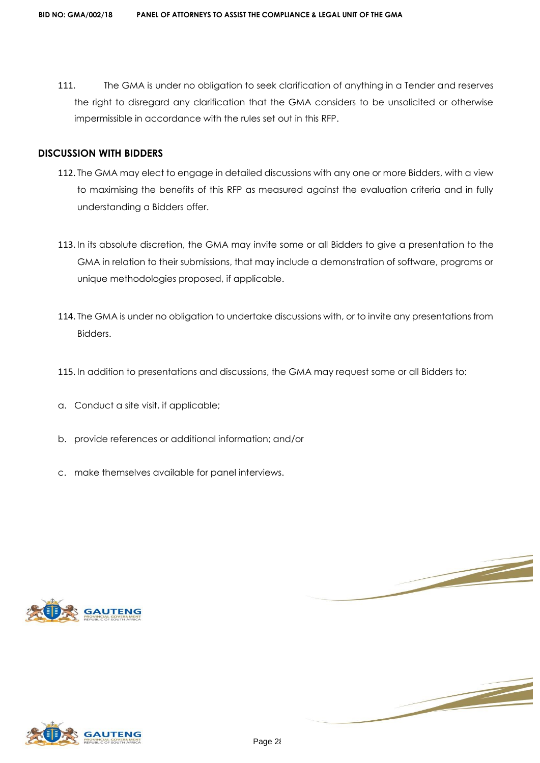111. The GMA is under no obligation to seek clarification of anything in a Tender and reserves the right to disregard any clarification that the GMA considers to be unsolicited or otherwise impermissible in accordance with the rules set out in this RFP.

## DISCUSSION WITH BIDDERS

112. The GMA may elect to engage in detailed discussions with any one or more Bidders, with a view to maximising the benefits of this RFP as measured against the evaluation criteria and in fully understanding a Bidders offer.

113. In its absolute discretion, the GMA may invite some or all Bidders to give a presentation to the GMA in relation to their submissions, that may include a demonstration of software, programs or unique methodologies proposed, if applicable.

114. The GMA is under no obligation to undertake discussions with, or to invite any presentations from Bidders.

115. In addition to presentations and discussions, the GMA may request some or all Bidders to:

a. Conduct a site visit, if applicable;

b. provide references or additional information; and/or

c. make themselves available for panel interviews.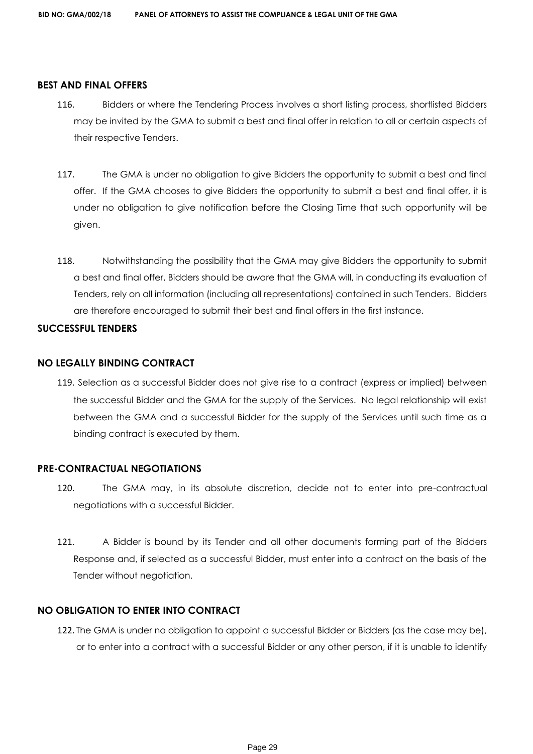## BEST AND FINAL OFFERS

116. Bidders or where the Tendering Process involves a short listing process, shortlisted Bidders may be invited by the GMA to submit a best and final offer in relation to all or certain aspects of their respective Tenders.

117. The GMA is under no obligation to give Bidders the opportunity to submit a best and final offer. If the GMA chooses to give Bidders the opportunity to submit a best and final offer, it is under no obligation to give notification before the Closing Time that such opportunity will be given.

118. Notwithstanding the possibility that the GMA may give Bidders the opportunity to submit a best and final offer, Bidders should be aware that the GMA will, in conducting its evaluation of Tenders, rely on all information (including all representations) contained in such Tenders. Bidders are therefore encouraged to submit their best and final offers in the first instance.

## SUCCESSFUL TENDERS

## NO LEGALLY BINDING CONTRACT

119. Selection as a successful Bidder does not give rise to a contract (express or implied) between the successful Bidder and the GMA for the supply of the Services. No legal relationship will exist between the GMA and a successful Bidder for the supply of the Services until such time as a binding contract is executed by them.

## PRE-CONTRACTUAL NEGOTIATIONS

120. The GMA may, in its absolute discretion, decide not to enter into pre-contractual negotiations with a successful Bidder.

121. A Bidder is bound by its Tender and all other documents forming part of the Bidders Response and, if selected as a successful Bidder, must enter into a contract on the basis of the Tender without negotiation.

## NO OBLIGATION TO ENTER INTO CONTRACT

122. The GMA is under no obligation to appoint a successful Bidder or Bidders (as the case may be), or to enter into a contract with a successful Bidder or any other person, if it is unable to identify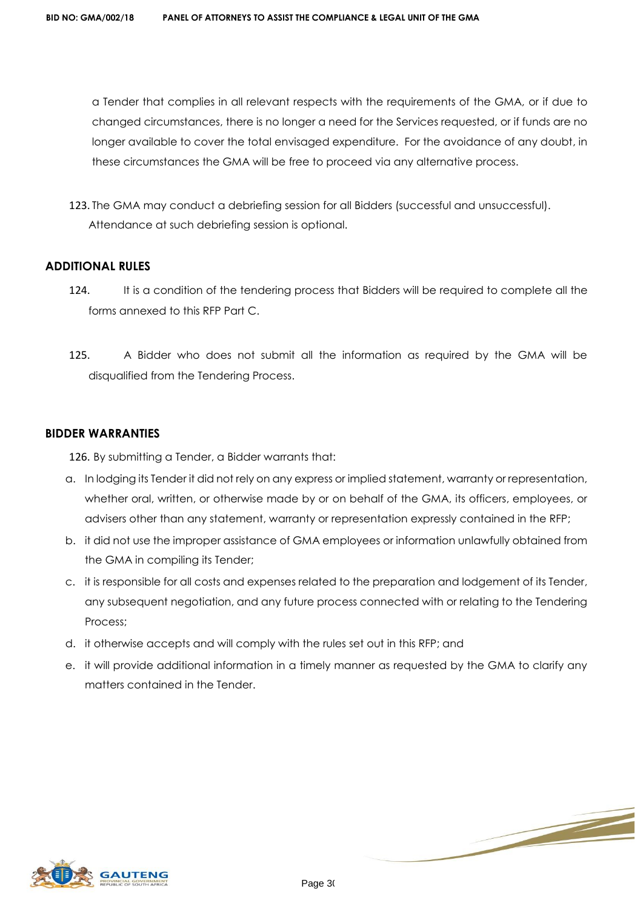a Tender that complies in all relevant respects with the requirements of the GMA, or if due to changed circumstances, there is no longer a need for the Services requested, or if funds are no longer available to cover the total envisaged expenditure. For the avoidance of any doubt, in these circumstances the GMA will be free to proceed via any alternative process.

123. The GMA may conduct a debriefing session for all Bidders (successful and unsuccessful). Attendance at such debriefing session is optional.

## ADDITIONAL RULES

124. It is a condition of the tendering process that Bidders will be required to complete all the forms annexed to this RFP Part C.

125. A Bidder who does not submit all the information as required by the GMA will be disqualified from the Tendering Process.

## BIDDER WARRANTIES

126. By submitting a Tender, a Bidder warrants that:

a. In lodging its Tender it did not rely on any express or implied statement, warranty or representation, whether oral, written, or otherwise made by or on behalf of the GMA, its officers, employees, or advisers other than any statement, warranty or representation expressly contained in the RFP;
b. it did not use the improper assistance of GMA employees or information unlawfully obtained from the GMA in compiling its Tender;
c. it is responsible for all costs and expenses related to the preparation and lodgement of its Tender, any subsequent negotiation, and any future process connected with or relating to the Tendering Process;
d. it otherwise accepts and will comply with the rules set out in this RFP; and
e. it will provide additional information in a timely manner as requested by the GMA to clarify any matters contained in the Tender.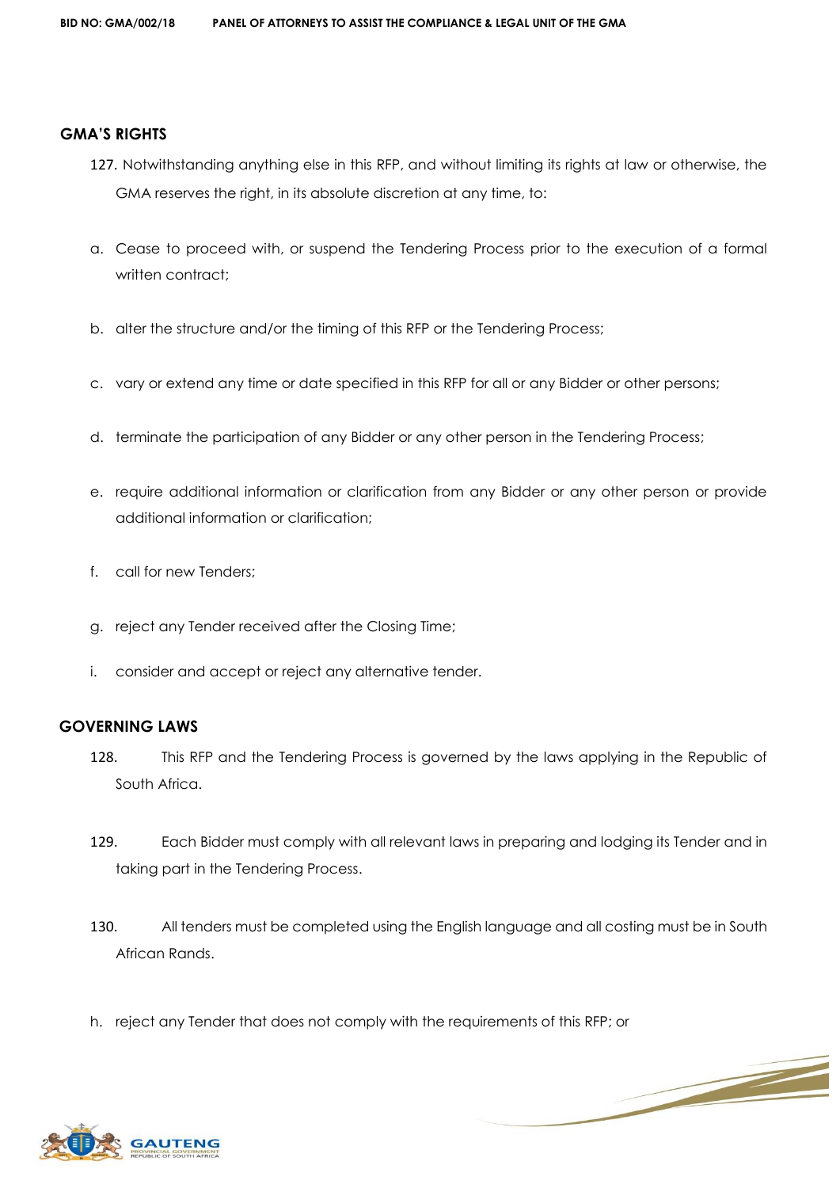## GMA'S RIGHTS

127. Notwithstanding anything else in this RFP, and without limiting its rights at law or otherwise, the GMA reserves the right, in its absolute discretion at any time, to:

a. Cease to proceed with, or suspend the Tendering Process prior to the execution of a formal written contract;

b. alter the structure and/or the timing of this RFP or the Tendering Process;

c. vary or extend any time or date specified in this RFP for all or any Bidder or other persons;

d. terminate the participation of any Bidder or any other person in the Tendering Process;

e. require additional information or clarification from any Bidder or any other person or provide additional information or clarification;

f. call for new Tenders;

g. reject any Tender received after the Closing Time;

i. consider and accept or reject any alternative tender.

## GOVERNING LAWS

128. This RFP and the Tendering Process is governed by the laws applying in the Republic of South Africa.

129. Each Bidder must comply with all relevant laws in preparing and lodging its Tender and in taking part in the Tendering Process.

130. All tenders must be completed using the English language and all costing must be in South African Rands.

h. reject any Tender that does not comply with the requirements of this RFP; or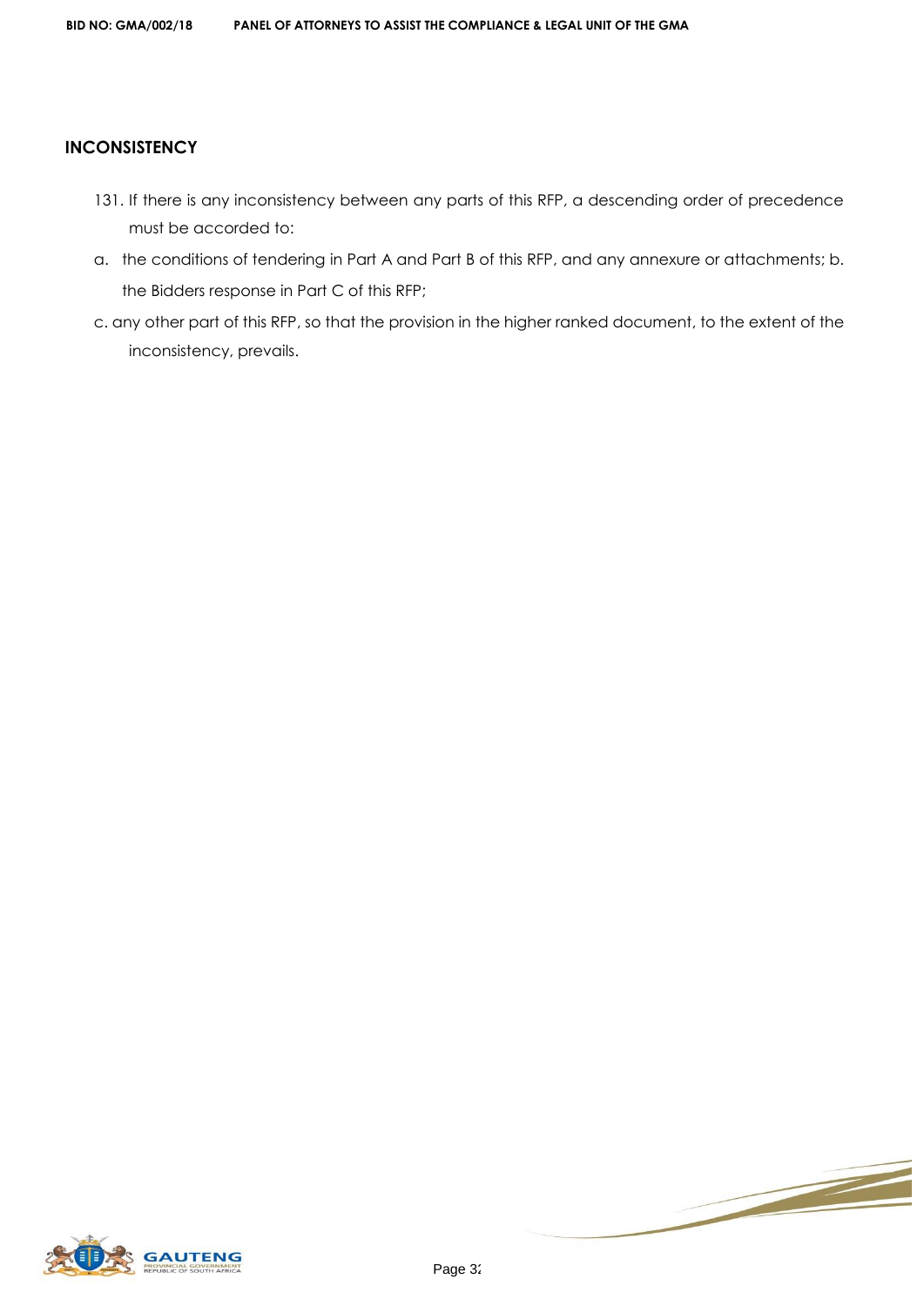## INCONSISTENCY

131. If there is any inconsistency between any parts of this RFP, a descending order of precedence must be accorded to:

a. the conditions of tendering in Part A and Part B of this RFP, and any annexure or attachments; b. the Bidders response in Part C of this RFP;

c. any other part of this RFP, so that the provision in the higher ranked document, to the extent of the inconsistency, prevails.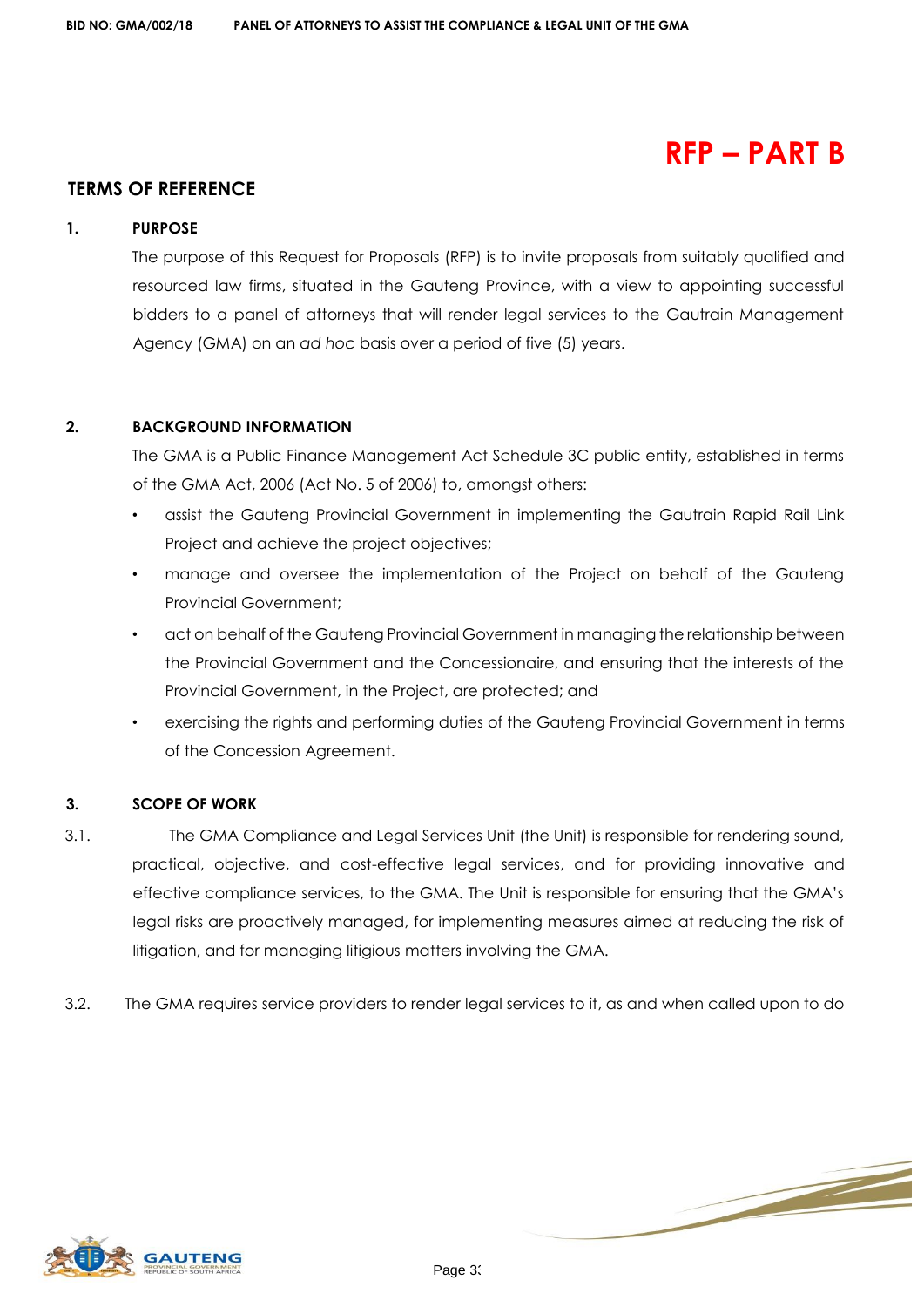# RFP – PART B

## TERMS OF REFERENCE

### 1. PURPOSE

The purpose of this Request for Proposals (RFP) is to invite proposals from suitably qualified and resourced law firms, situated in the Gauteng Province, with a view to appointing successful bidders to a panel of attorneys that will render legal services to the Gautrain Management Agency (GMA) on an *ad hoc* basis over a period of five (5) years.

### 2. BACKGROUND INFORMATION

The GMA is a Public Finance Management Act Schedule 3C public entity, established in terms of the GMA Act, 2006 (Act No. 5 of 2006) to, amongst others:

- assist the Gauteng Provincial Government in implementing the Gautrain Rapid Rail Link Project and achieve the project objectives;
- manage and oversee the implementation of the Project on behalf of the Gauteng Provincial Government;
- act on behalf of the Gauteng Provincial Government in managing the relationship between the Provincial Government and the Concessionaire, and ensuring that the interests of the Provincial Government, in the Project, are protected; and
- exercising the rights and performing duties of the Gauteng Provincial Government in terms of the Concession Agreement.

### 3. SCOPE OF WORK

3.1. The GMA Compliance and Legal Services Unit (the Unit) is responsible for rendering sound, practical, objective, and cost-effective legal services, and for providing innovative and effective compliance services, to the GMA. The Unit is responsible for ensuring that the GMA's legal risks are proactively managed, for implementing measures aimed at reducing the risk of litigation, and for managing litigious matters involving the GMA.

3.2. The GMA requires service providers to render legal services to it, as and when called upon to do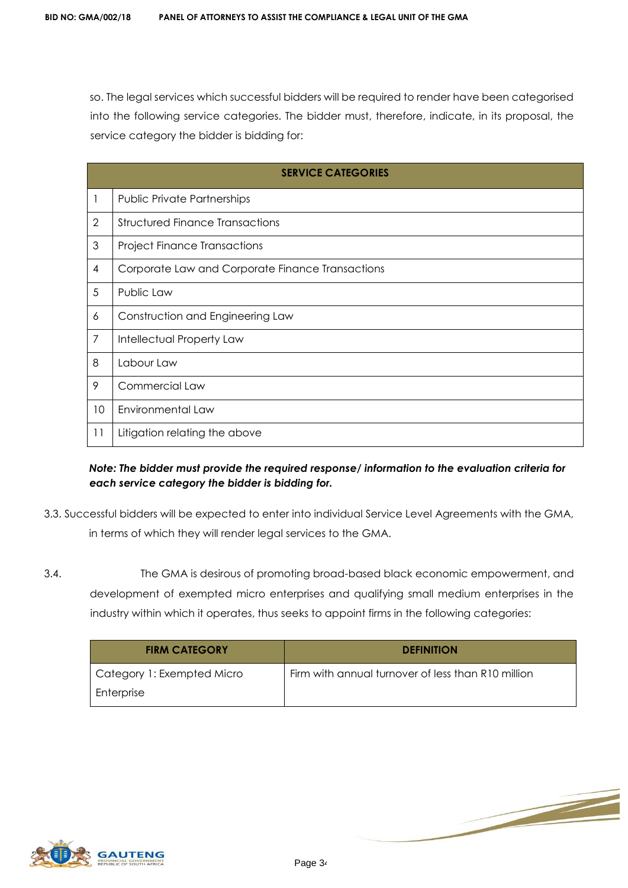so. The legal services which successful bidders will be required to render have been categorised into the following service categories. The bidder must, therefore, indicate, in its proposal, the service category the bidder is bidding for:

| SERVICE CATEGORIES | |
|---|---|
| 1 | Public Private Partnerships |
| 2 | Structured Finance Transactions |
| 3 | Project Finance Transactions |
| 4 | Corporate Law and Corporate Finance Transactions |
| 5 | Public Law |
| 6 | Construction and Engineering Law |
| 7 | Intellectual Property Law |
| 8 | Labour Law |
| 9 | Commercial Law |
| 10 | Environmental Law |
| 11 | Litigation relating the above |

***Note: The bidder must provide the required response/ information to the evaluation criteria for each service category the bidder is bidding for.***

3.3. Successful bidders will be expected to enter into individual Service Level Agreements with the GMA, in terms of which they will render legal services to the GMA.

3.4. The GMA is desirous of promoting broad-based black economic empowerment, and development of exempted micro enterprises and qualifying small medium enterprises in the industry within which it operates, thus seeks to appoint firms in the following categories:

| FIRM CATEGORY | DEFINITION |
|---|---|
| Category 1: Exempted Micro Enterprise | Firm with annual turnover of less than R10 million |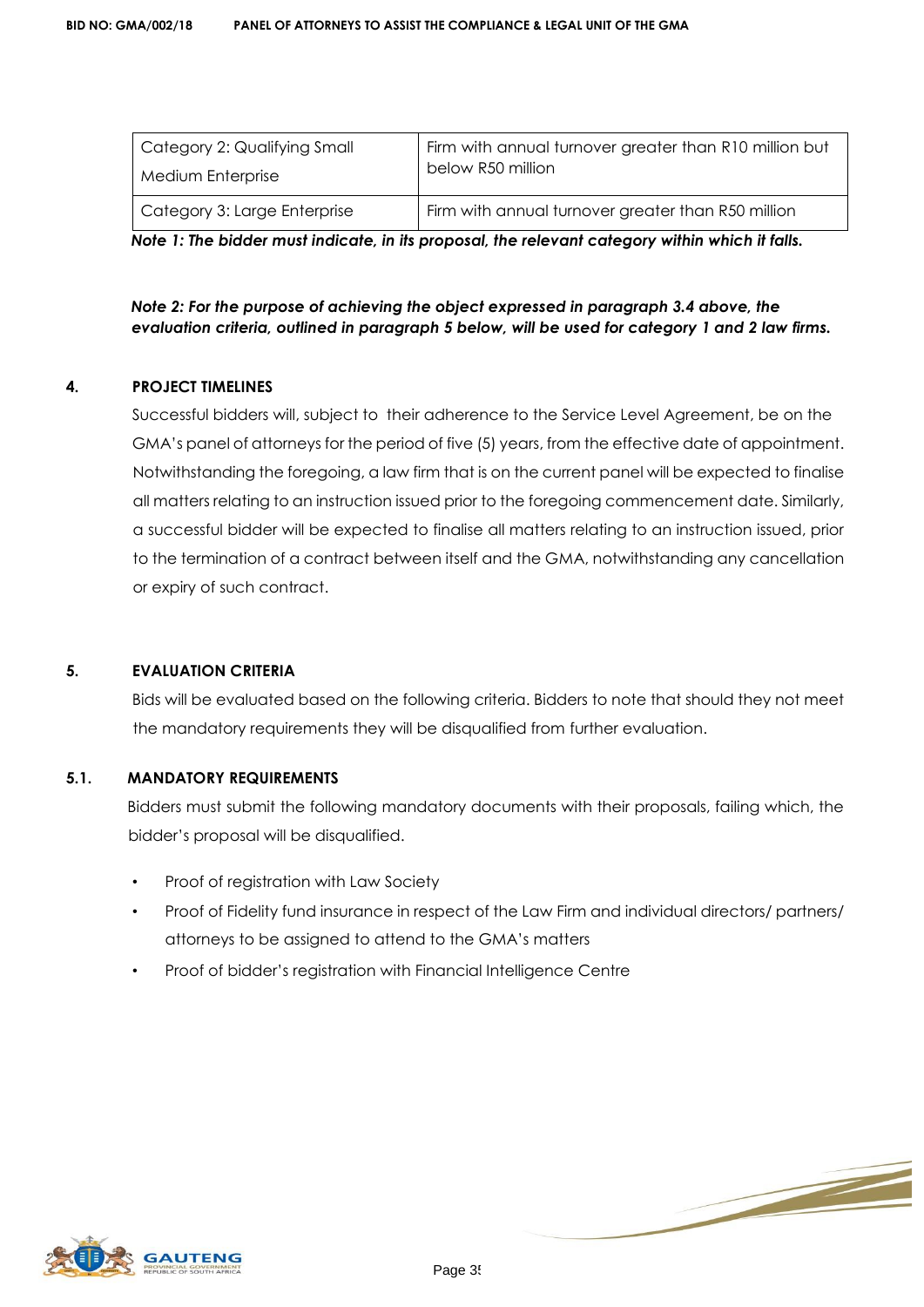| Category 2: Qualifying Small Medium Enterprise | Firm with annual turnover greater than R10 million but below R50 million |
|---|---|
| Category 3: Large Enterprise | Firm with annual turnover greater than R50 million |

***Note 1: The bidder must indicate, in its proposal, the relevant category within which it falls.***

***Note 2: For the purpose of achieving the object expressed in paragraph 3.4 above, the evaluation criteria, outlined in paragraph 5 below, will be used for category 1 and 2 law firms.***

## 4. PROJECT TIMELINES

Successful bidders will, subject to their adherence to the Service Level Agreement, be on the GMA's panel of attorneys for the period of five (5) years, from the effective date of appointment. Notwithstanding the foregoing, a law firm that is on the current panel will be expected to finalise all matters relating to an instruction issued prior to the foregoing commencement date. Similarly, a successful bidder will be expected to finalise all matters relating to an instruction issued, prior to the termination of a contract between itself and the GMA, notwithstanding any cancellation or expiry of such contract.

## 5. EVALUATION CRITERIA

Bids will be evaluated based on the following criteria. Bidders to note that should they not meet the mandatory requirements they will be disqualified from further evaluation.

### 5.1. MANDATORY REQUIREMENTS

Bidders must submit the following mandatory documents with their proposals, failing which, the bidder's proposal will be disqualified.

- Proof of registration with Law Society
- Proof of Fidelity fund insurance in respect of the Law Firm and individual directors/ partners/ attorneys to be assigned to attend to the GMA's matters
- Proof of bidder's registration with Financial Intelligence Centre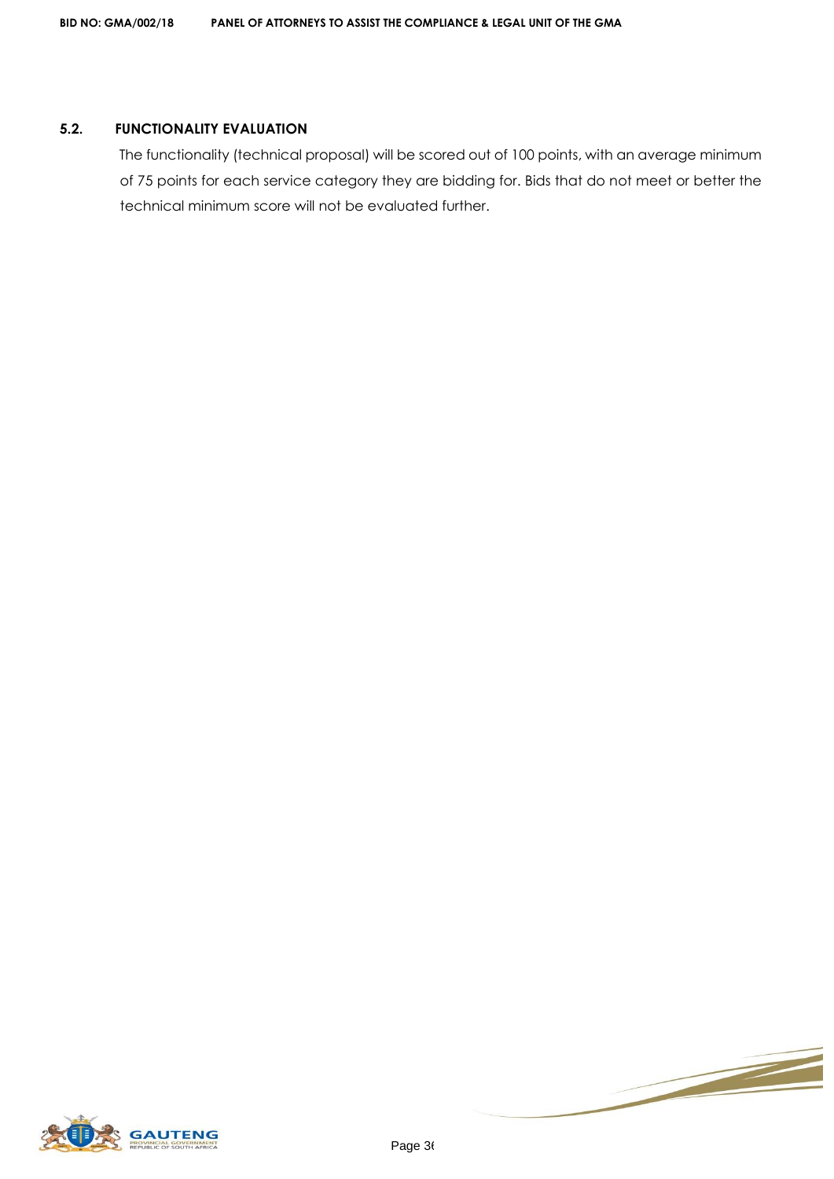### 5.2. FUNCTIONALITY EVALUATION

The functionality (technical proposal) will be scored out of 100 points, with an average minimum of 75 points for each service category they are bidding for. Bids that do not meet or better the technical minimum score will not be evaluated further.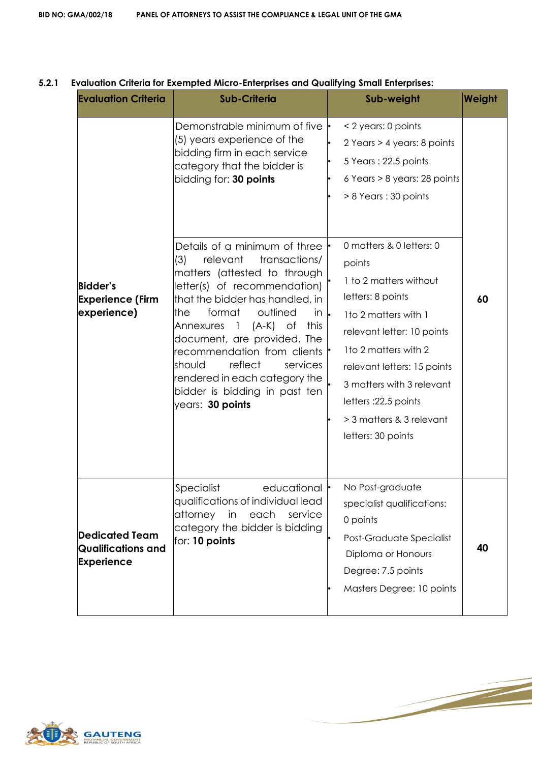### 5.2.1 Evaluation Criteria for Exempted Micro-Enterprises and Qualifying Small Enterprises:

| Evaluation Criteria | Sub-Criteria | Sub-weight | Weight |
|---|---|---|---|
| **Bidder's Experience (Firm experience)** | Demonstrable minimum of five (5) years experience of the bidding firm in each service category that the bidder is bidding for: **30 points** | • < 2 years: 0 points<br>• 2 Years > 4 years: 8 points<br>• 5 Years : 22.5 points<br>• 6 Years > 8 years: 28 points<br>• > 8 Years : 30 points | **60** |
| | Details of a minimum of three (3) relevant transactions/ matters (attested to through letter(s) of recommendation) that the bidder has handled, in the format outlined in Annexures 1 (A-K) of this document, are provided. The recommendation from clients should reflect services rendered in each category the bidder is bidding in past ten years: **30 points** | • 0 matters & 0 letters: 0 points<br>• 1 to 2 matters without letters: 8 points<br>• 1to 2 matters with 1 relevant letter: 10 points<br>• 1to 2 matters with 2 relevant letters: 15 points<br>• 3 matters with 3 relevant letters :22,5 points<br>• > 3 matters & 3 relevant letters: 30 points | |
| **Dedicated Team Qualifications and Experience** | Specialist educational qualifications of individual lead attorney in each service category the bidder is bidding for: **10 points** | • No Post-graduate specialist qualifications: 0 points<br>• Post-Graduate Specialist Diploma or Honours Degree: 7.5 points<br>• Masters Degree: 10 points | **40** |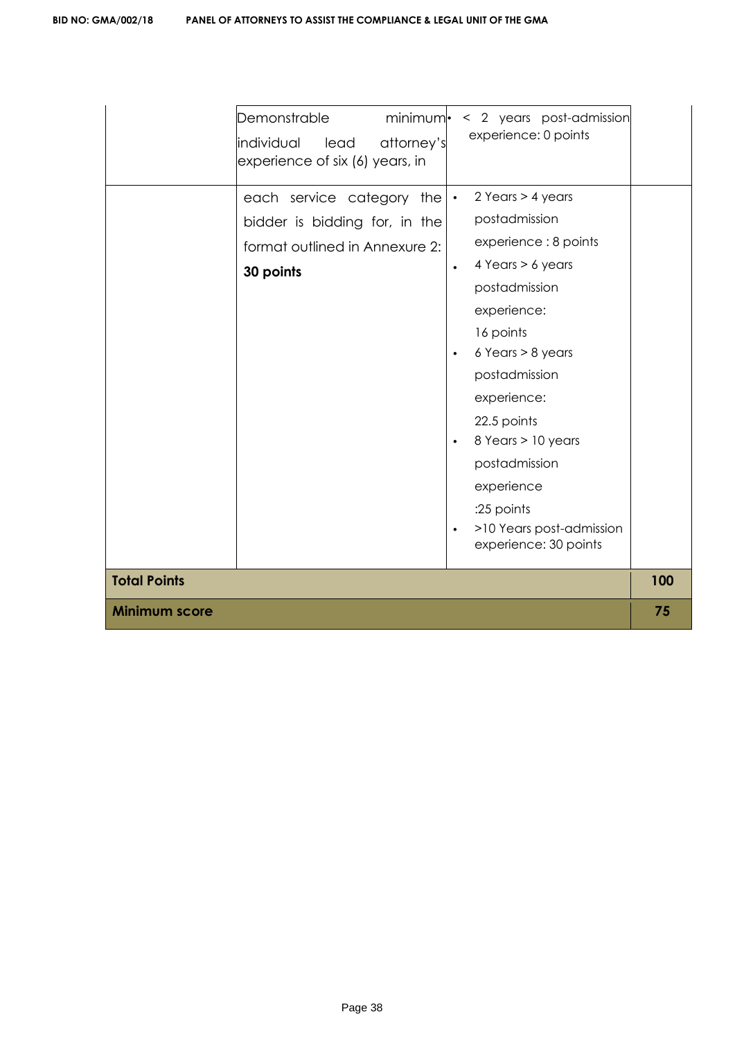| | | | |
|---|---|---|---|
| | Demonstrable minimum individual lead attorney's experience of six (6) years, in each service category the bidder is bidding for, in the format outlined in Annexure 2: **30 points** | • < 2 years post-admission experience: 0 points<br>• 2 Years > 4 years postadmission experience : 8 points<br>• 4 Years > 6 years postadmission experience: 16 points<br>• 6 Years > 8 years postadmission experience: 22.5 points<br>• 8 Years > 10 years postadmission experience :25 points<br>• >10 Years post-admission experience: 30 points | |
| **Total Points** | | | **100** |
| **Minimum score** | | | **75** |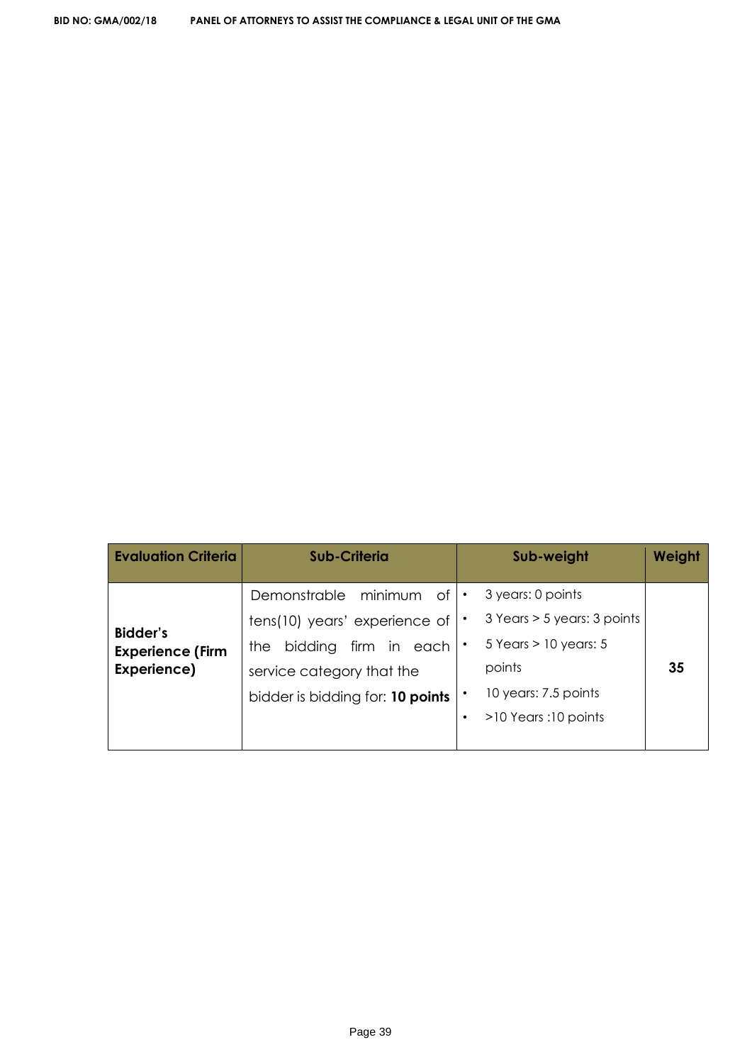| Evaluation Criteria | Sub-Criteria | Sub-weight | Weight |
|---|---|---|---|
| **Bidder's Experience (Firm Experience)** | Demonstrable minimum of tens(10) years' experience of the bidding firm in each service category that the bidder is bidding for: **10 points** | • 3 years: 0 points<br>• 3 Years > 5 years: 3 points<br>• 5 Years > 10 years: 5 points<br>• 10 years: 7.5 points<br>• >10 Years :10 points | **35** |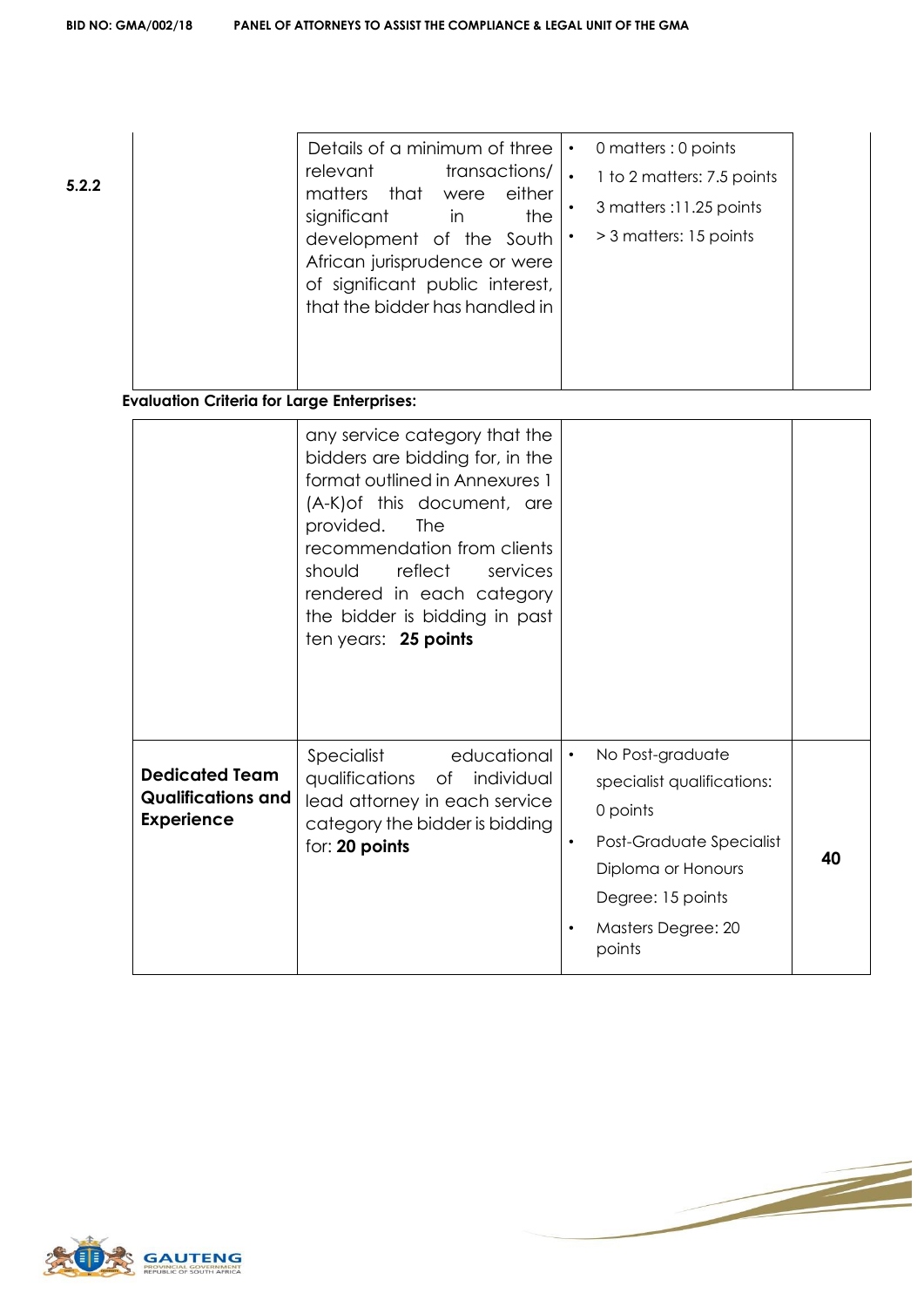| 5.2.2 | | Details of a minimum of three relevant transactions/ matters that were either significant in the development of the South African jurisprudence or were of significant public interest, that the bidder has handled in | • 0 matters : 0 points<br>• 1 to 2 matters: 7.5 points<br>• 3 matters :11.25 points<br>• > 3 matters: 15 points | |
|---|---|---|---|---|

**Evaluation Criteria for Large Enterprises:**

| | any service category that the bidders are bidding for, in the format outlined in Annexures 1 (A-K)of this document, are provided. The recommendation from clients should reflect services rendered in each category the bidder is bidding in past ten years: **25 points** | | |
|---|---|---|---|
| **Dedicated Team Qualifications and Experience** | Specialist educational qualifications of individual lead attorney in each service category the bidder is bidding for: **20 points** | • No Post-graduate specialist qualifications: 0 points<br>• Post-Graduate Specialist Diploma or Honours Degree: 15 points<br>• Masters Degree: 20 points | **40** |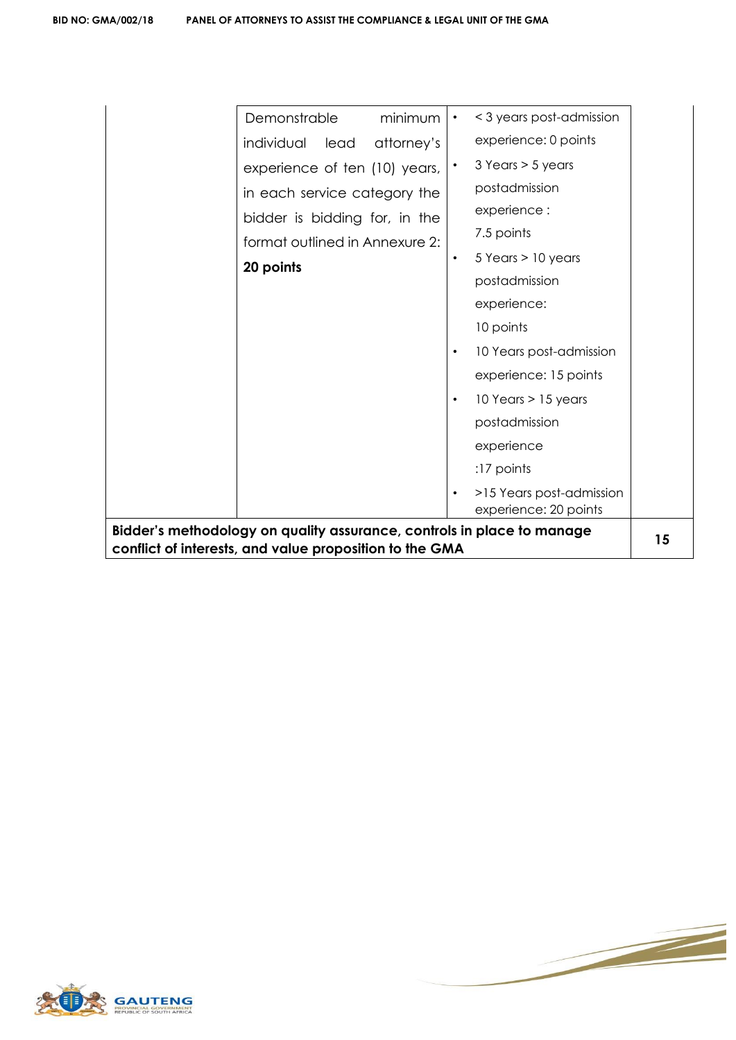| | | | |
|---|---|---|---|
| | Demonstrable minimum individual lead attorney's experience of ten (10) years, in each service category the bidder is bidding for, in the format outlined in Annexure 2: **20 points** | • < 3 years post-admission experience: 0 points<br>• 3 Years > 5 years postadmission experience : 7.5 points<br>• 5 Years > 10 years postadmission experience: 10 points<br>• 10 Years post-admission experience: 15 points<br>• 10 Years > 15 years postadmission experience :17 points<br>• >15 Years post-admission experience: 20 points | |
| **Bidder's methodology on quality assurance, controls in place to manage conflict of interests, and value proposition to the GMA** | | | **15** |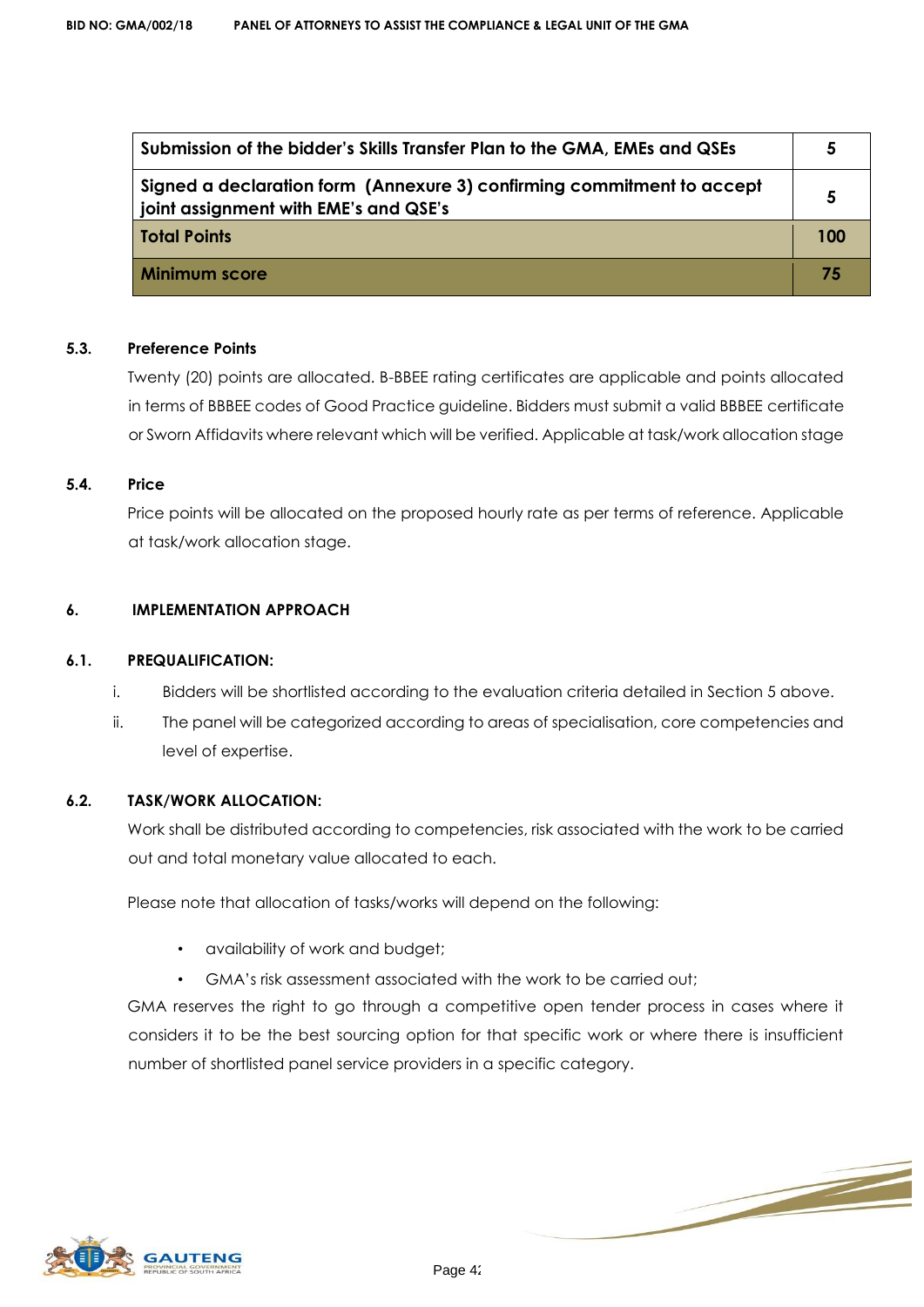| Submission of the bidder's Skills Transfer Plan to the GMA, EMEs and QSEs | 5 |
| --- | --- |
| Signed a declaration form (Annexure 3) confirming commitment to accept joint assignment with EME's and QSE's | 5 |
| **Total Points** | **100** |
| **Minimum score** | **75** |

### 5.3. Preference Points

Twenty (20) points are allocated. B-BBEE rating certificates are applicable and points allocated in terms of BBBEE codes of Good Practice guideline. Bidders must submit a valid BBBEE certificate or Sworn Affidavits where relevant which will be verified. Applicable at task/work allocation stage

### 5.4. Price

Price points will be allocated on the proposed hourly rate as per terms of reference. Applicable at task/work allocation stage.

## 6. IMPLEMENTATION APPROACH

### 6.1. PREQUALIFICATION:

i. Bidders will be shortlisted according to the evaluation criteria detailed in Section 5 above.

ii. The panel will be categorized according to areas of specialisation, core competencies and level of expertise.

### 6.2. TASK/WORK ALLOCATION:

Work shall be distributed according to competencies, risk associated with the work to be carried out and total monetary value allocated to each.

Please note that allocation of tasks/works will depend on the following:

- availability of work and budget;
- GMA's risk assessment associated with the work to be carried out;

GMA reserves the right to go through a competitive open tender process in cases where it considers it to be the best sourcing option for that specific work or where there is insufficient number of shortlisted panel service providers in a specific category.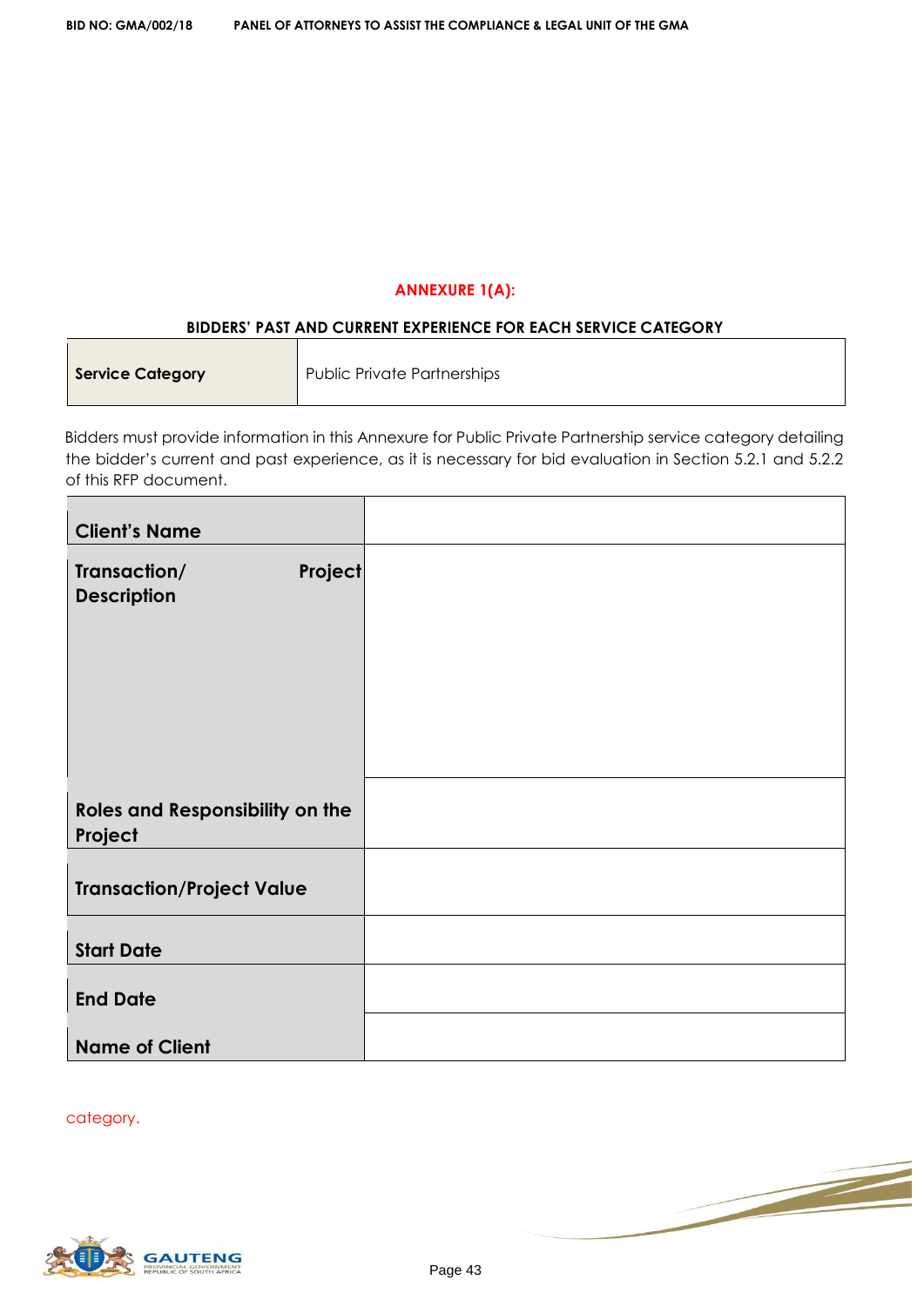## ANNEXURE 1(A):

**BIDDERS' PAST AND CURRENT EXPERIENCE FOR EACH SERVICE CATEGORY**

| **Service Category** | Public Private Partnerships |
|---|---|

Bidders must provide information in this Annexure for Public Private Partnership service category detailing the bidder's current and past experience, as it is necessary for bid evaluation in Section 5.2.1 and 5.2.2 of this RFP document.

| **Client's Name** | |
|---|---|
| **Transaction/ Project Description** | |
| **Roles and Responsibility on the Project** | |
| **Transaction/Project Value** | |
| **Start Date** | |
| **End Date** | |
| **Name of Client** | |

category.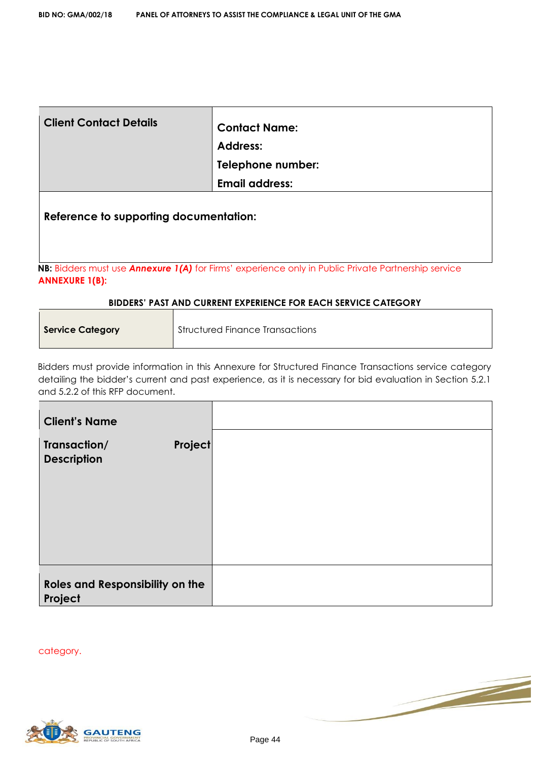| Client Contact Details | Contact Name:<br>Address:<br>Telephone number:<br>Email address: |
|---|---|
| **Reference to supporting documentation:** | |

**NB:** Bidders must use ***Annexure 1(A)*** for Firms' experience only in Public Private Partnership service category.

**ANNEXURE 1(B):**

**BIDDERS' PAST AND CURRENT EXPERIENCE FOR EACH SERVICE CATEGORY**

| **Service Category** | Structured Finance Transactions |
|---|---|

Bidders must provide information in this Annexure for Structured Finance Transactions service category detailing the bidder's current and past experience, as it is necessary for bid evaluation in Section 5.2.1 and 5.2.2 of this RFP document.

| **Client's Name** | |
|---|---|
| **Transaction/ Project Description** | |
| **Roles and Responsibility on the Project** | |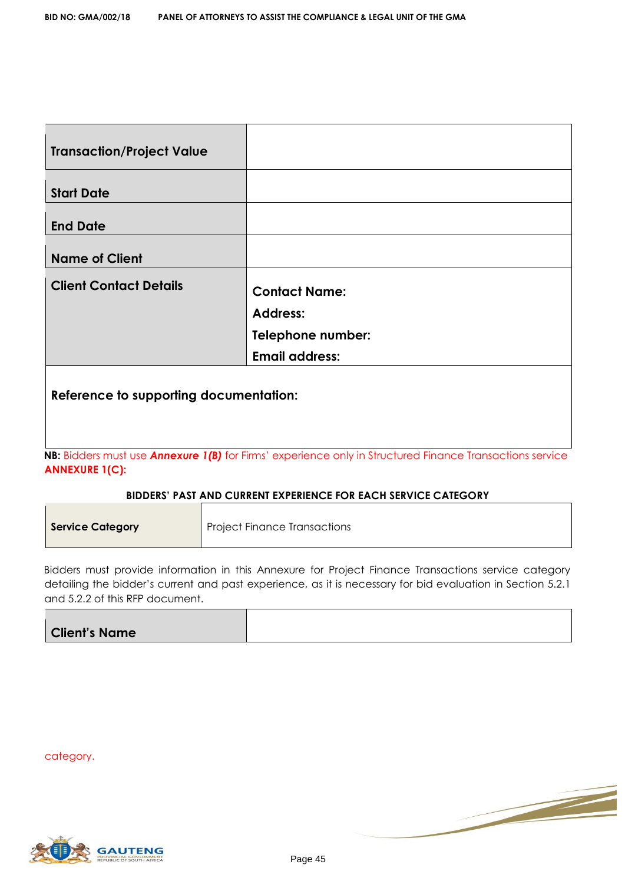| **Transaction/Project Value** | |
|---|---|
| **Start Date** | |
| **End Date** | |
| **Name of Client** | |
| **Client Contact Details** | **Contact Name:**<br>**Address:**<br>**Telephone number:**<br>**Email address:** |

**Reference to supporting documentation:**

**NB:** Bidders must use ***Annexure 1(B)*** for Firms' experience only in Structured Finance Transactions service category.

**ANNEXURE 1(C):**

**BIDDERS' PAST AND CURRENT EXPERIENCE FOR EACH SERVICE CATEGORY**

| **Service Category** | Project Finance Transactions |
|---|---|

Bidders must provide information in this Annexure for Project Finance Transactions service category detailing the bidder's current and past experience, as it is necessary for bid evaluation in Section 5.2.1 and 5.2.2 of this RFP document.

| **Client's Name** | |
|---|---|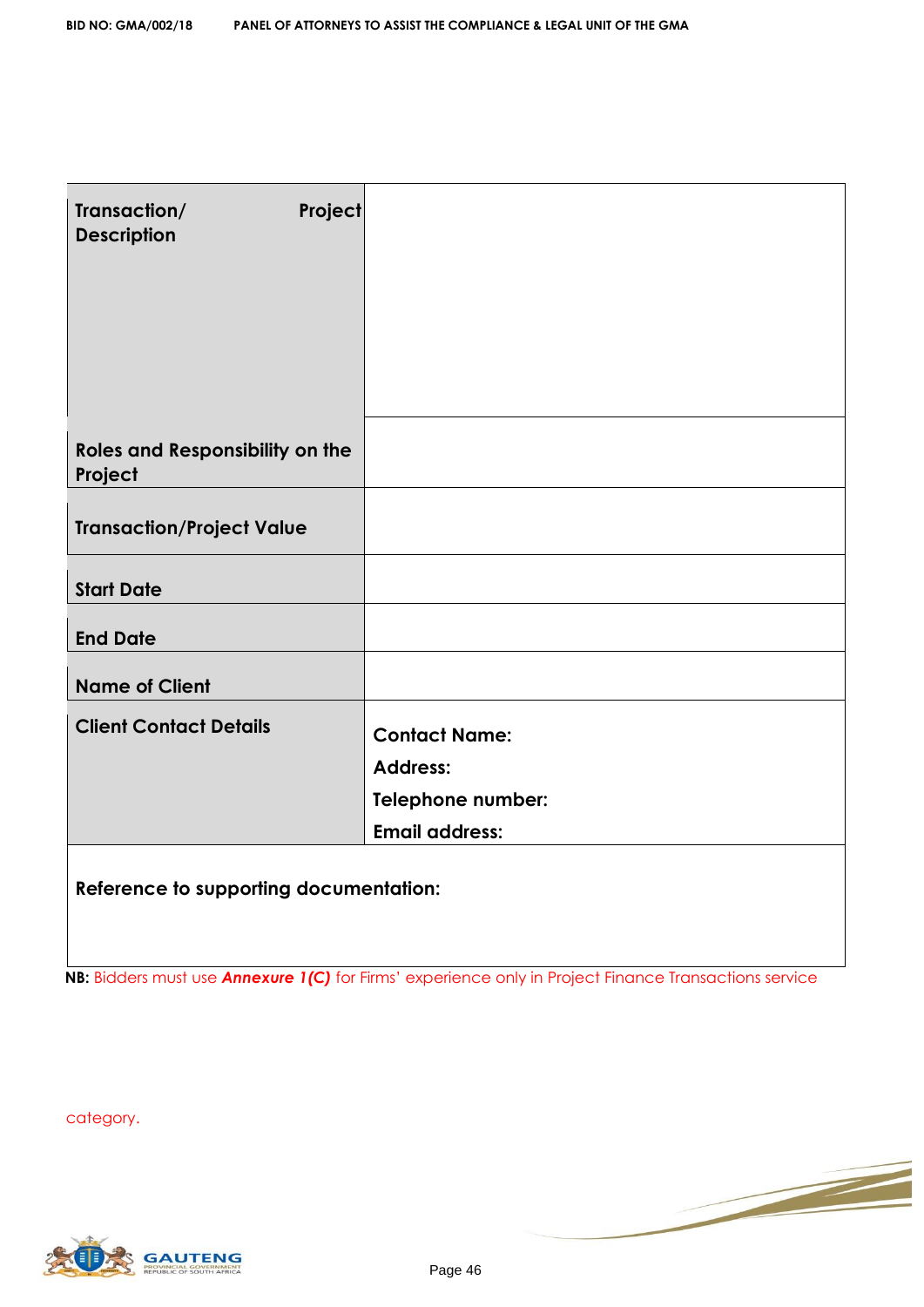| **Transaction/ Project Description** | |
|---|---|
| **Roles and Responsibility on the Project** | |
| **Transaction/Project Value** | |
| **Start Date** | |
| **End Date** | |
| **Name of Client** | |
| **Client Contact Details** | **Contact Name:**<br>**Address:**<br>**Telephone number:**<br>**Email address:** |
| **Reference to supporting documentation:** | |

**NB:** Bidders must use ***Annexure 1(C)*** for Firms' experience only in Project Finance Transactions service category.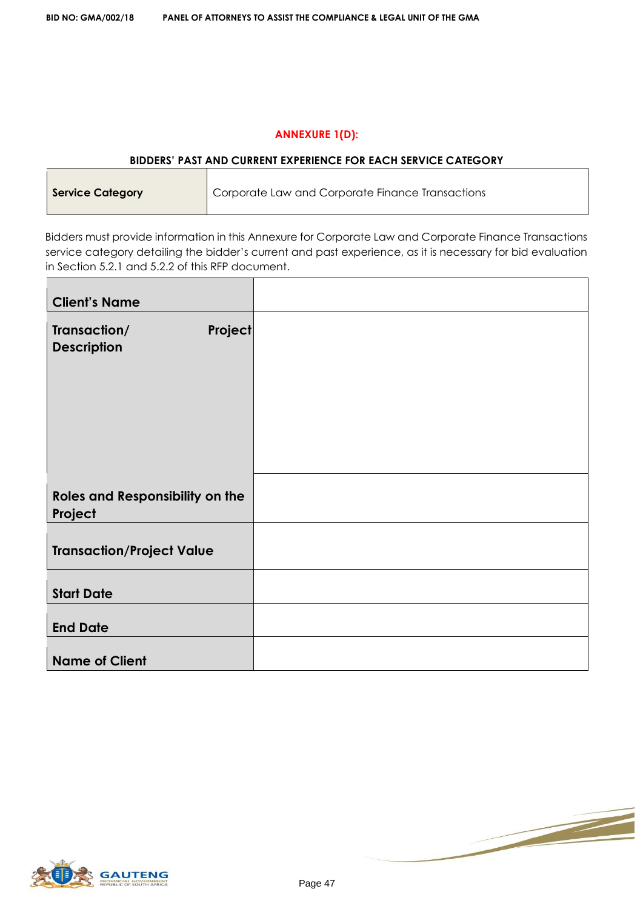## ANNEXURE 1(D):

### BIDDERS' PAST AND CURRENT EXPERIENCE FOR EACH SERVICE CATEGORY

| **Service Category** | Corporate Law and Corporate Finance Transactions |
|---|---|

Bidders must provide information in this Annexure for Corporate Law and Corporate Finance Transactions service category detailing the bidder's current and past experience, as it is necessary for bid evaluation in Section 5.2.1 and 5.2.2 of this RFP document.

| **Client's Name** | |
|---|---|
| **Transaction/ Project Description** | |
| **Roles and Responsibility on the Project** | |
| **Transaction/Project Value** | |
| **Start Date** | |
| **End Date** | |
| **Name of Client** | |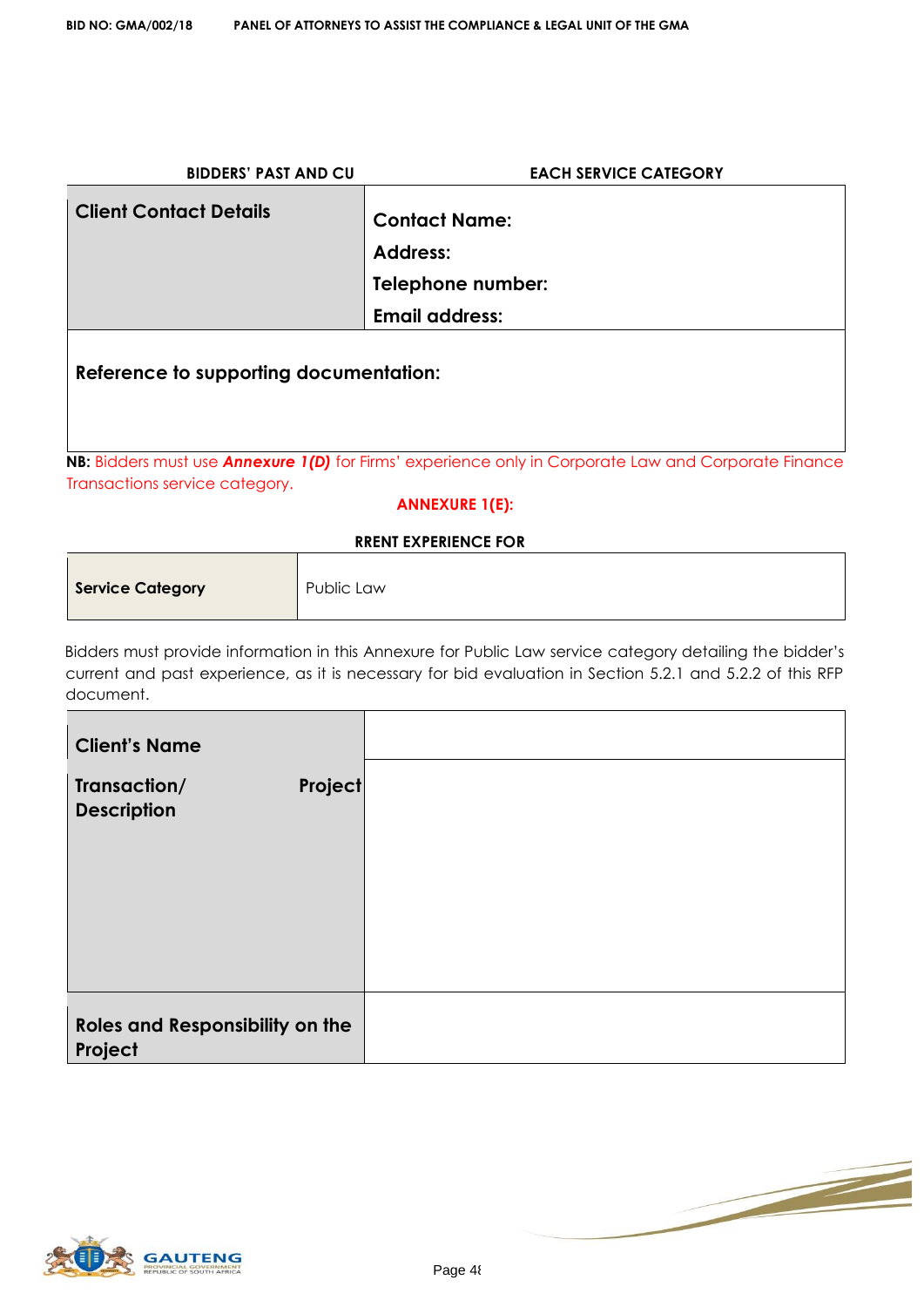**BIDDERS' PAST AND CU EACH SERVICE CATEGORY**

| **Client Contact Details** | **Contact Name:**<br>**Address:**<br>**Telephone number:**<br>**Email address:** |
|---|---|
| **Reference to supporting documentation:** | |

**NB:** Bidders must use ***Annexure 1(D)*** for Firms' experience only in Corporate Law and Corporate Finance Transactions service category.

**ANNEXURE 1(E):**

**RRENT EXPERIENCE FOR**

| **Service Category** | Public Law |
|---|---|

Bidders must provide information in this Annexure for Public Law service category detailing the bidder's current and past experience, as it is necessary for bid evaluation in Section 5.2.1 and 5.2.2 of this RFP document.

| **Client's Name** | |
|---|---|
| **Transaction/ Project Description** | |
| **Roles and Responsibility on the Project** | |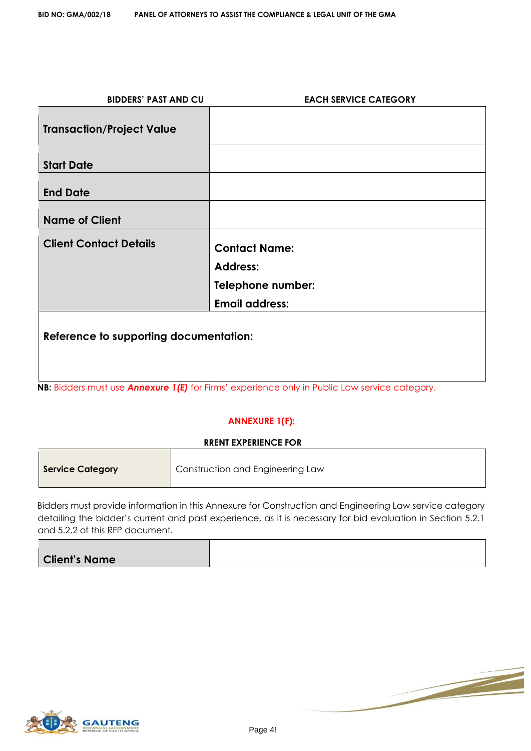| BIDDERS' PAST AND CU | EACH SERVICE CATEGORY |
|---|---|
| **Transaction/Project Value** | |
| **Start Date** | |
| **End Date** | |
| **Name of Client** | |
| **Client Contact Details** | **Contact Name:**<br>**Address:**<br>**Telephone number:**<br>**Email address:** |
| **Reference to supporting documentation:** | |

**NB:** Bidders must use ***Annexure 1(E)*** for Firms' experience only in Public Law service category.

## ANNEXURE 1(F):

**RRENT EXPERIENCE FOR**

| **Service Category** | Construction and Engineering Law |
|---|---|

Bidders must provide information in this Annexure for Construction and Engineering Law service category detailing the bidder's current and past experience, as it is necessary for bid evaluation in Section 5.2.1 and 5.2.2 of this RFP document.

| **Client's Name** | |
|---|---|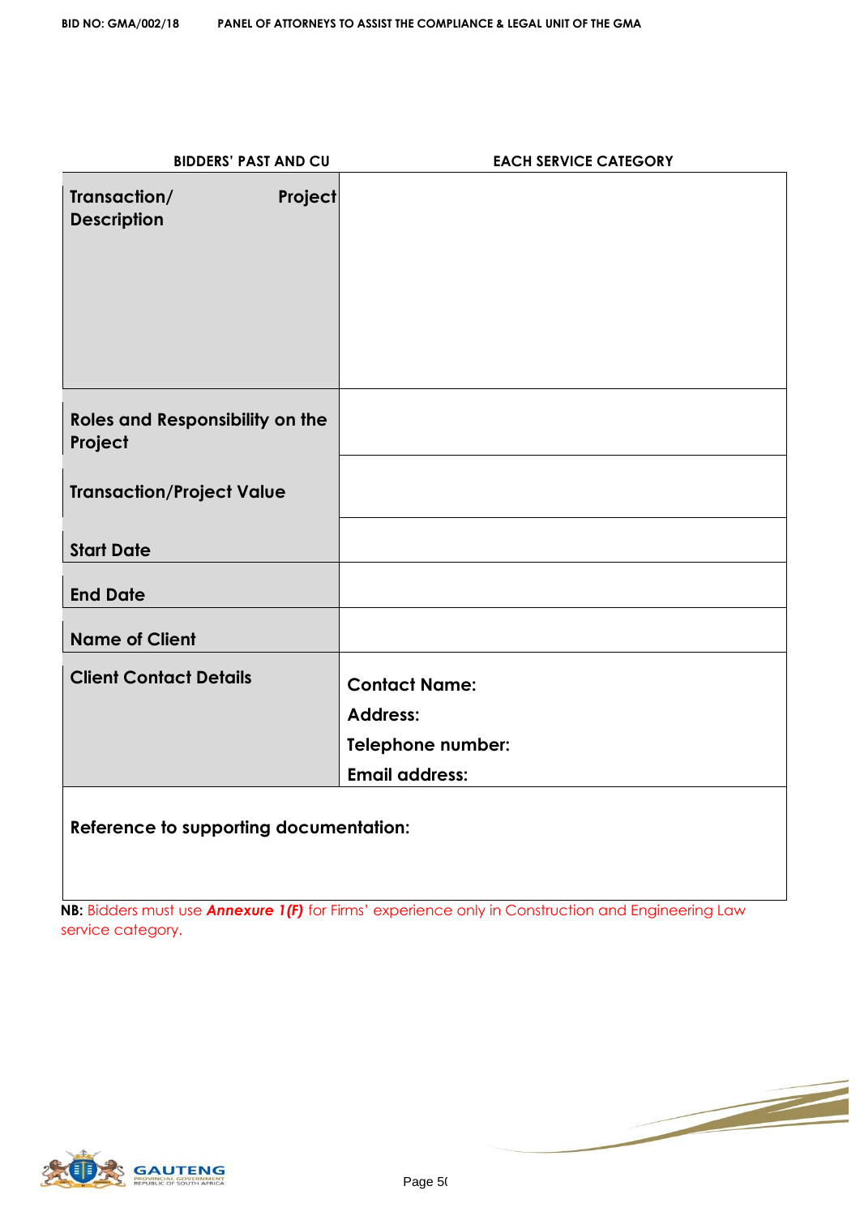**BIDDERS' PAST AND CU** **EACH SERVICE CATEGORY**

| | |
|---|---|
| **Transaction/ Project Description** | |
| **Roles and Responsibility on the Project** | |
| **Transaction/Project Value** | |
| **Start Date** | |
| **End Date** | |
| **Name of Client** | |
| **Client Contact Details** | **Contact Name:**<br>**Address:**<br>**Telephone number:**<br>**Email address:** |
| **Reference to supporting documentation:** | |

**NB:** Bidders must use ***Annexure 1(F)*** for Firms' experience only in Construction and Engineering Law service category.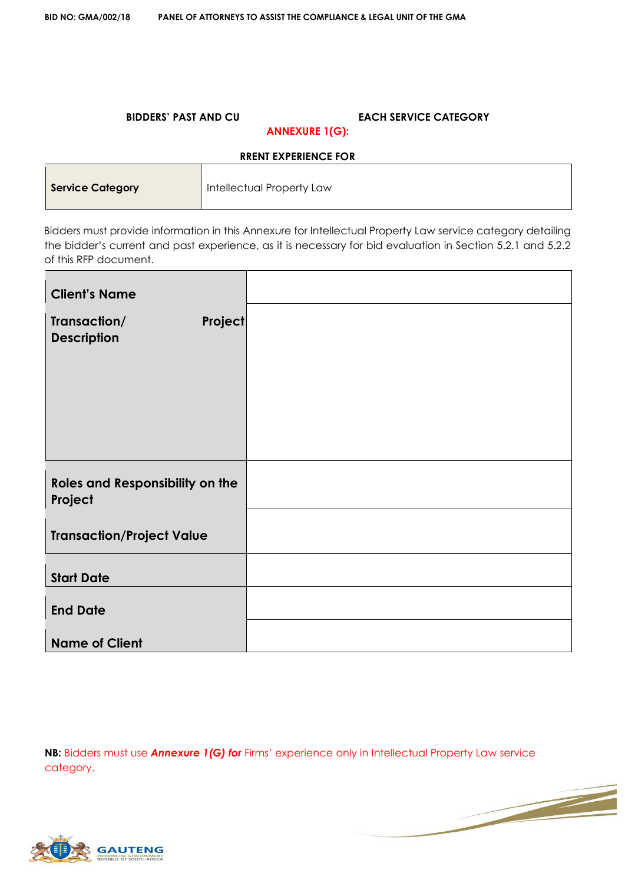## ANNEXURE 1(G): BIDDERS' PAST AND CURRENT EXPERIENCE FOR EACH SERVICE CATEGORY

| Service Category | Intellectual Property Law |
|---|---|

Bidders must provide information in this Annexure for Intellectual Property Law service category detailing the bidder's current and past experience, as it is necessary for bid evaluation in Section 5.2.1 and 5.2.2 of this RFP document.

| | |
|---|---|
| **Client's Name** | |
| **Transaction/ Project Description** | |
| **Roles and Responsibility on the Project** | |
| **Transaction/Project Value** | |
| **Start Date** | |
| **End Date** | |
| **Name of Client** | |

**NB:** Bidders must use ***Annexure 1(G) for*** Firms' experience only in Intellectual Property Law service category.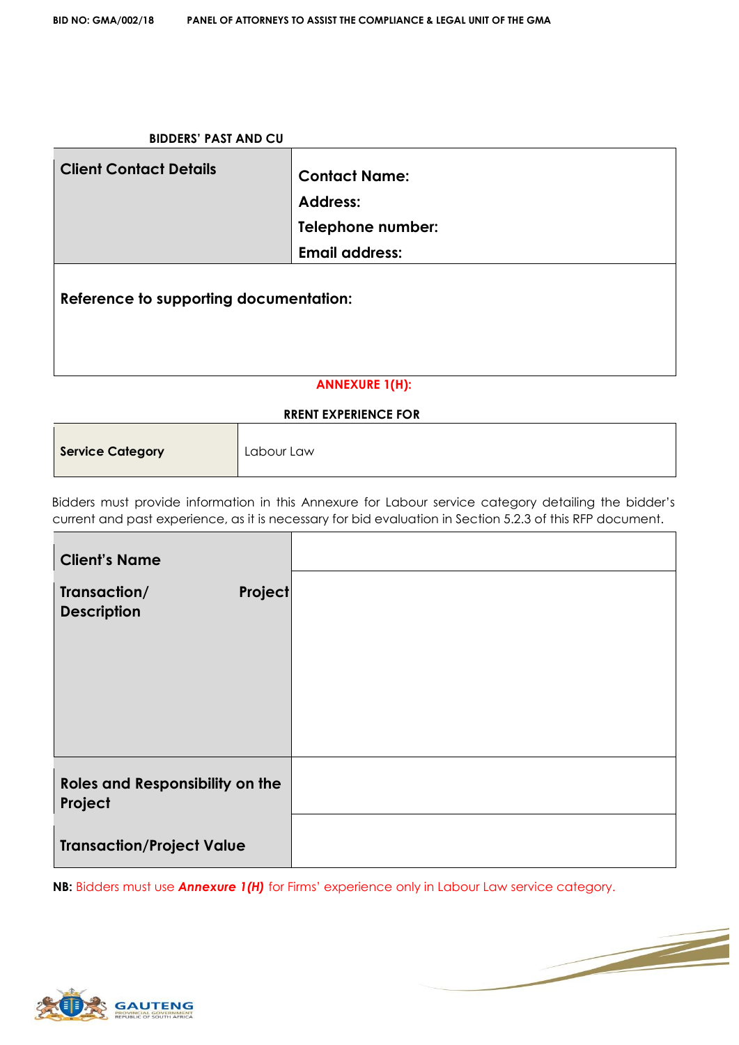**BIDDERS' PAST AND CU**

| Client Contact Details | Contact Name:<br>Address:<br>Telephone number:<br>Email address: |
|---|---|
| **Reference to supporting documentation:** | |

**ANNEXURE 1(H):**

**RRENT EXPERIENCE FOR**

| Service Category | Labour Law |
|---|---|

Bidders must provide information in this Annexure for Labour service category detailing the bidder's current and past experience, as it is necessary for bid evaluation in Section 5.2.3 of this RFP document.

| Client's Name | |
|---|---|
| Transaction/ Project Description | |
| Roles and Responsibility on the Project | |
| Transaction/Project Value | |

**NB:** Bidders must use ***Annexure 1(H)*** for Firms' experience only in Labour Law service category.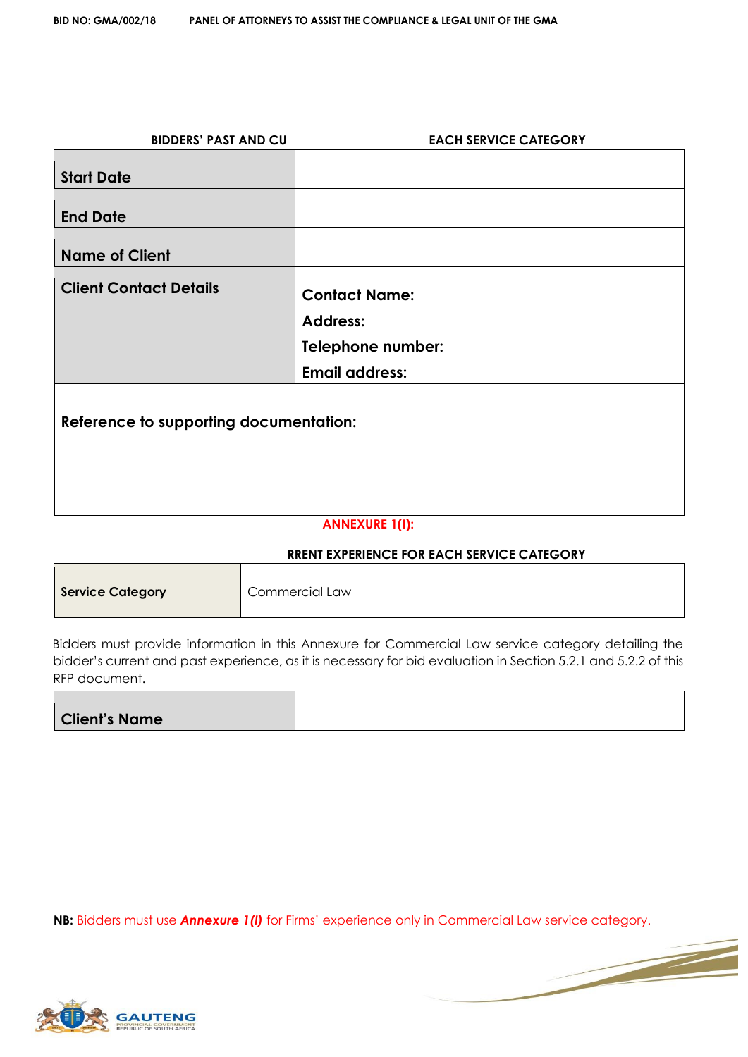**BIDDERS' PAST AND CU EACH SERVICE CATEGORY**

| | |
|---|---|
| **Start Date** | |
| **End Date** | |
| **Name of Client** | |
| **Client Contact Details** | **Contact Name:**<br>**Address:**<br>**Telephone number:**<br>**Email address:** |
| **Reference to supporting documentation:** | |

## ANNEXURE 1(I):

**RRENT EXPERIENCE FOR EACH SERVICE CATEGORY**

| | |
|---|---|
| **Service Category** | Commercial Law |

Bidders must provide information in this Annexure for Commercial Law service category detailing the bidder's current and past experience, as it is necessary for bid evaluation in Section 5.2.1 and 5.2.2 of this RFP document.

| | |
|---|---|
| **Client's Name** | |

**NB:** Bidders must use ***Annexure 1(I)*** for Firms' experience only in Commercial Law service category.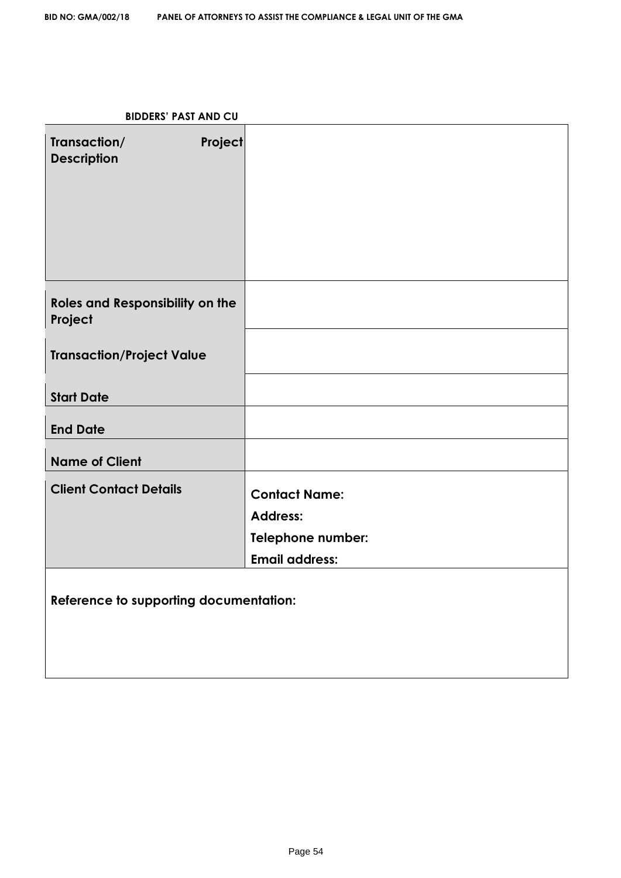**BIDDERS' PAST AND CU**

| Transaction/ Project Description | |
|---|---|
| **Roles and Responsibility on the Project** | |
| **Transaction/Project Value** | |
| **Start Date** | |
| **End Date** | |
| **Name of Client** | |
| **Client Contact Details** | **Contact Name:**<br>**Address:**<br>**Telephone number:**<br>**Email address:** |
| **Reference to supporting documentation:** | |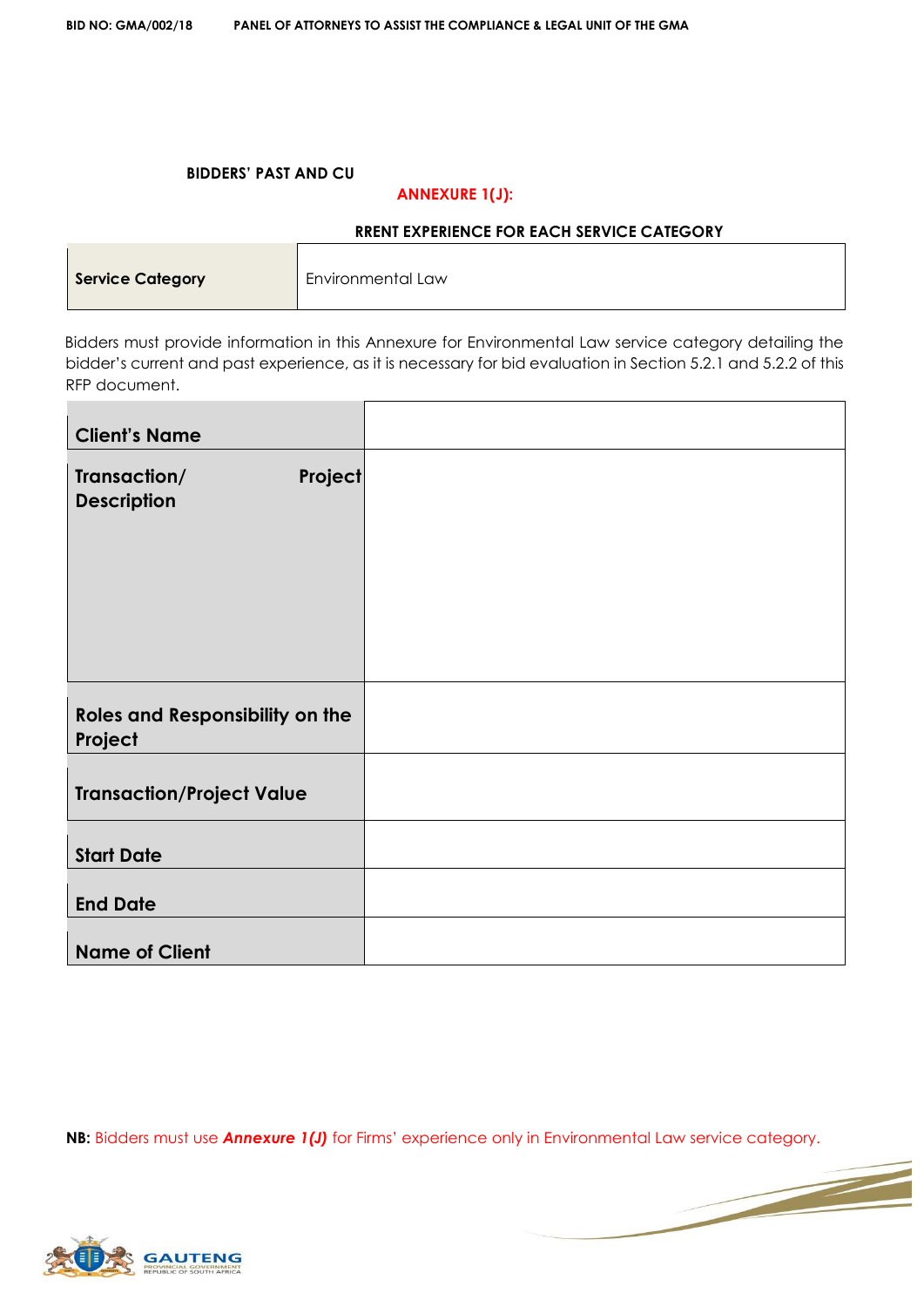**ANNEXURE 1(J):**

**BIDDERS' PAST AND CURRENT EXPERIENCE FOR EACH SERVICE CATEGORY**

| **Service Category** | Environmental Law |
|---|---|

Bidders must provide information in this Annexure for Environmental Law service category detailing the bidder's current and past experience, as it is necessary for bid evaluation in Section 5.2.1 and 5.2.2 of this RFP document.

| **Client's Name** | |
|---|---|
| **Transaction/ Project Description** | |
| **Roles and Responsibility on the Project** | |
| **Transaction/Project Value** | |
| **Start Date** | |
| **End Date** | |
| **Name of Client** | |

**NB:** Bidders must use ***Annexure 1(J)*** for Firms' experience only in Environmental Law service category.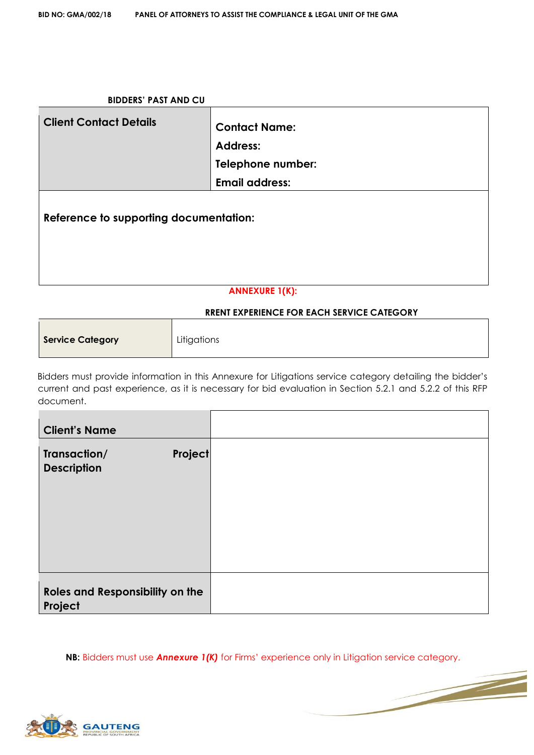**BIDDERS' PAST AND CU**

| **Client Contact Details** | **Contact Name:**<br>**Address:**<br>**Telephone number:**<br>**Email address:** |
|---|---|
| **Reference to supporting documentation:** | |

**ANNEXURE 1(K):**

**RRENT EXPERIENCE FOR EACH SERVICE CATEGORY**

| **Service Category** | Litigations |
|---|---|

Bidders must provide information in this Annexure for Litigations service category detailing the bidder's current and past experience, as it is necessary for bid evaluation in Section 5.2.1 and 5.2.2 of this RFP document.

| **Client's Name** | |
|---|---|
| **Transaction/ Project Description** | |
| **Roles and Responsibility on the Project** | |

**NB:** Bidders must use ***Annexure 1(K)*** for Firms' experience only in Litigation service category.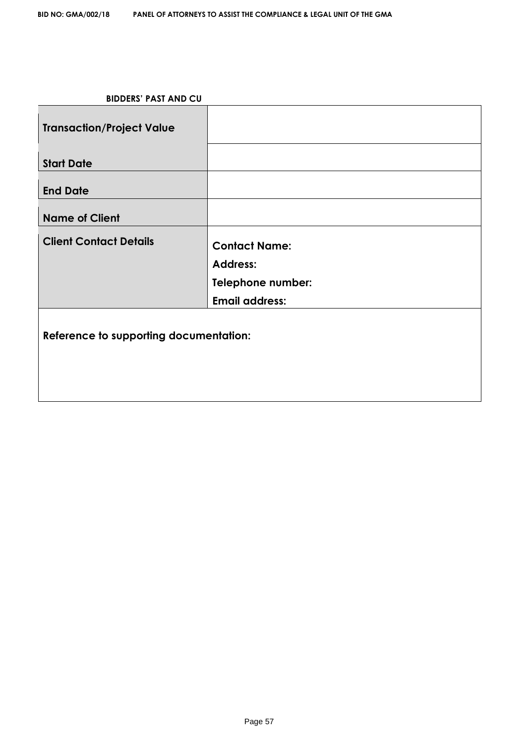**BIDDERS' PAST AND CU**

| Transaction/Project Value | |
|---|---|
| Start Date | |
| End Date | |
| Name of Client | |
| Client Contact Details | Contact Name:<br>Address:<br>Telephone number:<br>Email address: |
| Reference to supporting documentation: | |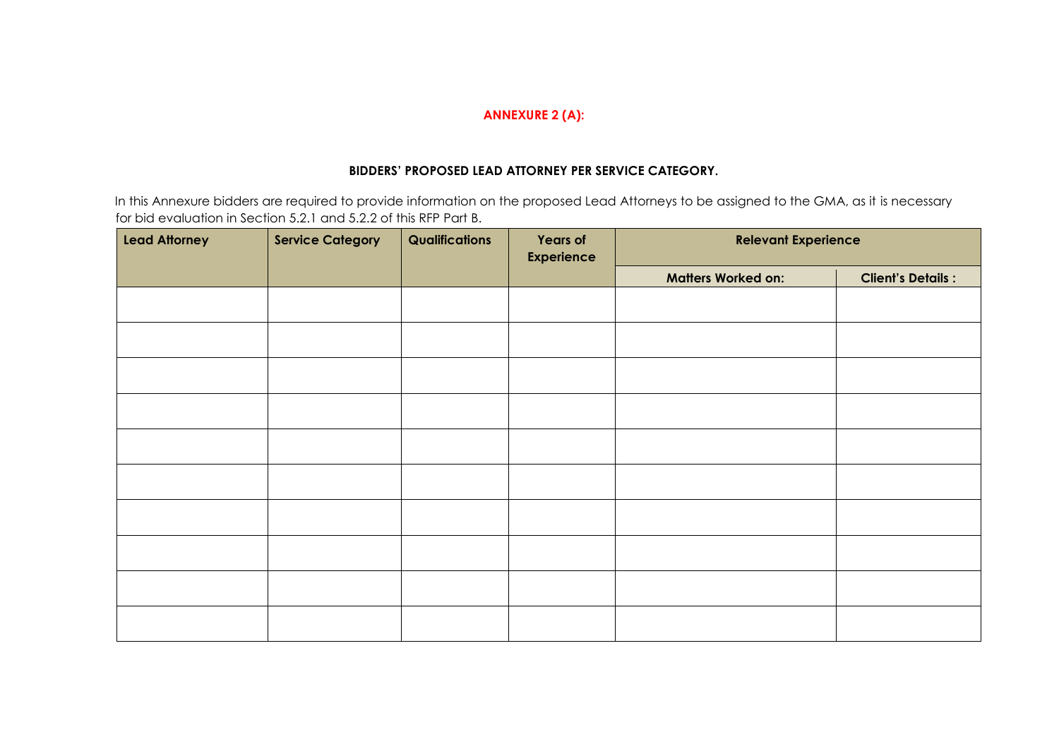**ANNEXURE 2 (A):**

**BIDDERS' PROPOSED LEAD ATTORNEY PER SERVICE CATEGORY.**

In this Annexure bidders are required to provide information on the proposed Lead Attorneys to be assigned to the GMA, as it is necessary for bid evaluation in Section 5.2.1 and 5.2.2 of this RFP Part B.

| Lead Attorney | Service Category | Qualifications | Years of Experience | Relevant Experience | |
|---|---|---|---|---|---|
| | | | | Matters Worked on: | Client's Details : |
| | | | | | |
| | | | | | |
| | | | | | |
| | | | | | |
| | | | | | |
| | | | | | |
| | | | | | |
| | | | | | |
| | | | | | |
| | | | | | |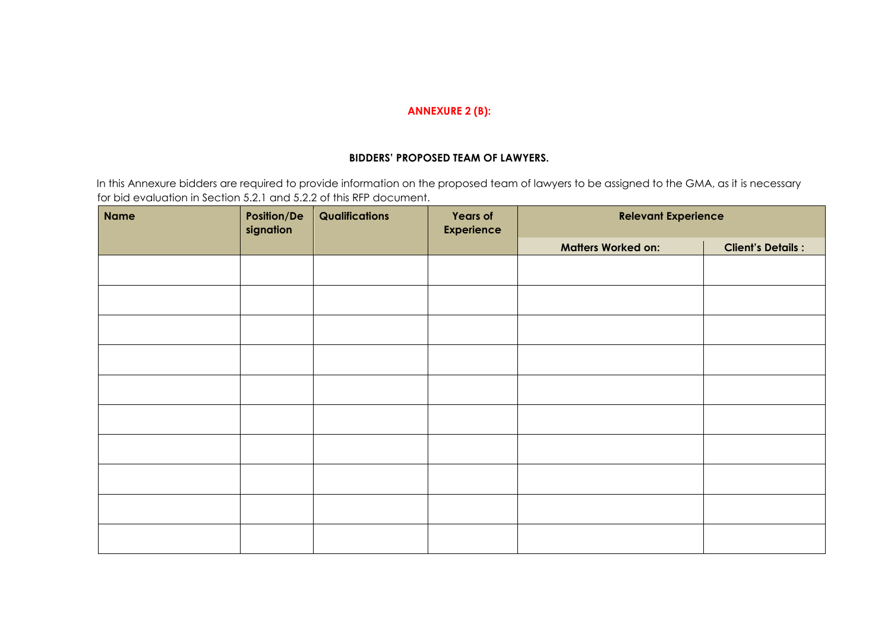**ANNEXURE 2 (B):**

**BIDDERS' PROPOSED TEAM OF LAWYERS.**

In this Annexure bidders are required to provide information on the proposed team of lawyers to be assigned to the GMA, as it is necessary for bid evaluation in Section 5.2.1 and 5.2.2 of this RFP document.

| Name | Position/Designation | Qualifications | Years of Experience | Relevant Experience | |
|---|---|---|---|---|---|
| | | | | Matters Worked on: | Client's Details : |
| | | | | | |
| | | | | | |
| | | | | | |
| | | | | | |
| | | | | | |
| | | | | | |
| | | | | | |
| | | | | | |
| | | | | | |
| | | | | | |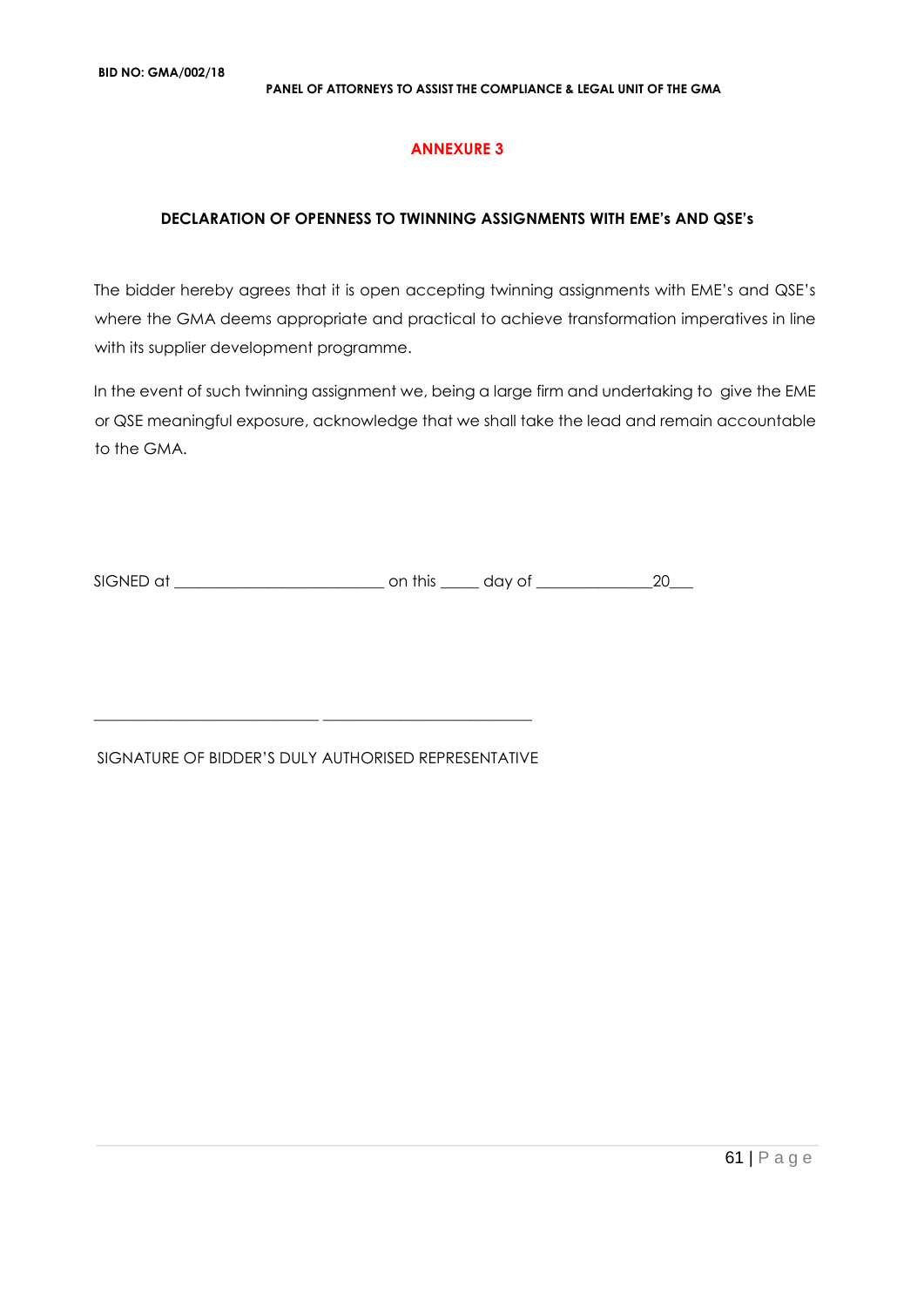## ANNEXURE 3

### DECLARATION OF OPENNESS TO TWINNING ASSIGNMENTS WITH EME's AND QSE's

The bidder hereby agrees that it is open accepting twinning assignments with EME's and QSE's where the GMA deems appropriate and practical to achieve transformation imperatives in line with its supplier development programme.

In the event of such twinning assignment we, being a large firm and undertaking to give the EME or QSE meaningful exposure, acknowledge that we shall take the lead and remain accountable to the GMA.

SIGNED at __________________________ on this _____ day of _______________20___

_____________________________ ___________________________

SIGNATURE OF BIDDER'S DULY AUTHORISED REPRESENTATIVE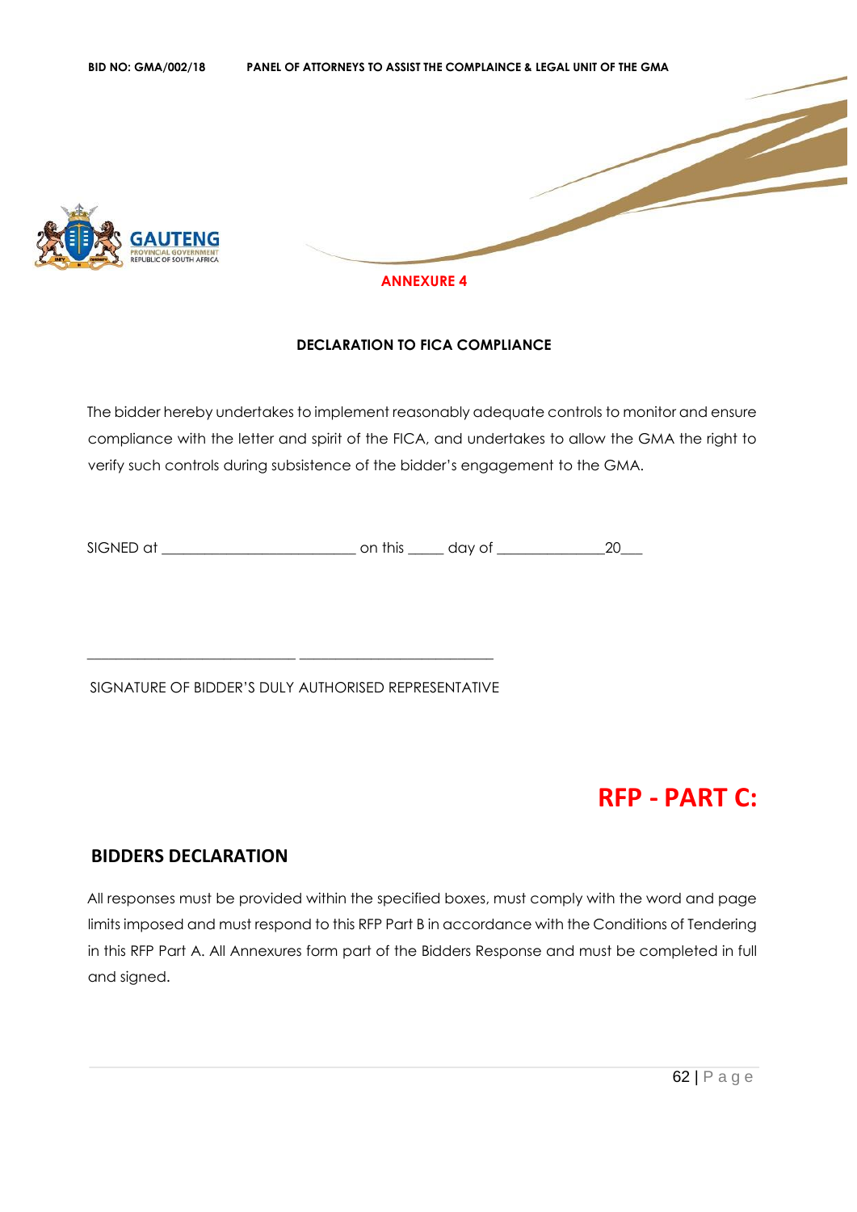**ANNEXURE 4**

**DECLARATION TO FICA COMPLIANCE**

The bidder hereby undertakes to implement reasonably adequate controls to monitor and ensure compliance with the letter and spirit of the FICA, and undertakes to allow the GMA the right to verify such controls during subsistence of the bidder's engagement to the GMA.

SIGNED at __________________________ on this _____ day of _______________20___

_____________________________________________________

SIGNATURE OF BIDDER'S DULY AUTHORISED REPRESENTATIVE

# RFP - PART C:

## BIDDERS DECLARATION

All responses must be provided within the specified boxes, must comply with the word and page limits imposed and must respond to this RFP Part B in accordance with the Conditions of Tendering in this RFP Part A. All Annexures form part of the Bidders Response and must be completed in full and signed.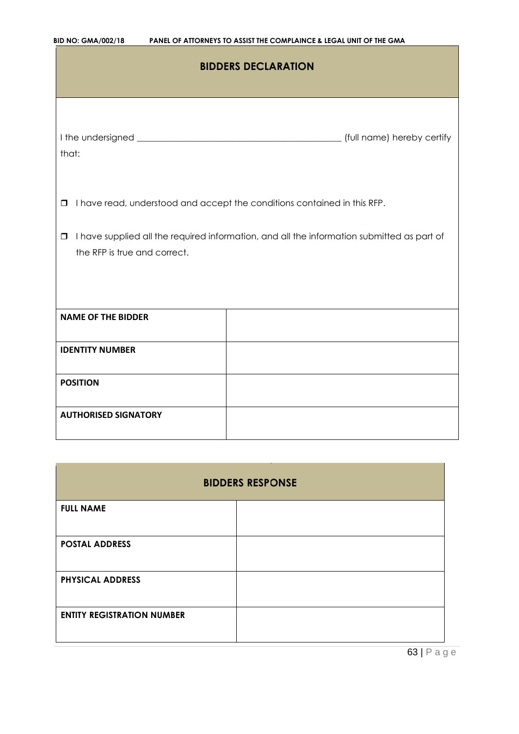## BIDDERS DECLARATION

I the undersigned ____________________________________________ (full name) hereby certify that:

- ☐ I have read, understood and accept the conditions contained in this RFP.
- ☐ I have supplied all the required information, and all the information submitted as part of the RFP is true and correct.

| **NAME OF THE BIDDER** | |
|---|---|
| **IDENTITY NUMBER** | |
| **POSITION** | |
| **AUTHORISED SIGNATORY** | |

## BIDDERS RESPONSE

| **FULL NAME** | |
|---|---|
| **POSTAL ADDRESS** | |
| **PHYSICAL ADDRESS** | |
| **ENTITY REGISTRATION NUMBER** | |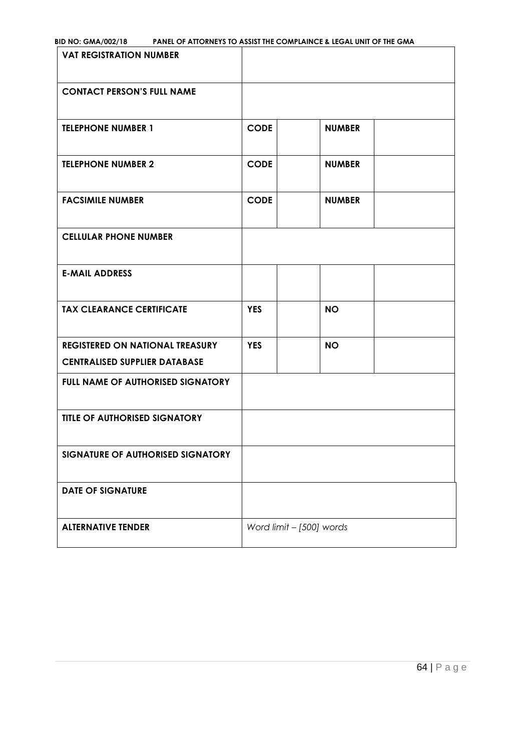| **VAT REGISTRATION NUMBER** | | | | |
|---|---|---|---|---|
| **CONTACT PERSON'S FULL NAME** | | | | |
| **TELEPHONE NUMBER 1** | **CODE** | | **NUMBER** | |
| **TELEPHONE NUMBER 2** | **CODE** | | **NUMBER** | |
| **FACSIMILE NUMBER** | **CODE** | | **NUMBER** | |
| **CELLULAR PHONE NUMBER** | | | | |
| **E-MAIL ADDRESS** | | | | |
| **TAX CLEARANCE CERTIFICATE** | **YES** | | **NO** | |
| **REGISTERED ON NATIONAL TREASURY CENTRALISED SUPPLIER DATABASE** | **YES** | | **NO** | |
| **FULL NAME OF AUTHORISED SIGNATORY** | | | | |
| **TITLE OF AUTHORISED SIGNATORY** | | | | |
| **SIGNATURE OF AUTHORISED SIGNATORY** | | | | |
| **DATE OF SIGNATURE** | | | | |
| **ALTERNATIVE TENDER** | *Word limit – [500] words* | | | |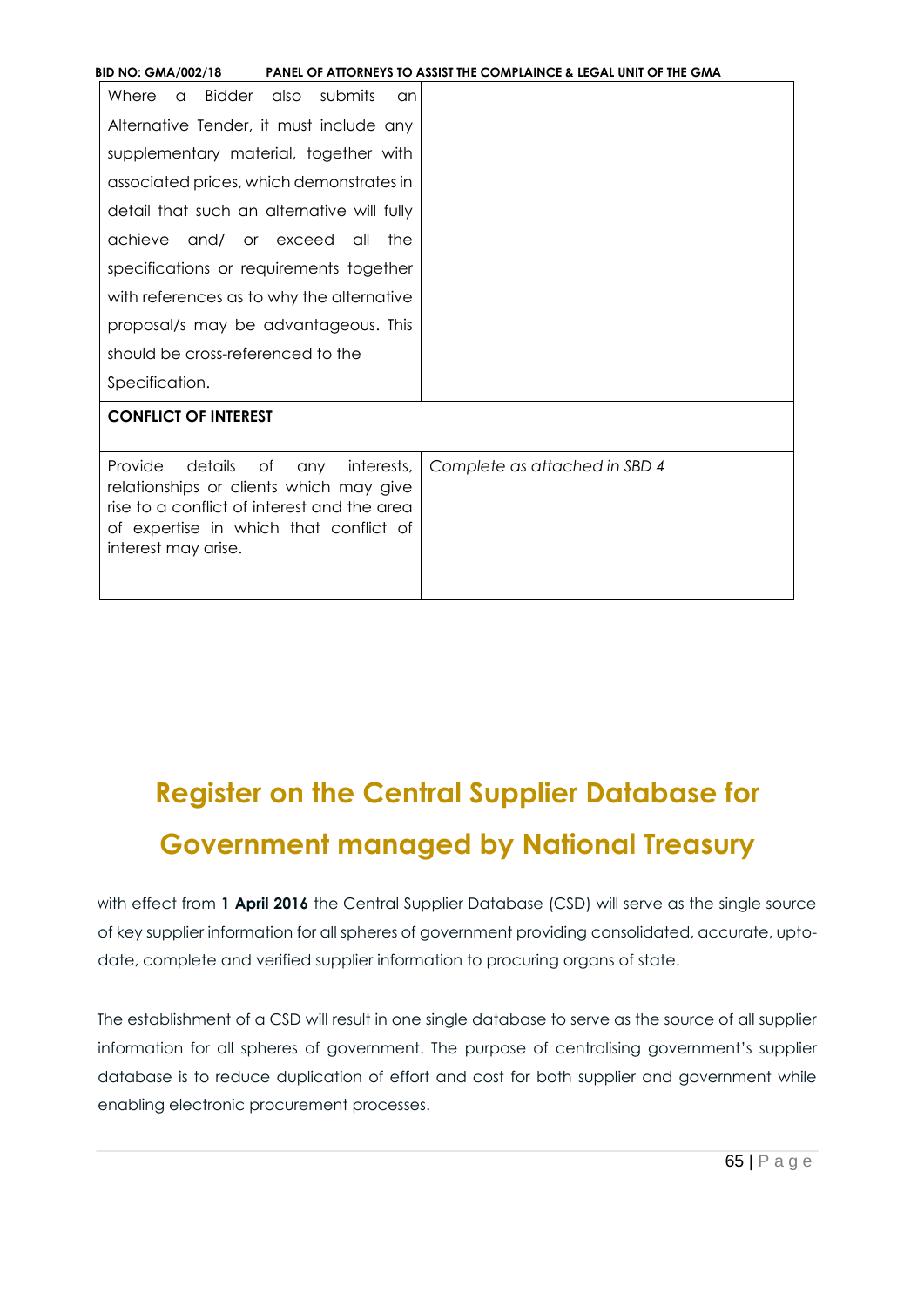| | |
|---|---|
| Where a Bidder also submits an Alternative Tender, it must include any supplementary material, together with associated prices, which demonstrates in detail that such an alternative will fully achieve and/ or exceed all the specifications or requirements together with references as to why the alternative proposal/s may be advantageous. This should be cross-referenced to the Specification. | |
| **CONFLICT OF INTEREST** | |
| Provide details of any interests, relationships or clients which may give rise to a conflict of interest and the area of expertise in which that conflict of interest may arise. | *Complete as attached in SBD 4* |

# Register on the Central Supplier Database for Government managed by National Treasury

with effect from **1 April 2016** the Central Supplier Database (CSD) will serve as the single source of key supplier information for all spheres of government providing consolidated, accurate, up-to-date, complete and verified supplier information to procuring organs of state.

The establishment of a CSD will result in one single database to serve as the source of all supplier information for all spheres of government. The purpose of centralising government's supplier database is to reduce duplication of effort and cost for both supplier and government while enabling electronic procurement processes.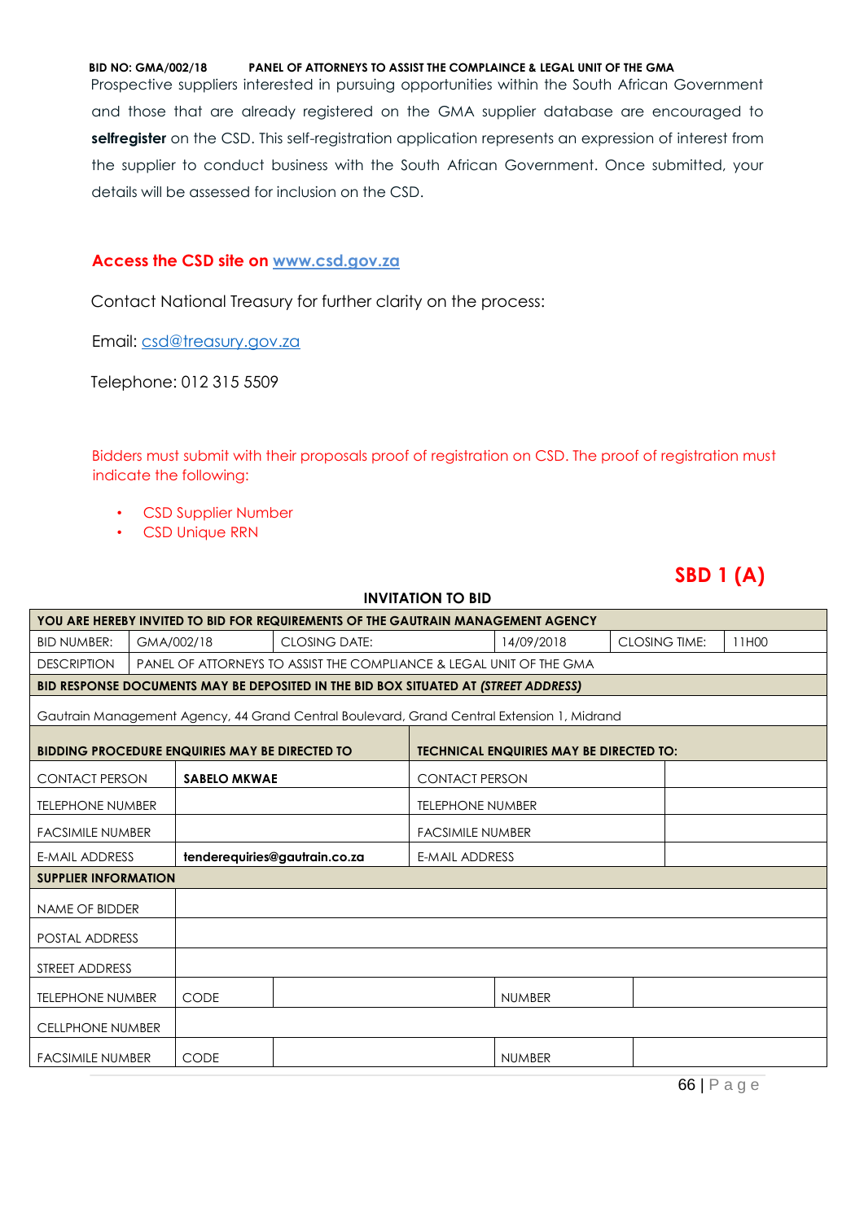**BID NO: GMA/002/18 PANEL OF ATTORNEYS TO ASSIST THE COMPLAINCE & LEGAL UNIT OF THE GMA**

Prospective suppliers interested in pursuing opportunities within the South African Government and those that are already registered on the GMA supplier database are encouraged to **selfregister** on the CSD. This self-registration application represents an expression of interest from the supplier to conduct business with the South African Government. Once submitted, your details will be assessed for inclusion on the CSD.

**Access the CSD site on [www.csd.gov.za](http://www.csd.gov.za)**

Contact National Treasury for further clarity on the process:

Email: [csd@treasury.gov.za](mailto:csd@treasury.gov.za)

Telephone: 012 315 5509

Bidders must submit with their proposals proof of registration on CSD. The proof of registration must indicate the following:

- CSD Supplier Number
- CSD Unique RRN

## SBD 1 (A)

### INVITATION TO BID

| **YOU ARE HEREBY INVITED TO BID FOR REQUIREMENTS OF THE GAUTRAIN MANAGEMENT AGENCY** | | | | | |
|---|---|---|---|---|---|
| BID NUMBER: | GMA/002/18 | CLOSING DATE: | 14/09/2018 | CLOSING TIME: | 11H00 |
| DESCRIPTION | PANEL OF ATTORNEYS TO ASSIST THE COMPLIANCE & LEGAL UNIT OF THE GMA | | | | |
| **BID RESPONSE DOCUMENTS MAY BE DEPOSITED IN THE BID BOX SITUATED AT *(STREET ADDRESS)*** | | | | | |
| Gautrain Management Agency, 44 Grand Central Boulevard, Grand Central Extension 1, Midrand | | | | | |

| **BIDDING PROCEDURE ENQUIRIES MAY BE DIRECTED TO** | | **TECHNICAL ENQUIRIES MAY BE DIRECTED TO:** | |
|---|---|---|---|
| CONTACT PERSON | **SABELO MKWAE** | CONTACT PERSON | |
| TELEPHONE NUMBER | | TELEPHONE NUMBER | |
| FACSIMILE NUMBER | | FACSIMILE NUMBER | |
| E-MAIL ADDRESS | **tenderequiries@gautrain.co.za** | E-MAIL ADDRESS | |

| **SUPPLIER INFORMATION** | | | | |
|---|---|---|---|---|
| NAME OF BIDDER | | | | |
| POSTAL ADDRESS | | | | |
| STREET ADDRESS | | | | |
| TELEPHONE NUMBER | CODE | | NUMBER | |
| CELLPHONE NUMBER | | | | |
| FACSIMILE NUMBER | CODE | | NUMBER | |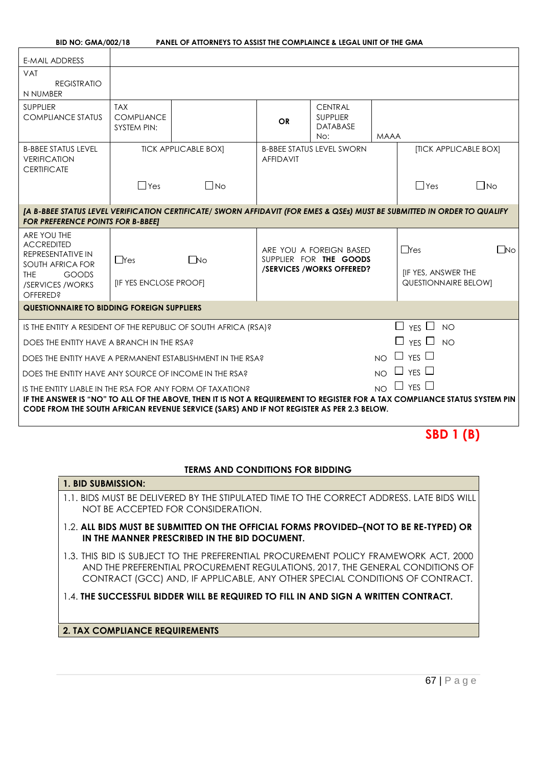| E-MAIL ADDRESS | | | | | |
|---|---|---|---|---|---|
| VAT REGISTRATION NUMBER | | | | | |
| SUPPLIER COMPLIANCE STATUS | TAX COMPLIANCE SYSTEM PIN: | | OR | CENTRAL SUPPLIER DATABASE No: | MAAA |
| B-BBEE STATUS LEVEL VERIFICATION CERTIFICATE | TICK APPLICABLE BOX] ☐ Yes ☐ No | | B-BBEE STATUS LEVEL SWORN AFFIDAVIT | | [TICK APPLICABLE BOX] ☐ Yes ☐ No |
| *[A B-BBEE STATUS LEVEL VERIFICATION CERTIFICATE/ SWORN AFFIDAVIT (FOR EMES & QSEs) MUST BE SUBMITTED IN ORDER TO QUALIFY FOR PREFERENCE POINTS FOR B-BBEE]* | | | | | |
| ARE YOU THE ACCREDITED REPRESENTATIVE IN SOUTH AFRICA FOR THE GOODS /SERVICES /WORKS OFFERED? | ☐Yes ☐No [IF YES ENCLOSE PROOF] | | ARE YOU A FOREIGN BASED SUPPLIER FOR **THE GOODS /SERVICES /WORKS OFFERED?** | | ☐Yes ☐No [IF YES, ANSWER THE QUESTIONNAIRE BELOW] |

**QUESTIONNAIRE TO BIDDING FOREIGN SUPPLIERS**

IS THE ENTITY A RESIDENT OF THE REPUBLIC OF SOUTH AFRICA (RSA)? ☐ YES ☐ NO

DOES THE ENTITY HAVE A BRANCH IN THE RSA? ☐ YES ☐ NO

DOES THE ENTITY HAVE A PERMANENT ESTABLISHMENT IN THE RSA? ☐ YES ☐ NO

DOES THE ENTITY HAVE ANY SOURCE OF INCOME IN THE RSA? ☐ YES ☐ NO

IS THE ENTITY LIABLE IN THE RSA FOR ANY FORM OF TAXATION? ☐ YES ☐ NO

**IF THE ANSWER IS "NO" TO ALL OF THE ABOVE, THEN IT IS NOT A REQUIREMENT TO REGISTER FOR A TAX COMPLIANCE STATUS SYSTEM PIN CODE FROM THE SOUTH AFRICAN REVENUE SERVICE (SARS) AND IF NOT REGISTER AS PER 2.3 BELOW.**

**SBD 1 (B)**

**TERMS AND CONDITIONS FOR BIDDING**

**1. BID SUBMISSION:**

1.1. BIDS MUST BE DELIVERED BY THE STIPULATED TIME TO THE CORRECT ADDRESS. LATE BIDS WILL NOT BE ACCEPTED FOR CONSIDERATION.

1.2. **ALL BIDS MUST BE SUBMITTED ON THE OFFICIAL FORMS PROVIDED–(NOT TO BE RE-TYPED) OR IN THE MANNER PRESCRIBED IN THE BID DOCUMENT.**

1.3. THIS BID IS SUBJECT TO THE PREFERENTIAL PROCUREMENT POLICY FRAMEWORK ACT, 2000 AND THE PREFERENTIAL PROCUREMENT REGULATIONS, 2017, THE GENERAL CONDITIONS OF CONTRACT (GCC) AND, IF APPLICABLE, ANY OTHER SPECIAL CONDITIONS OF CONTRACT.

1.4. **THE SUCCESSFUL BIDDER WILL BE REQUIRED TO FILL IN AND SIGN A WRITTEN CONTRACT.**

**2. TAX COMPLIANCE REQUIREMENTS**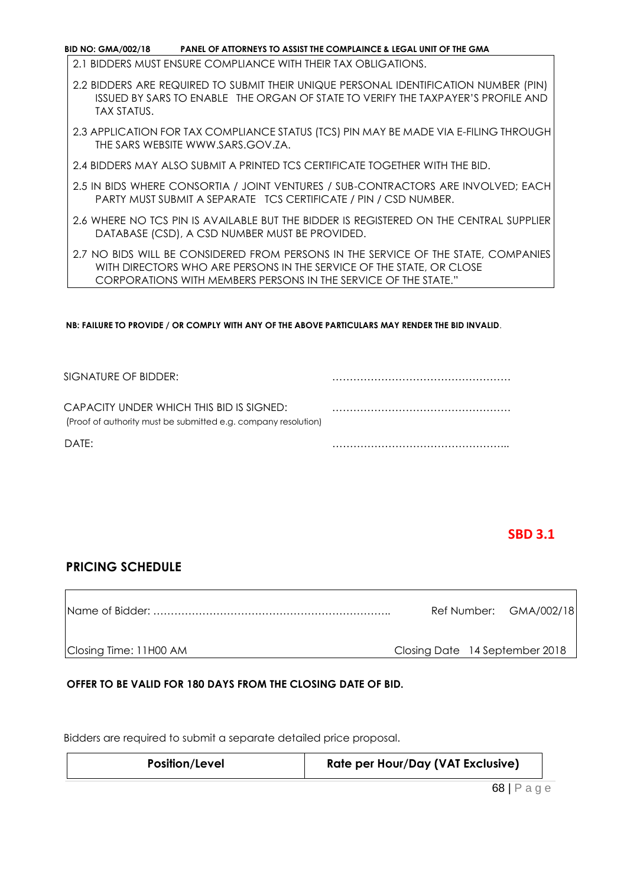2.1 BIDDERS MUST ENSURE COMPLIANCE WITH THEIR TAX OBLIGATIONS.

2.2 BIDDERS ARE REQUIRED TO SUBMIT THEIR UNIQUE PERSONAL IDENTIFICATION NUMBER (PIN) ISSUED BY SARS TO ENABLE THE ORGAN OF STATE TO VERIFY THE TAXPAYER'S PROFILE AND TAX STATUS.

2.3 APPLICATION FOR TAX COMPLIANCE STATUS (TCS) PIN MAY BE MADE VIA E-FILING THROUGH THE SARS WEBSITE WWW.SARS.GOV.ZA.

2.4 BIDDERS MAY ALSO SUBMIT A PRINTED TCS CERTIFICATE TOGETHER WITH THE BID.

2.5 IN BIDS WHERE CONSORTIA / JOINT VENTURES / SUB-CONTRACTORS ARE INVOLVED; EACH PARTY MUST SUBMIT A SEPARATE TCS CERTIFICATE / PIN / CSD NUMBER.

2.6 WHERE NO TCS PIN IS AVAILABLE BUT THE BIDDER IS REGISTERED ON THE CENTRAL SUPPLIER DATABASE (CSD), A CSD NUMBER MUST BE PROVIDED.

2.7 NO BIDS WILL BE CONSIDERED FROM PERSONS IN THE SERVICE OF THE STATE, COMPANIES WITH DIRECTORS WHO ARE PERSONS IN THE SERVICE OF THE STATE, OR CLOSE CORPORATIONS WITH MEMBERS PERSONS IN THE SERVICE OF THE STATE."

**NB: FAILURE TO PROVIDE / OR COMPLY WITH ANY OF THE ABOVE PARTICULARS MAY RENDER THE BID INVALID**.

SIGNATURE OF BIDDER: ……………………………………………

CAPACITY UNDER WHICH THIS BID IS SIGNED: ……………………………………………
(Proof of authority must be submitted e.g. company resolution)

DATE: …………………………………………..

**SBD 3.1**

## PRICING SCHEDULE

| Name of Bidder: ………………………………………………………….. | Ref Number: GMA/002/18 |
|---|---|
| Closing Time: 11H00 AM | Closing Date 14 September 2018 |

**OFFER TO BE VALID FOR 180 DAYS FROM THE CLOSING DATE OF BID.**

Bidders are required to submit a separate detailed price proposal.

| Position/Level | Rate per Hour/Day (VAT Exclusive) |
|---|---|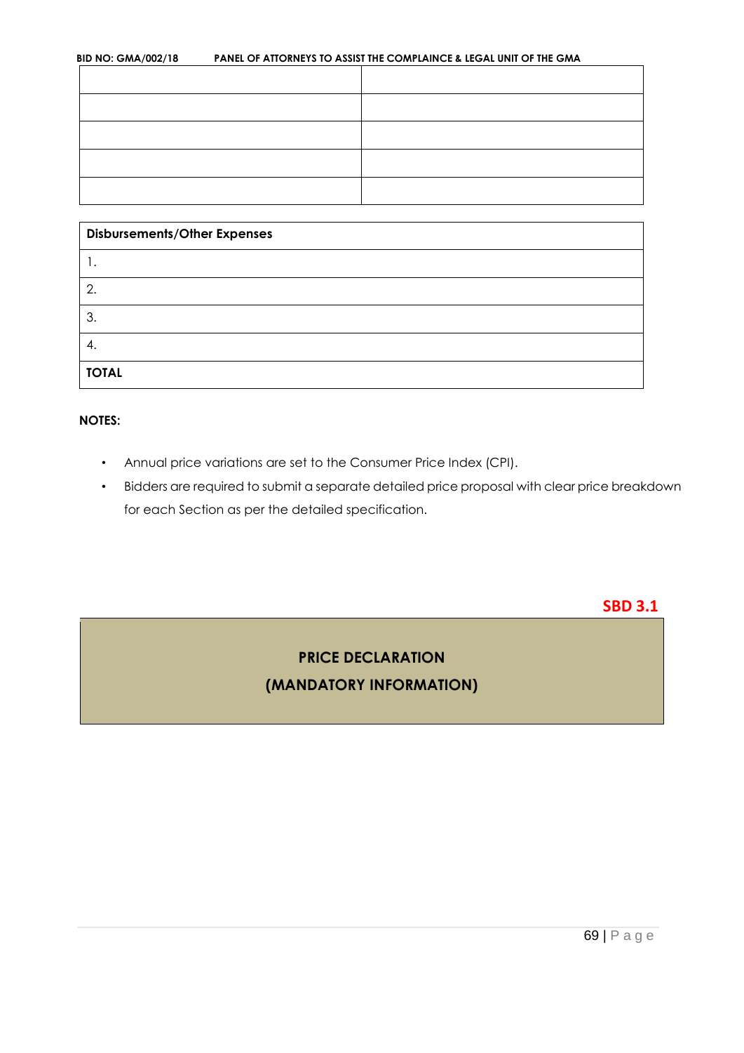| | |
|---|---|
| | |
| | |
| | |
| | |
| | |

| Disbursements/Other Expenses |
|---|
| 1. |
| 2. |
| 3. |
| 4. |
| **TOTAL** |

**NOTES:**

- Annual price variations are set to the Consumer Price Index (CPI).
- Bidders are required to submit a separate detailed price proposal with clear price breakdown for each Section as per the detailed specification.

**SBD 3.1**

## PRICE DECLARATION
## (MANDATORY INFORMATION)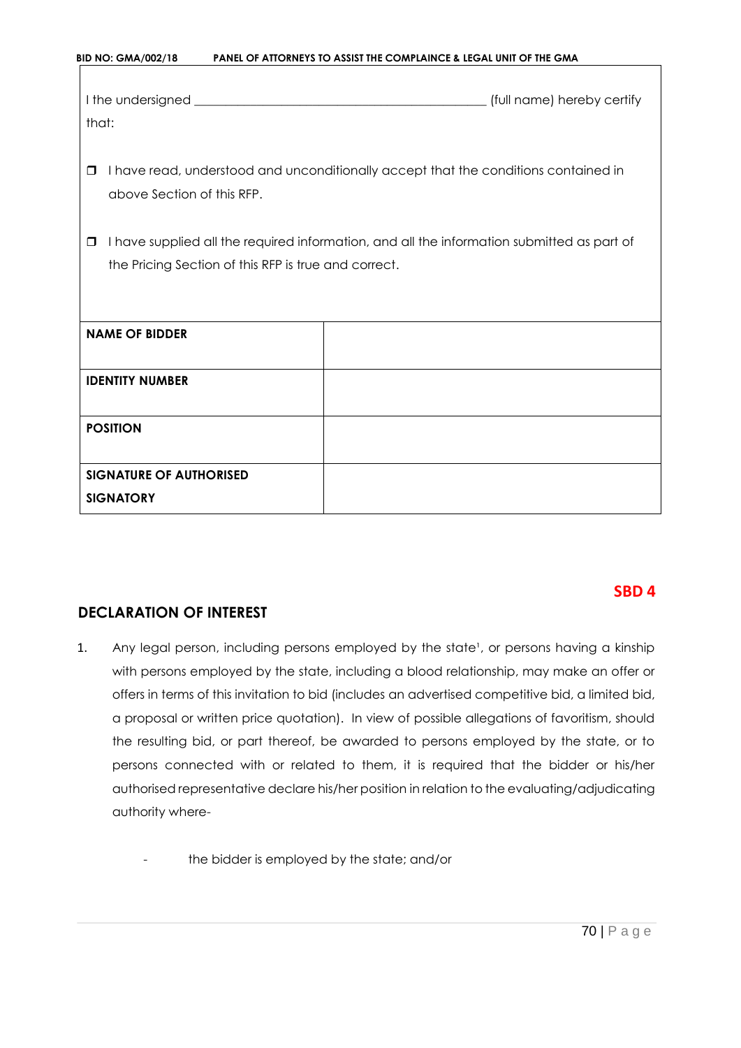I the undersigned _______________________________________________ (full name) hereby certify that:

- ☐ I have read, understood and unconditionally accept that the conditions contained in above Section of this RFP.
- ☐ I have supplied all the required information, and all the information submitted as part of the Pricing Section of this RFP is true and correct.

| | |
|---|---|
| **NAME OF BIDDER** | |
| **IDENTITY NUMBER** | |
| **POSITION** | |
| **SIGNATURE OF AUTHORISED SIGNATORY** | |

**SBD 4**

## DECLARATION OF INTEREST

1. Any legal person, including persons employed by the state[1], or persons having a kinship with persons employed by the state, including a blood relationship, may make an offer or offers in terms of this invitation to bid (includes an advertised competitive bid, a limited bid, a proposal or written price quotation). In view of possible allegations of favoritism, should the resulting bid, or part thereof, be awarded to persons employed by the state, or to persons connected with or related to them, it is required that the bidder or his/her authorised representative declare his/her position in relation to the evaluating/adjudicating authority where-

   - the bidder is employed by the state; and/or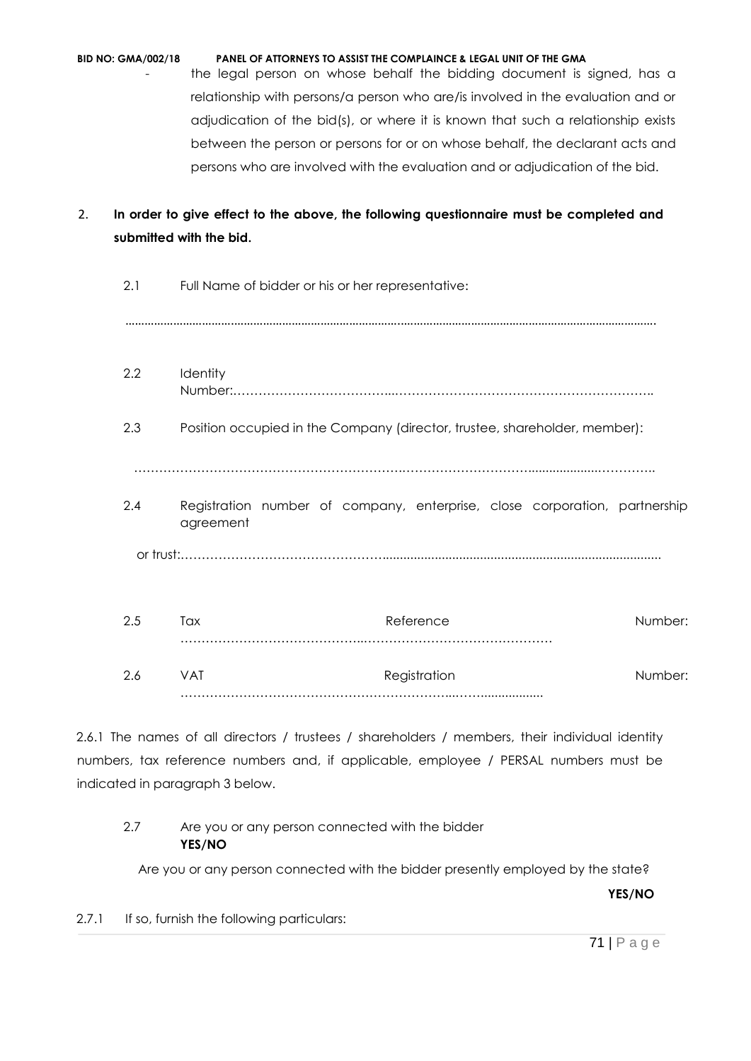- the legal person on whose behalf the bidding document is signed, has a relationship with persons/a person who are/is involved in the evaluation and or adjudication of the bid(s), or where it is known that such a relationship exists between the person or persons for or on whose behalf, the declarant acts and persons who are involved with the evaluation and or adjudication of the bid.

2. **In order to give effect to the above, the following questionnaire must be completed and submitted with the bid.**

2.1 Full Name of bidder or his or her representative:

.............................................................................................................................................................

2.2 Identity Number:…………………………………...………………………………………………………..

2.3 Position occupied in the Company (director, trustee, shareholder, member):

……………………………………………………….……………………………...................…………..

2.4 Registration number of company, enterprise, close corporation, partnership agreement

or trust:…………………………………………….............................................................................

2.5 Tax Reference Number: …………………………………...………………………………………

2.6 VAT Registration Number: ………………………………………………………...……..................

2.6.1 The names of all directors / trustees / shareholders / members, their individual identity numbers, tax reference numbers and, if applicable, employee / PERSAL numbers must be indicated in paragraph 3 below.

2.7 Are you or any person connected with the bidder **YES/NO**

Are you or any person connected with the bidder presently employed by the state? **YES/NO**

2.7.1 If so, furnish the following particulars: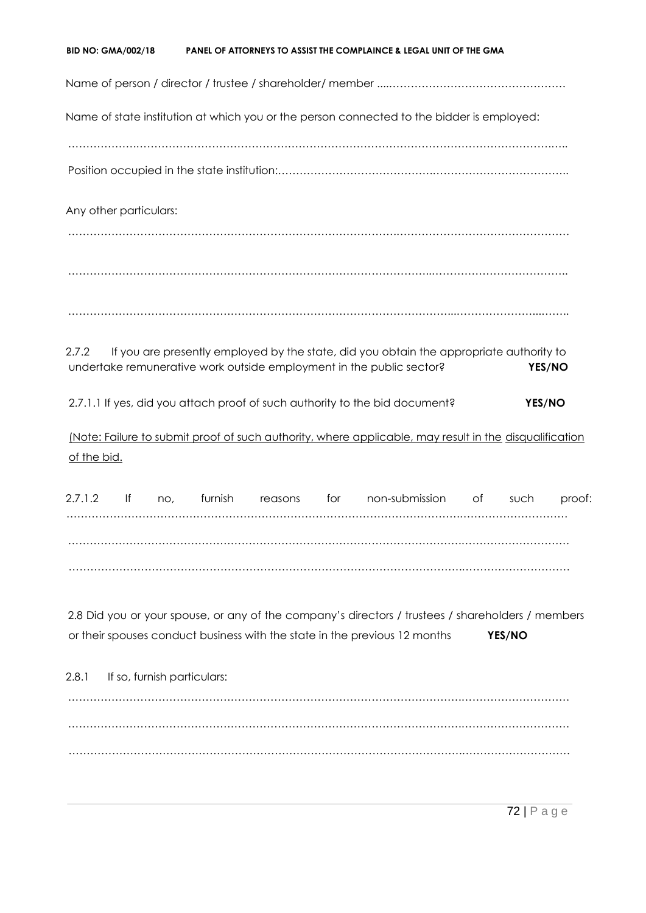Name of person / director / trustee / shareholder/ member ....…………………………………………

Name of state institution at which you or the person connected to the bidder is employed:

……………………………………………………………………………………………………………………

Position occupied in the state institution:……………………………………………………………………..

Any other particulars:

……………………………………………………………………………………………………………………

……………………………………………………………………………………………………………………

……………………………………………………………………………………………………………………

2.7.2 If you are presently employed by the state, did you obtain the appropriate authority to undertake remunerative work outside employment in the public sector? **YES/NO**

2.7.1.1 If yes, did you attach proof of such authority to the bid document? **YES/NO**

(Note: Failure to submit proof of such authority, where applicable, may result in the disqualification of the bid.

2.7.1.2 If no, furnish reasons for non-submission of such proof: ……………………………………………………………………………………………………………………

……………………………………………………………………………………………………………………

……………………………………………………………………………………………………………………

2.8 Did you or your spouse, or any of the company's directors / trustees / shareholders / members or their spouses conduct business with the state in the previous 12 months **YES/NO**

2.8.1 If so, furnish particulars:

……………………………………………………………………………………………………………………

……………………………………………………………………………………………………………………

……………………………………………………………………………………………………………………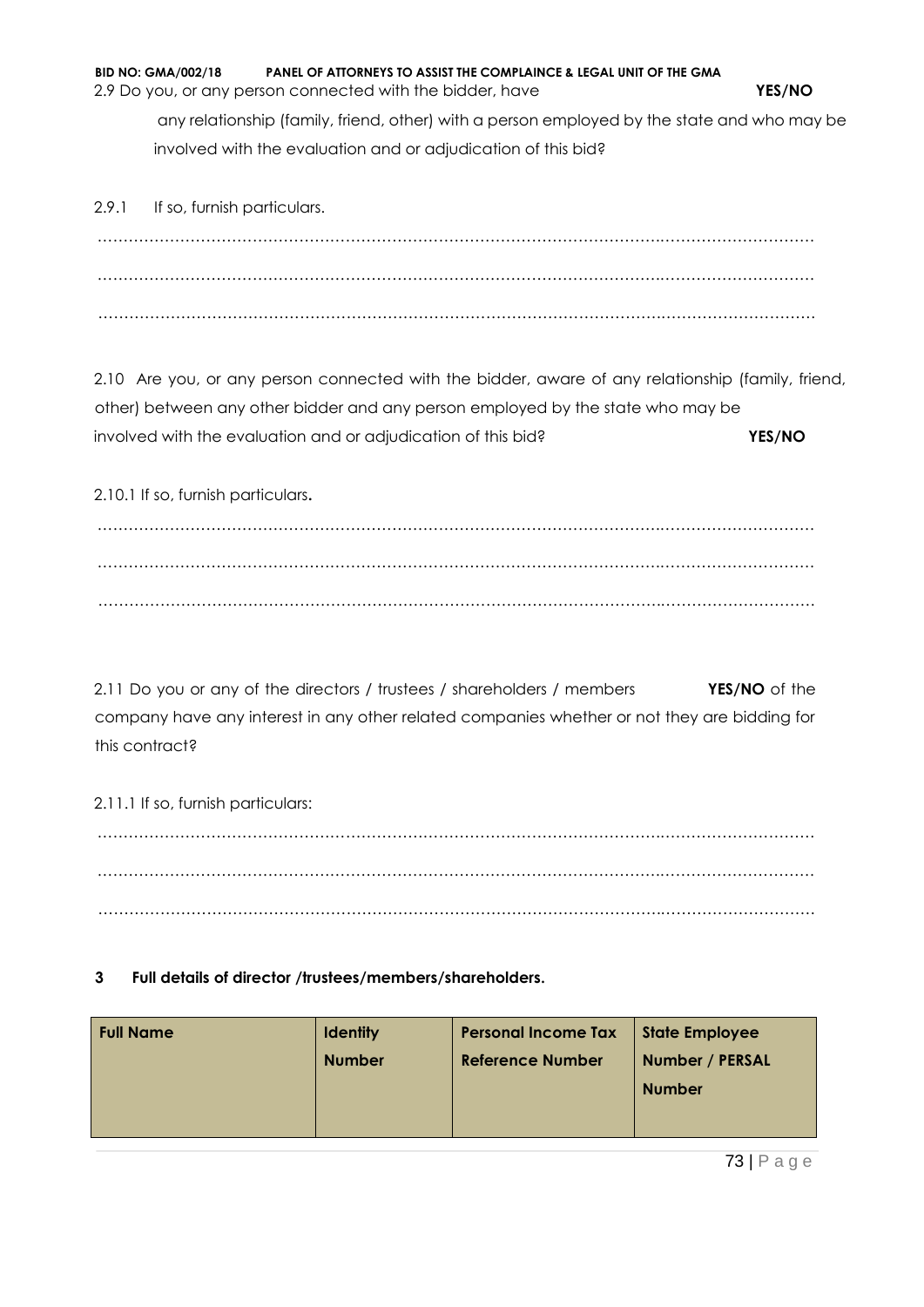2.9 Do you, or any person connected with the bidder, have **YES/NO** any relationship (family, friend, other) with a person employed by the state and who may be involved with the evaluation and or adjudication of this bid?

2.9.1 If so, furnish particulars.

……………………………………………………………………………………………………………………………

……………………………………………………………………………………………………………………………

……………………………………………………………………………………………………………………………

2.10 Are you, or any person connected with the bidder, aware of any relationship (family, friend, other) between any other bidder and any person employed by the state who may be involved with the evaluation and or adjudication of this bid? **YES/NO**

2.10.1 If so, furnish particulars.

……………………………………………………………………………………………………………………………

……………………………………………………………………………………………………………………………

……………………………………………………………………………………………………………………………

2.11 Do you or any of the directors / trustees / shareholders / members **YES/NO** of the company have any interest in any other related companies whether or not they are bidding for this contract?

2.11.1 If so, furnish particulars:

……………………………………………………………………………………………………………………………

……………………………………………………………………………………………………………………………

……………………………………………………………………………………………………………………………

**3 Full details of director /trustees/members/shareholders.**

| **Full Name** | **Identity Number** | **Personal Income Tax Reference Number** | **State Employee Number / PERSAL Number** |
|---|---|---|---|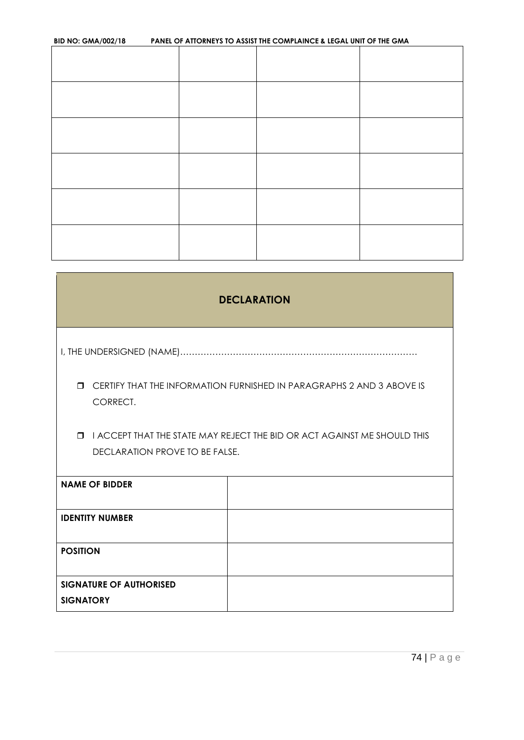| | | | |
|---|---|---|---|
| | | | |
| | | | |
| | | | |
| | | | |
| | | | |
| | | | |

## DECLARATION

I, THE UNDERSIGNED (NAME)………………………………………………………………………

- ❒ CERTIFY THAT THE INFORMATION FURNISHED IN PARAGRAPHS 2 AND 3 ABOVE IS CORRECT.
- ❒ I ACCEPT THAT THE STATE MAY REJECT THE BID OR ACT AGAINST ME SHOULD THIS DECLARATION PROVE TO BE FALSE.

| | |
|---|---|
| **NAME OF BIDDER** | |
| **IDENTITY NUMBER** | |
| **POSITION** | |
| **SIGNATURE OF AUTHORISED SIGNATORY** | |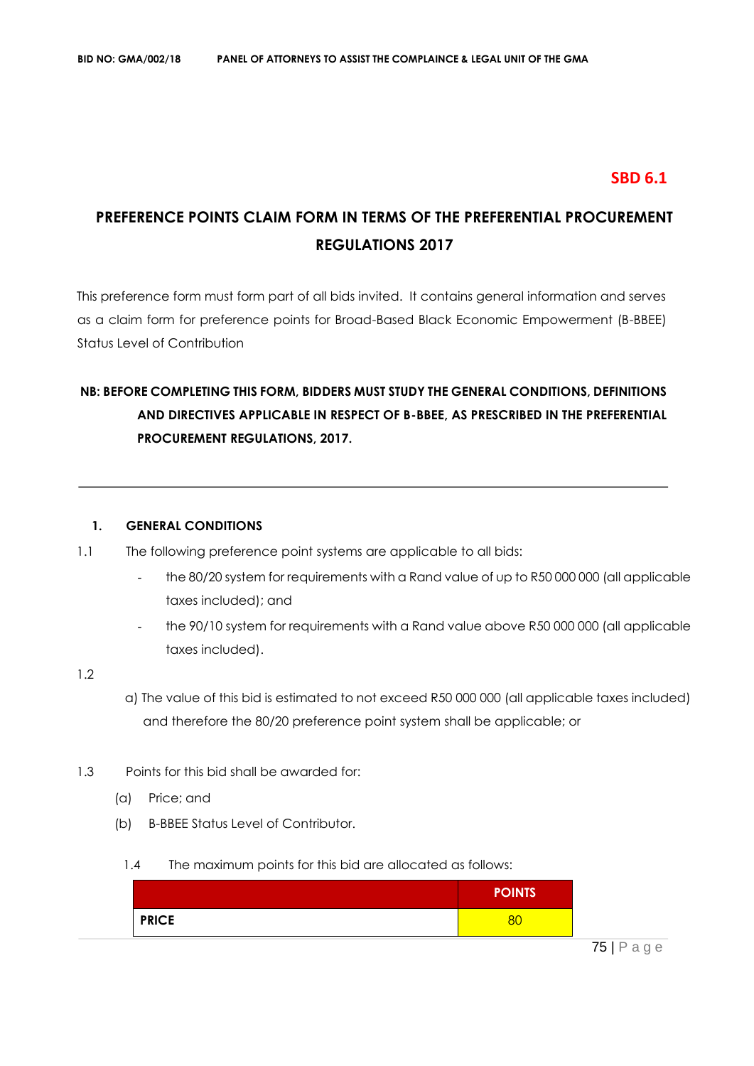**SBD 6.1**

## PREFERENCE POINTS CLAIM FORM IN TERMS OF THE PREFERENTIAL PROCUREMENT REGULATIONS 2017

This preference form must form part of all bids invited. It contains general information and serves as a claim form for preference points for Broad-Based Black Economic Empowerment (B-BBEE) Status Level of Contribution

**NB: BEFORE COMPLETING THIS FORM, BIDDERS MUST STUDY THE GENERAL CONDITIONS, DEFINITIONS AND DIRECTIVES APPLICABLE IN RESPECT OF B-BBEE, AS PRESCRIBED IN THE PREFERENTIAL PROCUREMENT REGULATIONS, 2017.**

---

### 1. GENERAL CONDITIONS

1.1 The following preference point systems are applicable to all bids:

- the 80/20 system for requirements with a Rand value of up to R50 000 000 (all applicable taxes included); and
- the 90/10 system for requirements with a Rand value above R50 000 000 (all applicable taxes included).

1.2

a) The value of this bid is estimated to not exceed R50 000 000 (all applicable taxes included) and therefore the 80/20 preference point system shall be applicable; or

1.3 Points for this bid shall be awarded for:

(a) Price; and

(b) B-BBEE Status Level of Contributor.

1.4 The maximum points for this bid are allocated as follows:

| | POINTS |
|---|---|
| **PRICE** | 80 |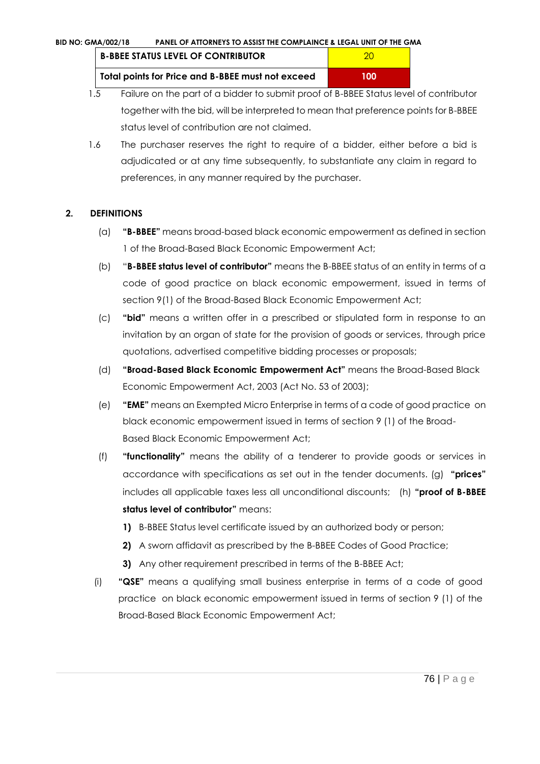| B-BBEE STATUS LEVEL OF CONTRIBUTOR | 20 |
| --- | --- |
| **Total points for Price and B-BBEE must not exceed** | **100** |

1.5 Failure on the part of a bidder to submit proof of B-BBEE Status level of contributor together with the bid, will be interpreted to mean that preference points for B-BBEE status level of contribution are not claimed.

1.6 The purchaser reserves the right to require of a bidder, either before a bid is adjudicated or at any time subsequently, to substantiate any claim in regard to preferences, in any manner required by the purchaser.

## 2. DEFINITIONS

(a) **"B-BBEE"** means broad-based black economic empowerment as defined in section 1 of the Broad-Based Black Economic Empowerment Act;

(b) "**B-BBEE status level of contributor"** means the B-BBEE status of an entity in terms of a code of good practice on black economic empowerment, issued in terms of section 9(1) of the Broad-Based Black Economic Empowerment Act;

(c) **"bid"** means a written offer in a prescribed or stipulated form in response to an invitation by an organ of state for the provision of goods or services, through price quotations, advertised competitive bidding processes or proposals;

(d) **"Broad-Based Black Economic Empowerment Act"** means the Broad-Based Black Economic Empowerment Act, 2003 (Act No. 53 of 2003);

(e) **"EME"** means an Exempted Micro Enterprise in terms of a code of good practice on black economic empowerment issued in terms of section 9 (1) of the Broad-Based Black Economic Empowerment Act;

(f) **"functionality"** means the ability of a tenderer to provide goods or services in accordance with specifications as set out in the tender documents. (g) **"prices"** includes all applicable taxes less all unconditional discounts; (h) **"proof of B-BBEE status level of contributor"** means:

1) B-BBEE Status level certificate issued by an authorized body or person;
2) A sworn affidavit as prescribed by the B-BBEE Codes of Good Practice;
3) Any other requirement prescribed in terms of the B-BBEE Act;

(i) **"QSE"** means a qualifying small business enterprise in terms of a code of good practice on black economic empowerment issued in terms of section 9 (1) of the Broad-Based Black Economic Empowerment Act;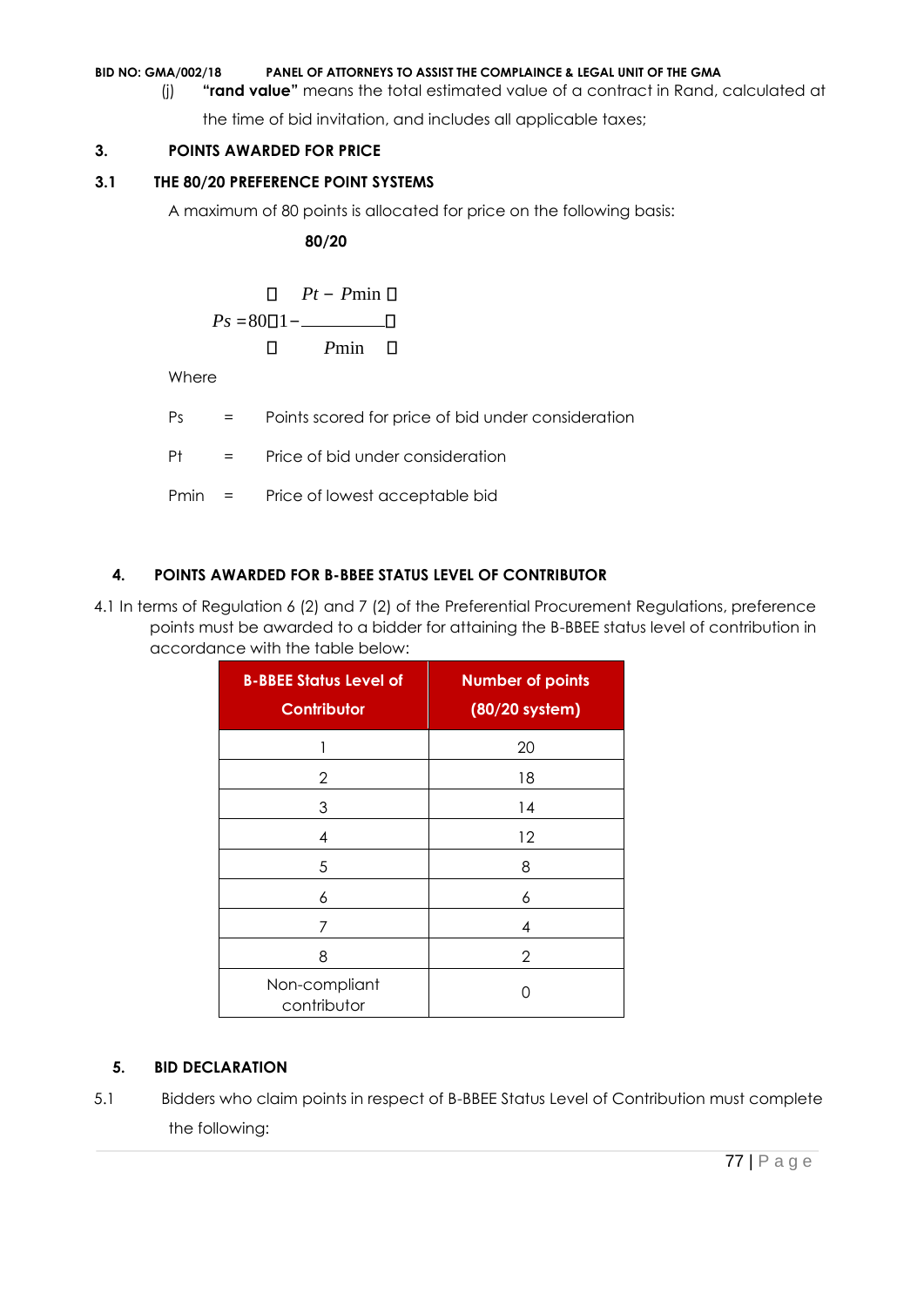(j) **"rand value"** means the total estimated value of a contract in Rand, calculated at the time of bid invitation, and includes all applicable taxes;

## 3. POINTS AWARDED FOR PRICE

### 3.1 THE 80/20 PREFERENCE POINT SYSTEMS

A maximum of 80 points is allocated for price on the following basis:

**80/20**

$$Ps = 80\left(1 - \frac{Pt - P\min}{P\min}\right)$$

Where

Ps = Points scored for price of bid under consideration

Pt = Price of bid under consideration

Pmin = Price of lowest acceptable bid

## 4. POINTS AWARDED FOR B-BBEE STATUS LEVEL OF CONTRIBUTOR

4.1 In terms of Regulation 6 (2) and 7 (2) of the Preferential Procurement Regulations, preference points must be awarded to a bidder for attaining the B-BBEE status level of contribution in accordance with the table below:

| B-BBEE Status Level of Contributor | Number of points (80/20 system) |
|---|---|
| 1 | 20 |
| 2 | 18 |
| 3 | 14 |
| 4 | 12 |
| 5 | 8 |
| 6 | 6 |
| 7 | 4 |
| 8 | 2 |
| Non-compliant contributor | 0 |

## 5. BID DECLARATION

5.1 Bidders who claim points in respect of B-BBEE Status Level of Contribution must complete the following: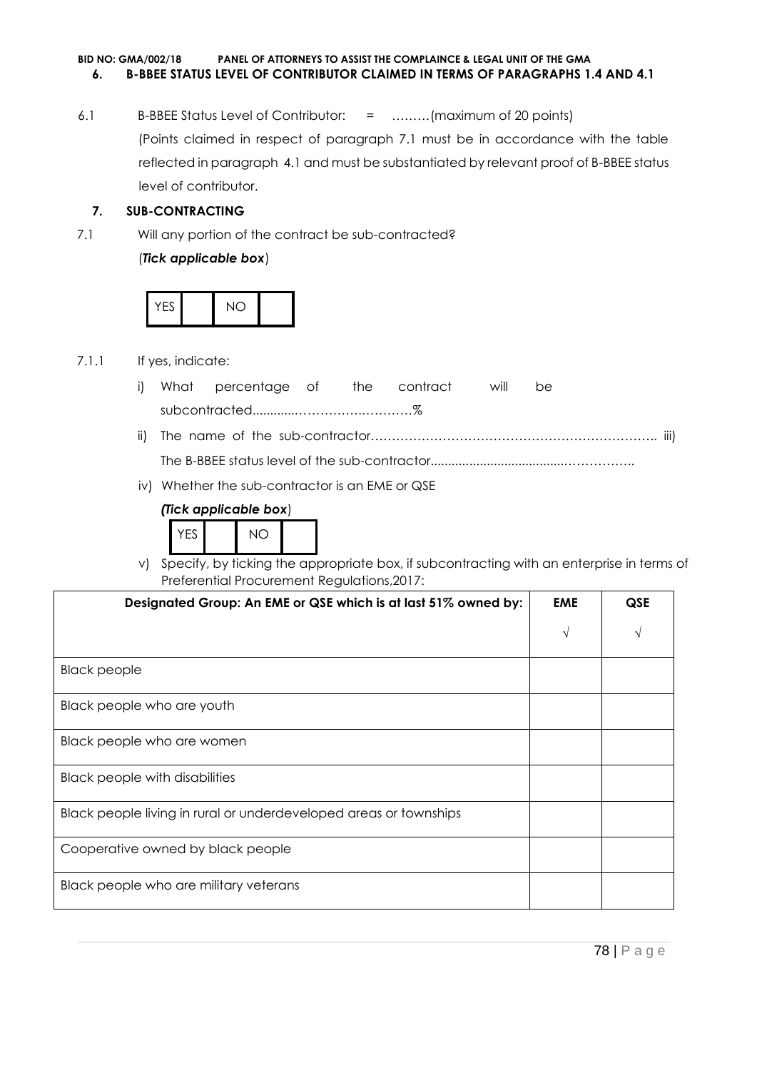## 6. B-BBEE STATUS LEVEL OF CONTRIBUTOR CLAIMED IN TERMS OF PARAGRAPHS 1.4 AND 4.1

6.1 B-BBEE Status Level of Contributor: = ………(maximum of 20 points)

(Points claimed in respect of paragraph 7.1 must be in accordance with the table reflected in paragraph 4.1 and must be substantiated by relevant proof of B-BBEE status level of contributor.

## 7. SUB-CONTRACTING

7.1 Will any portion of the contract be sub-contracted?

(*Tick applicable box*)

| YES | | NO | |
|---|---|---|---|

7.1.1 If yes, indicate:

i) What percentage of the contract will be subcontracted............……………….…………%

ii) The name of the sub-contractor………………………………………………………….. iii) The B-BBEE status level of the sub-contractor......................................……………..

iv) Whether the sub-contractor is an EME or QSE

*(Tick applicable box*)

| YES | | NO | |
|---|---|---|---|

v) Specify, by ticking the appropriate box, if subcontracting with an enterprise in terms of Preferential Procurement Regulations,2017:

| Designated Group: An EME or QSE which is at last 51% owned by: | EME | QSE |
|---|---|---|
| | √ | √ |
| Black people | | |
| Black people who are youth | | |
| Black people who are women | | |
| Black people with disabilities | | |
| Black people living in rural or underdeveloped areas or townships | | |
| Cooperative owned by black people | | |
| Black people who are military veterans | | |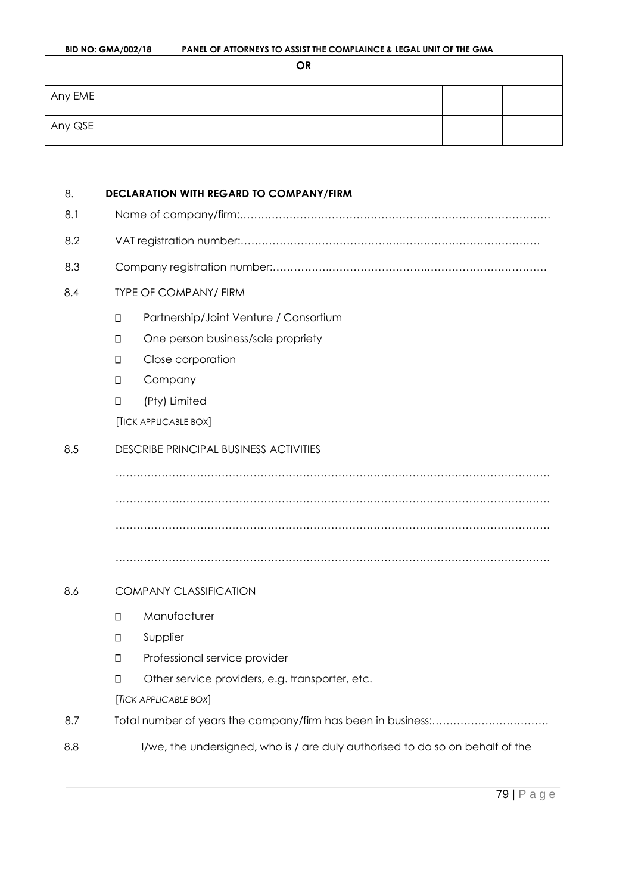| OR | | |
|---|---|---|
| Any EME | | |
| Any QSE | | |

8. **DECLARATION WITH REGARD TO COMPANY/FIRM**

8.1 Name of company/firm:……………………………………………………………………………

8.2 VAT registration number:……………………………………….………………………………

8.3 Company registration number:…………….……………………….……………………………

8.4 TYPE OF COMPANY/ FIRM

- ☐ Partnership/Joint Venture / Consortium
- ☐ One person business/sole propriety
- ☐ Close corporation
- ☐ Company
- ☐ (Pty) Limited

[TICK APPLICABLE BOX]

8.5 DESCRIBE PRINCIPAL BUSINESS ACTIVITIES

………………………………………………………………………………………………………………

………………………………………………………………………………………………………………

………………………………………………………………………………………………………………

………………………………………………………………………………………………………………

8.6 COMPANY CLASSIFICATION

- ☐ Manufacturer
- ☐ Supplier
- ☐ Professional service provider
- ☐ Other service providers, e.g. transporter, etc.

[TICK APPLICABLE BOX]

8.7 Total number of years the company/firm has been in business:……………………………

8.8 I/we, the undersigned, who is / are duly authorised to do so on behalf of the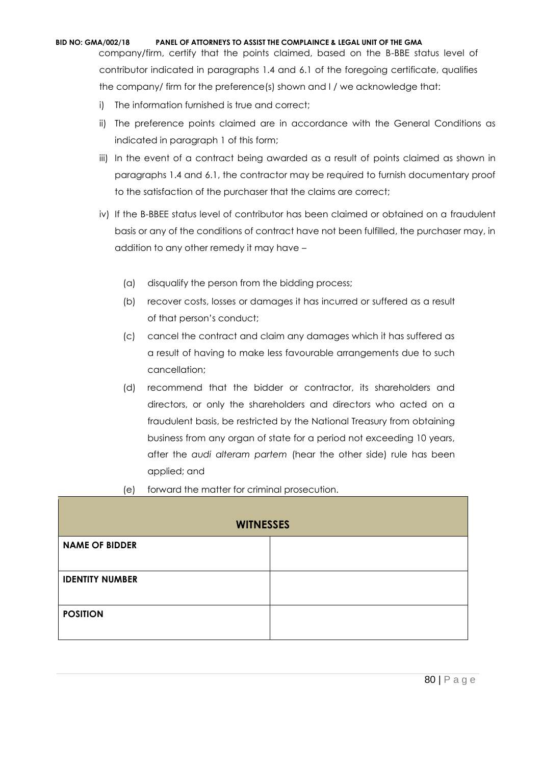company/firm, certify that the points claimed, based on the B-BBE status level of contributor indicated in paragraphs 1.4 and 6.1 of the foregoing certificate, qualifies the company/ firm for the preference(s) shown and I / we acknowledge that:

i) The information furnished is true and correct;

ii) The preference points claimed are in accordance with the General Conditions as indicated in paragraph 1 of this form;

iii) In the event of a contract being awarded as a result of points claimed as shown in paragraphs 1.4 and 6.1, the contractor may be required to furnish documentary proof to the satisfaction of the purchaser that the claims are correct;

iv) If the B-BBEE status level of contributor has been claimed or obtained on a fraudulent basis or any of the conditions of contract have not been fulfilled, the purchaser may, in addition to any other remedy it may have –

   (a) disqualify the person from the bidding process;

   (b) recover costs, losses or damages it has incurred or suffered as a result of that person's conduct;

   (c) cancel the contract and claim any damages which it has suffered as a result of having to make less favourable arrangements due to such cancellation;

   (d) recommend that the bidder or contractor, its shareholders and directors, or only the shareholders and directors who acted on a fraudulent basis, be restricted by the National Treasury from obtaining business from any organ of state for a period not exceeding 10 years, after the *audi alteram partem* (hear the other side) rule has been applied; and

   (e) forward the matter for criminal prosecution.

| **WITNESSES** | |
|---|---|
| **NAME OF BIDDER** | |
| **IDENTITY NUMBER** | |
| **POSITION** | |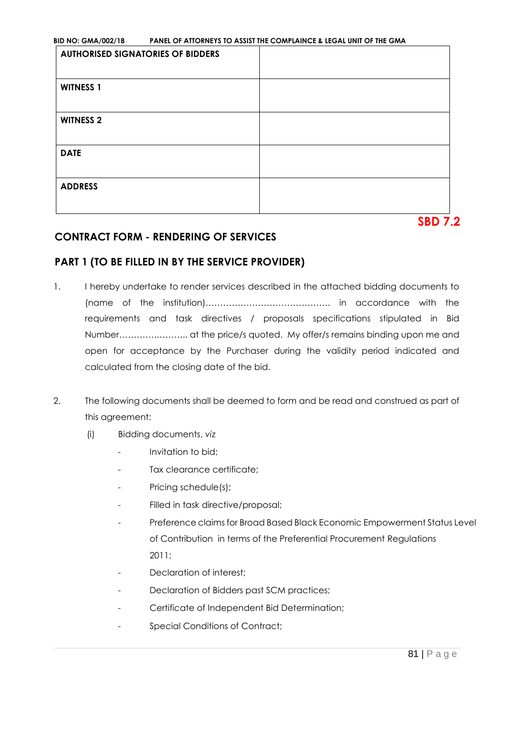| AUTHORISED SIGNATORIES OF BIDDERS | |
|---|---|
| WITNESS 1 | |
| WITNESS 2 | |
| DATE | |
| ADDRESS | |

**SBD 7.2**

## CONTRACT FORM - RENDERING OF SERVICES

## PART 1 (TO BE FILLED IN BY THE SERVICE PROVIDER)

1. I hereby undertake to render services described in the attached bidding documents to (name of the institution)……………………………………. in accordance with the requirements and task directives / proposals specifications stipulated in Bid Number………………….. at the price/s quoted. My offer/s remains binding upon me and open for acceptance by the Purchaser during the validity period indicated and calculated from the closing date of the bid.

2. The following documents shall be deemed to form and be read and construed as part of this agreement:

   (i) Bidding documents, *viz*
   - Invitation to bid;
   - Tax clearance certificate;
   - Pricing schedule(s);
   - Filled in task directive/proposal;
   - Preference claims for Broad Based Black Economic Empowerment Status Level of Contribution in terms of the Preferential Procurement Regulations 2011;
   - Declaration of interest;
   - Declaration of Bidders past SCM practices;
   - Certificate of Independent Bid Determination;
   - Special Conditions of Contract;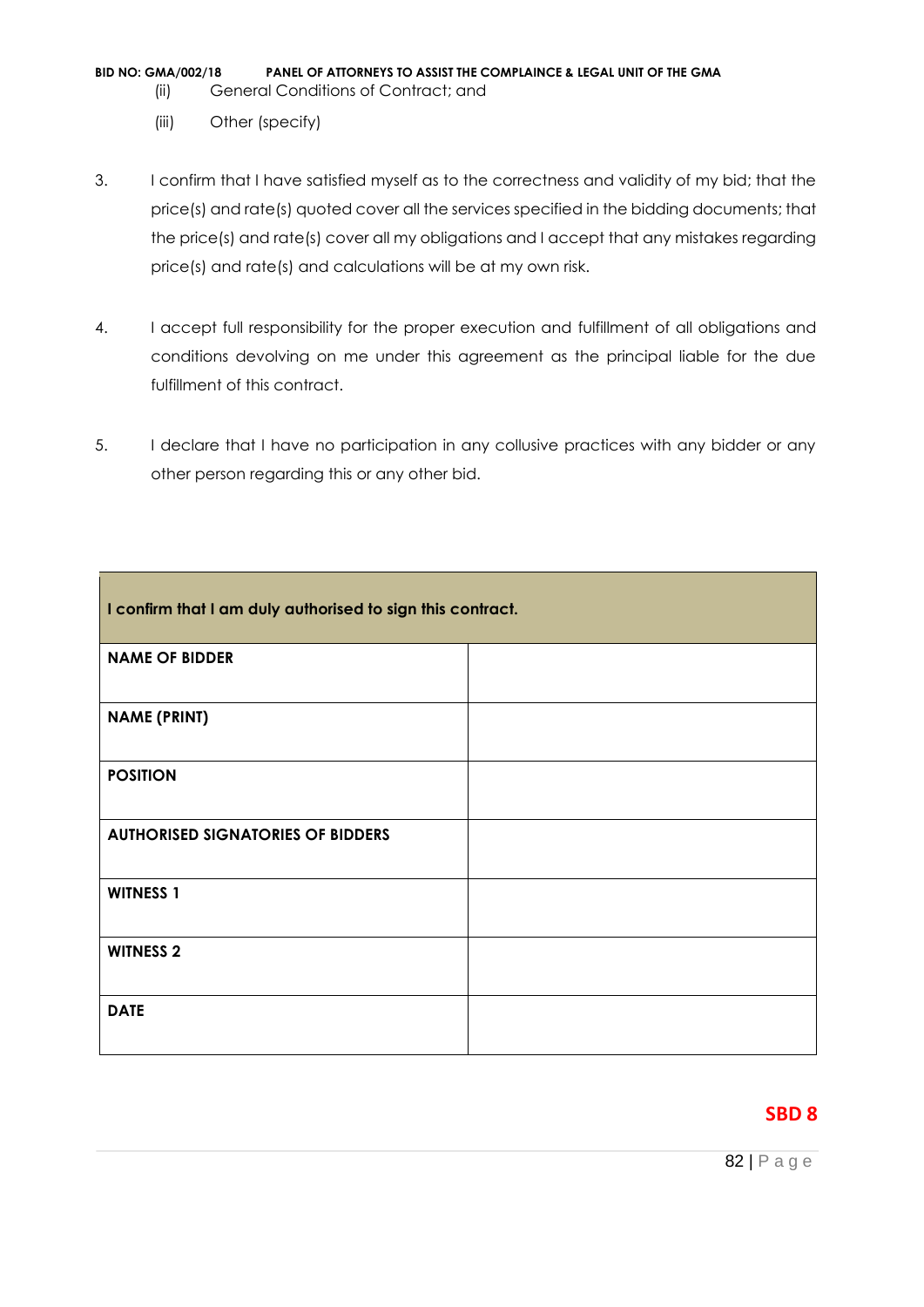(ii) General Conditions of Contract; and

(iii) Other (specify)

3. I confirm that I have satisfied myself as to the correctness and validity of my bid; that the price(s) and rate(s) quoted cover all the services specified in the bidding documents; that the price(s) and rate(s) cover all my obligations and I accept that any mistakes regarding price(s) and rate(s) and calculations will be at my own risk.

4. I accept full responsibility for the proper execution and fulfillment of all obligations and conditions devolving on me under this agreement as the principal liable for the due fulfillment of this contract.

5. I declare that I have no participation in any collusive practices with any bidder or any other person regarding this or any other bid.

| **I confirm that I am duly authorised to sign this contract.** | |
|---|---|
| **NAME OF BIDDER** | |
| **NAME (PRINT)** | |
| **POSITION** | |
| **AUTHORISED SIGNATORIES OF BIDDERS** | |
| **WITNESS 1** | |
| **WITNESS 2** | |
| **DATE** | |

**SBD 8**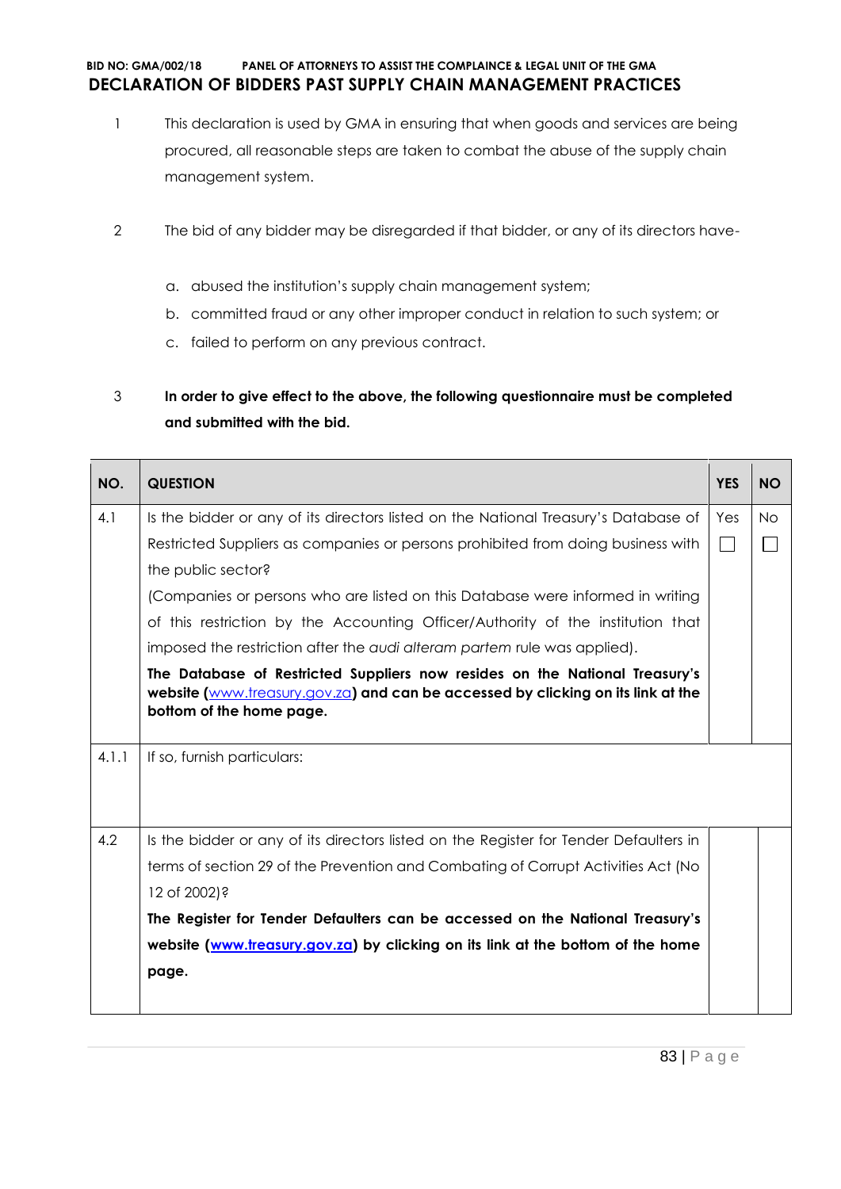**BID NO: GMA/002/18 PANEL OF ATTORNEYS TO ASSIST THE COMPLAINCE & LEGAL UNIT OF THE GMA**

# DECLARATION OF BIDDERS PAST SUPPLY CHAIN MANAGEMENT PRACTICES

1. This declaration is used by GMA in ensuring that when goods and services are being procured, all reasonable steps are taken to combat the abuse of the supply chain management system.

2. The bid of any bidder may be disregarded if that bidder, or any of its directors have-

   a. abused the institution's supply chain management system;
   b. committed fraud or any other improper conduct in relation to such system; or
   c. failed to perform on any previous contract.

3. **In order to give effect to the above, the following questionnaire must be completed and submitted with the bid.**

| NO. | QUESTION | YES | NO |
|---|---|---|---|
| 4.1 | Is the bidder or any of its directors listed on the National Treasury's Database of Restricted Suppliers as companies or persons prohibited from doing business with the public sector?<br>(Companies or persons who are listed on this Database were informed in writing of this restriction by the Accounting Officer/Authority of the institution that imposed the restriction after the *audi alteram partem* rule was applied).<br>**The Database of Restricted Suppliers now resides on the National Treasury's website (www.treasury.gov.za) and can be accessed by clicking on its link at the bottom of the home page.** | Yes ☐ | No ☐ |
| 4.1.1 | If so, furnish particulars: | | |
| 4.2 | Is the bidder or any of its directors listed on the Register for Tender Defaulters in terms of section 29 of the Prevention and Combating of Corrupt Activities Act (No 12 of 2002)?<br>**The Register for Tender Defaulters can be accessed on the National Treasury's website (www.treasury.gov.za) by clicking on its link at the bottom of the home page.** | | |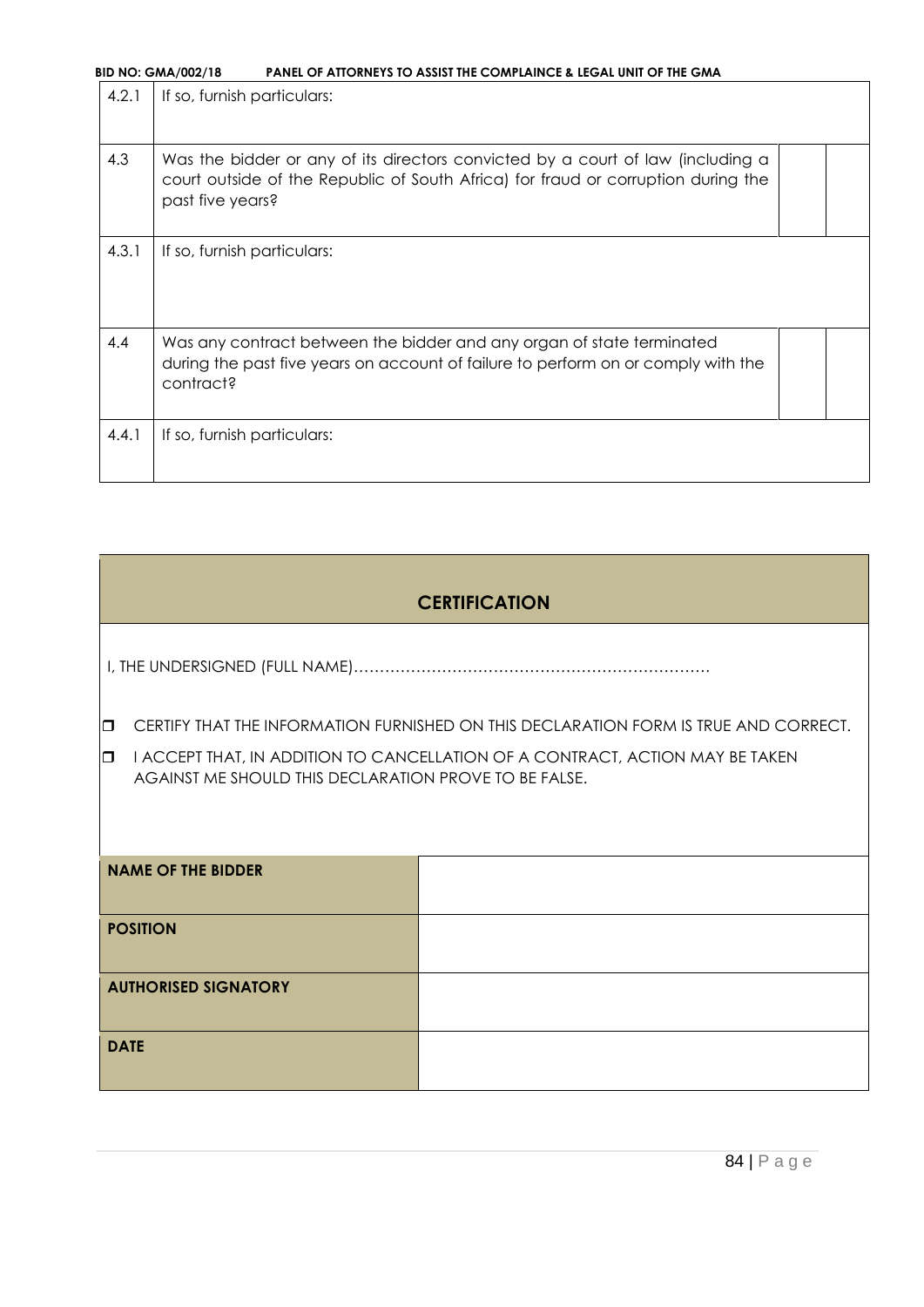| | | | |
|---|---|---|---|
| 4.2.1 | If so, furnish particulars: | | |
| 4.3 | Was the bidder or any of its directors convicted by a court of law (including a court outside of the Republic of South Africa) for fraud or corruption during the past five years? | | |
| 4.3.1 | If so, furnish particulars: | | |
| 4.4 | Was any contract between the bidder and any organ of state terminated during the past five years on account of failure to perform on or comply with the contract? | | |
| 4.4.1 | If so, furnish particulars: | | |

## CERTIFICATION

I, THE UNDERSIGNED (FULL NAME)……………………………………………………………

- ❒ CERTIFY THAT THE INFORMATION FURNISHED ON THIS DECLARATION FORM IS TRUE AND CORRECT.
- ❒ I ACCEPT THAT, IN ADDITION TO CANCELLATION OF A CONTRACT, ACTION MAY BE TAKEN AGAINST ME SHOULD THIS DECLARATION PROVE TO BE FALSE.

| | |
|---|---|
| **NAME OF THE BIDDER** | |
| **POSITION** | |
| **AUTHORISED SIGNATORY** | |
| **DATE** | |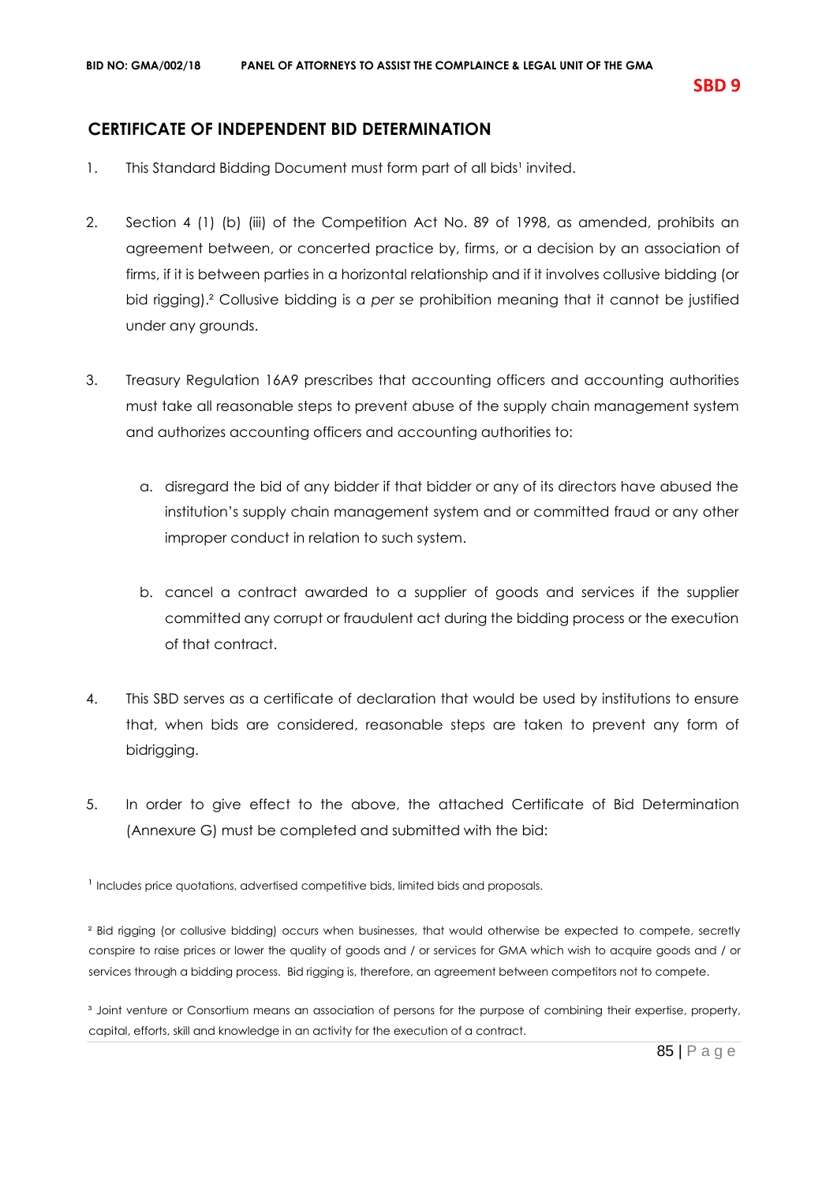**SBD 9**

## CERTIFICATE OF INDEPENDENT BID DETERMINATION

1. This Standard Bidding Document must form part of all bids[1] invited.

2. Section 4 (1) (b) (iii) of the Competition Act No. 89 of 1998, as amended, prohibits an agreement between, or concerted practice by, firms, or a decision by an association of firms, if it is between parties in a horizontal relationship and if it involves collusive bidding (or bid rigging).[2] Collusive bidding is a *per se* prohibition meaning that it cannot be justified under any grounds.

3. Treasury Regulation 16A9 prescribes that accounting officers and accounting authorities must take all reasonable steps to prevent abuse of the supply chain management system and authorizes accounting officers and accounting authorities to:

   a. disregard the bid of any bidder if that bidder or any of its directors have abused the institution's supply chain management system and or committed fraud or any other improper conduct in relation to such system.

   b. cancel a contract awarded to a supplier of goods and services if the supplier committed any corrupt or fraudulent act during the bidding process or the execution of that contract.

4. This SBD serves as a certificate of declaration that would be used by institutions to ensure that, when bids are considered, reasonable steps are taken to prevent any form of bidrigging.

5. In order to give effect to the above, the attached Certificate of Bid Determination (Annexure G) must be completed and submitted with the bid:

[1] Includes price quotations, advertised competitive bids, limited bids and proposals.

[2] Bid rigging (or collusive bidding) occurs when businesses, that would otherwise be expected to compete, secretly conspire to raise prices or lower the quality of goods and / or services for GMA which wish to acquire goods and / or services through a bidding process. Bid rigging is, therefore, an agreement between competitors not to compete.

[3] Joint venture or Consortium means an association of persons for the purpose of combining their expertise, property, capital, efforts, skill and knowledge in an activity for the execution of a contract.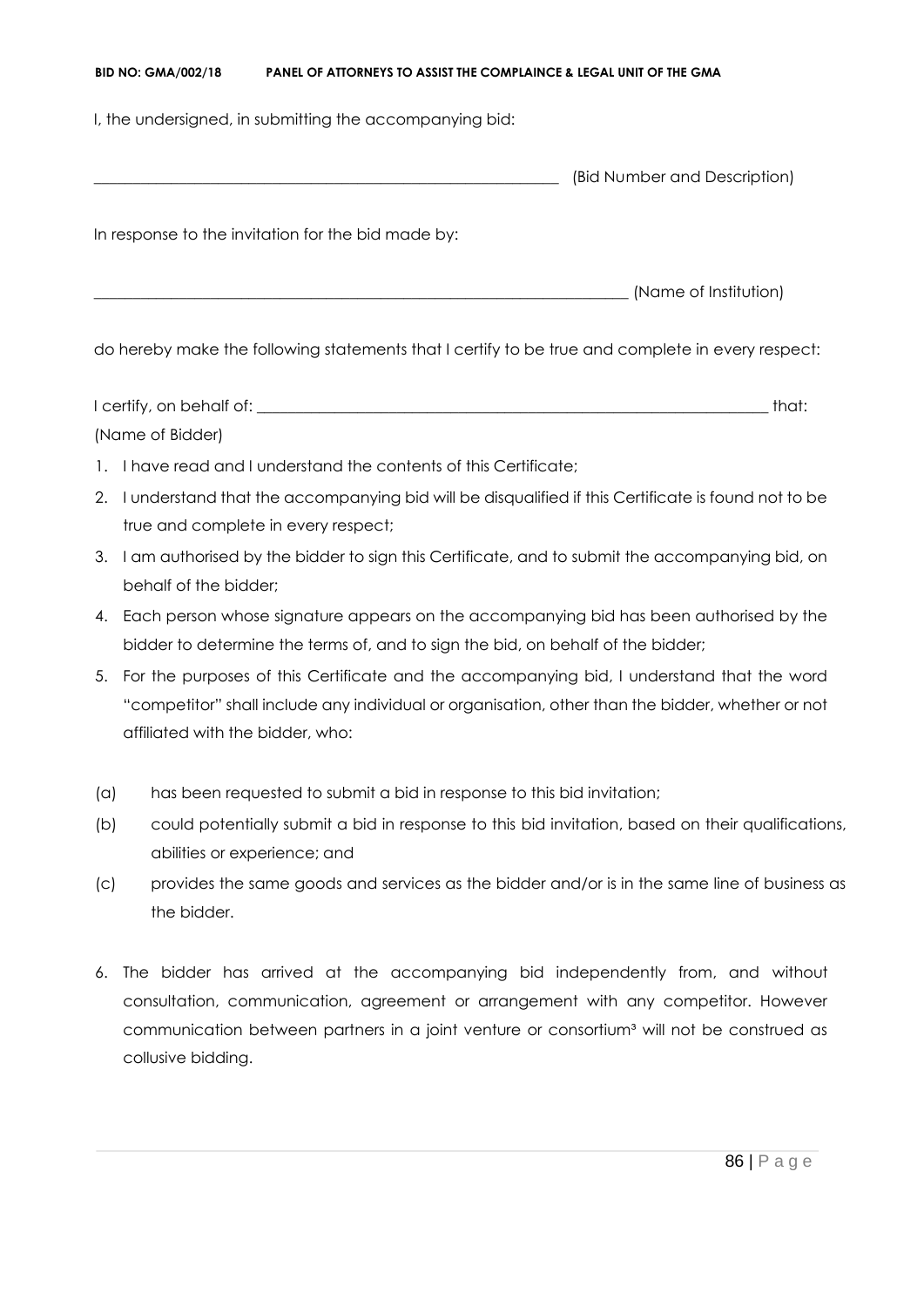I, the undersigned, in submitting the accompanying bid:

_____________________________________________________________ (Bid Number and Description)

In response to the invitation for the bid made by:

______________________________________________________________________ (Name of Institution)

do hereby make the following statements that I certify to be true and complete in every respect:

I certify, on behalf of: ___________________________________________________________________ that:

(Name of Bidder)

1. I have read and I understand the contents of this Certificate;
2. I understand that the accompanying bid will be disqualified if this Certificate is found not to be true and complete in every respect;
3. I am authorised by the bidder to sign this Certificate, and to submit the accompanying bid, on behalf of the bidder;
4. Each person whose signature appears on the accompanying bid has been authorised by the bidder to determine the terms of, and to sign the bid, on behalf of the bidder;
5. For the purposes of this Certificate and the accompanying bid, I understand that the word "competitor" shall include any individual or organisation, other than the bidder, whether or not affiliated with the bidder, who:

(a) has been requested to submit a bid in response to this bid invitation;

(b) could potentially submit a bid in response to this bid invitation, based on their qualifications, abilities or experience; and

(c) provides the same goods and services as the bidder and/or is in the same line of business as the bidder.

6. The bidder has arrived at the accompanying bid independently from, and without consultation, communication, agreement or arrangement with any competitor. However communication between partners in a joint venture or consortium[3] will not be construed as collusive bidding.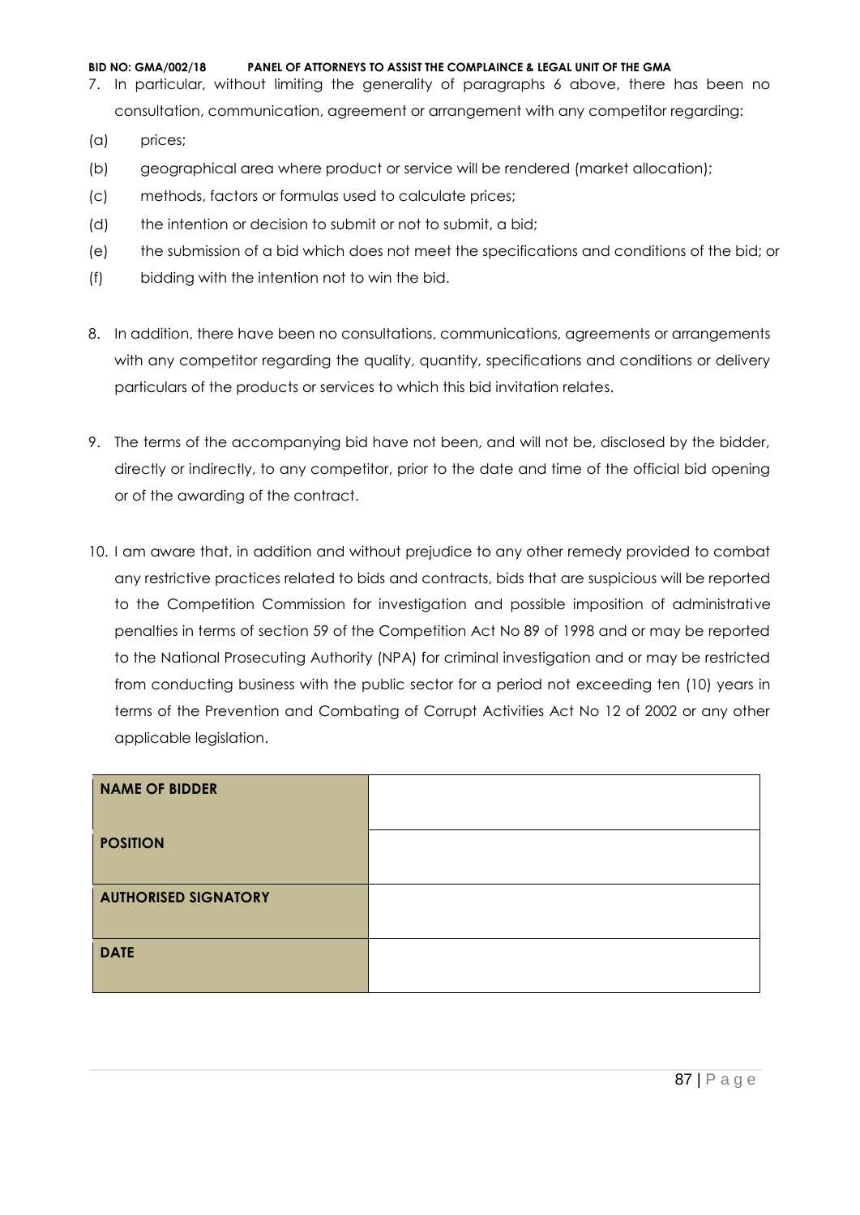7. In particular, without limiting the generality of paragraphs 6 above, there has been no consultation, communication, agreement or arrangement with any competitor regarding:

(a) prices;

(b) geographical area where product or service will be rendered (market allocation);

(c) methods, factors or formulas used to calculate prices;

(d) the intention or decision to submit or not to submit, a bid;

(e) the submission of a bid which does not meet the specifications and conditions of the bid; or

(f) bidding with the intention not to win the bid.

8. In addition, there have been no consultations, communications, agreements or arrangements with any competitor regarding the quality, quantity, specifications and conditions or delivery particulars of the products or services to which this bid invitation relates.

9. The terms of the accompanying bid have not been, and will not be, disclosed by the bidder, directly or indirectly, to any competitor, prior to the date and time of the official bid opening or of the awarding of the contract.

10. I am aware that, in addition and without prejudice to any other remedy provided to combat any restrictive practices related to bids and contracts, bids that are suspicious will be reported to the Competition Commission for investigation and possible imposition of administrative penalties in terms of section 59 of the Competition Act No 89 of 1998 and or may be reported to the National Prosecuting Authority (NPA) for criminal investigation and or may be restricted from conducting business with the public sector for a period not exceeding ten (10) years in terms of the Prevention and Combating of Corrupt Activities Act No 12 of 2002 or any other applicable legislation.

| **NAME OF BIDDER** | |
|---|---|
| **POSITION** | |
| **AUTHORISED SIGNATORY** | |
| **DATE** | |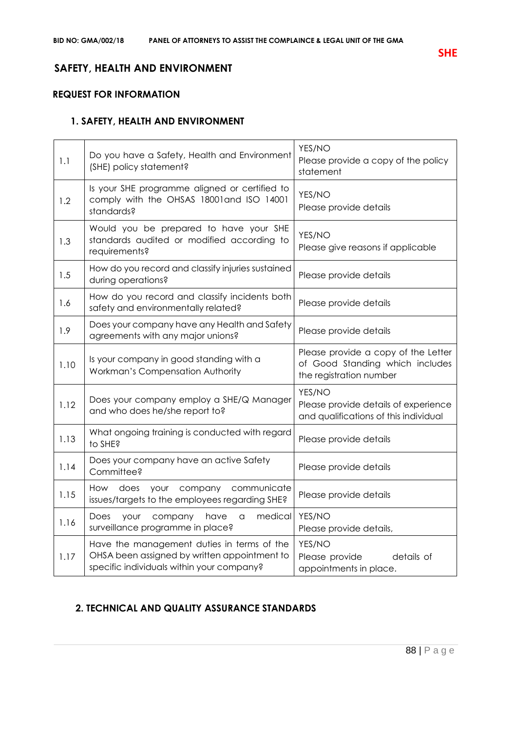**SHE**

## SAFETY, HEALTH AND ENVIRONMENT

### REQUEST FOR INFORMATION

### 1. SAFETY, HEALTH AND ENVIRONMENT

| | | |
|---|---|---|
| 1.1 | Do you have a Safety, Health and Environment (SHE) policy statement? | YES/NO<br>Please provide a copy of the policy statement |
| 1.2 | Is your SHE programme aligned or certified to comply with the OHSAS 18001and ISO 14001 standards? | YES/NO<br>Please provide details |
| 1.3 | Would you be prepared to have your SHE standards audited or modified according to requirements? | YES/NO<br>Please give reasons if applicable |
| 1.5 | How do you record and classify injuries sustained during operations? | Please provide details |
| 1.6 | How do you record and classify incidents both safety and environmentally related? | Please provide details |
| 1.9 | Does your company have any Health and Safety agreements with any major unions? | Please provide details |
| 1.10 | Is your company in good standing with a Workman's Compensation Authority | Please provide a copy of the Letter of Good Standing which includes the registration number |
| 1.12 | Does your company employ a SHE/Q Manager and who does he/she report to? | YES/NO<br>Please provide details of experience and qualifications of this individual |
| 1.13 | What ongoing training is conducted with regard to SHE? | Please provide details |
| 1.14 | Does your company have an active Safety Committee? | Please provide details |
| 1.15 | How does your company communicate issues/targets to the employees regarding SHE? | Please provide details |
| 1.16 | Does your company have a medical surveillance programme in place? | YES/NO<br>Please provide details, |
| 1.17 | Have the management duties in terms of the OHSA been assigned by written appointment to specific individuals within your company? | YES/NO<br>Please provide details of appointments in place. |

### 2. TECHNICAL AND QUALITY ASSURANCE STANDARDS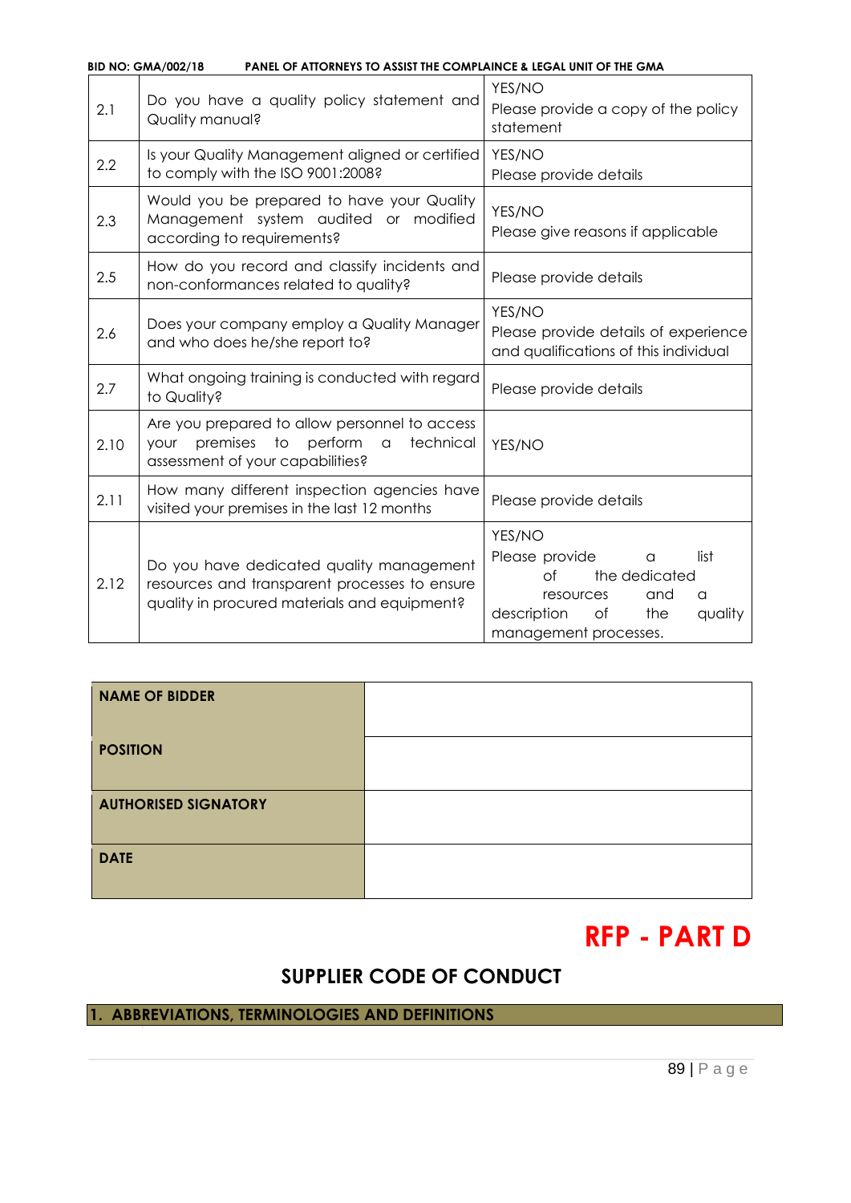| 2.1 | Do you have a quality policy statement and Quality manual? | YES/NO<br>Please provide a copy of the policy statement |
|---|---|---|
| 2.2 | Is your Quality Management aligned or certified to comply with the ISO 9001:2008? | YES/NO<br>Please provide details |
| 2.3 | Would you be prepared to have your Quality Management system audited or modified according to requirements? | YES/NO<br>Please give reasons if applicable |
| 2.5 | How do you record and classify incidents and non-conformances related to quality? | Please provide details |
| 2.6 | Does your company employ a Quality Manager and who does he/she report to? | YES/NO<br>Please provide details of experience and qualifications of this individual |
| 2.7 | What ongoing training is conducted with regard to Quality? | Please provide details |
| 2.10 | Are you prepared to allow personnel to access your premises to perform a technical assessment of your capabilities? | YES/NO |
| 2.11 | How many different inspection agencies have visited your premises in the last 12 months | Please provide details |
| 2.12 | Do you have dedicated quality management resources and transparent processes to ensure quality in procured materials and equipment? | YES/NO<br>Please provide a list of the dedicated resources and a description of the quality management processes. |

| **NAME OF BIDDER** | |
|---|---|
| **POSITION** | |
| **AUTHORISED SIGNATORY** | |
| **DATE** | |

# RFP - PART D

## SUPPLIER CODE OF CONDUCT

### 1. ABBREVIATIONS, TERMINOLOGIES AND DEFINITIONS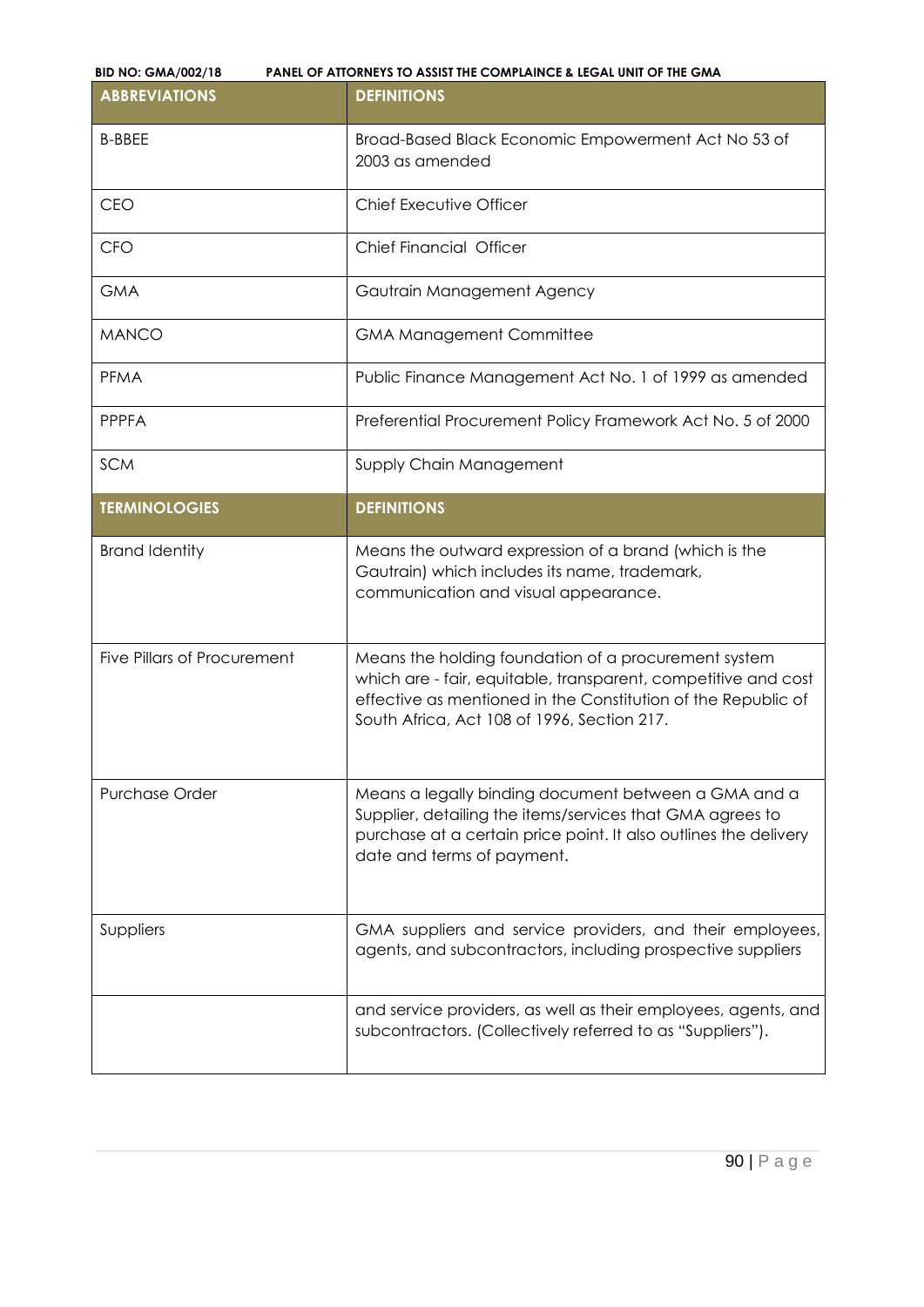| ABBREVIATIONS | DEFINITIONS |
|---|---|
| B-BBEE | Broad-Based Black Economic Empowerment Act No 53 of 2003 as amended |
| CEO | Chief Executive Officer |
| CFO | Chief Financial Officer |
| GMA | Gautrain Management Agency |
| MANCO | GMA Management Committee |
| PFMA | Public Finance Management Act No. 1 of 1999 as amended |
| PPPFA | Preferential Procurement Policy Framework Act No. 5 of 2000 |
| SCM | Supply Chain Management |
| **TERMINOLOGIES** | **DEFINITIONS** |
| Brand Identity | Means the outward expression of a brand (which is the Gautrain) which includes its name, trademark, communication and visual appearance. |
| Five Pillars of Procurement | Means the holding foundation of a procurement system which are - fair, equitable, transparent, competitive and cost effective as mentioned in the Constitution of the Republic of South Africa, Act 108 of 1996, Section 217. |
| Purchase Order | Means a legally binding document between a GMA and a Supplier, detailing the items/services that GMA agrees to purchase at a certain price point. It also outlines the delivery date and terms of payment. |
| Suppliers | GMA suppliers and service providers, and their employees, agents, and subcontractors, including prospective suppliers |
| | and service providers, as well as their employees, agents, and subcontractors. (Collectively referred to as "Suppliers"). |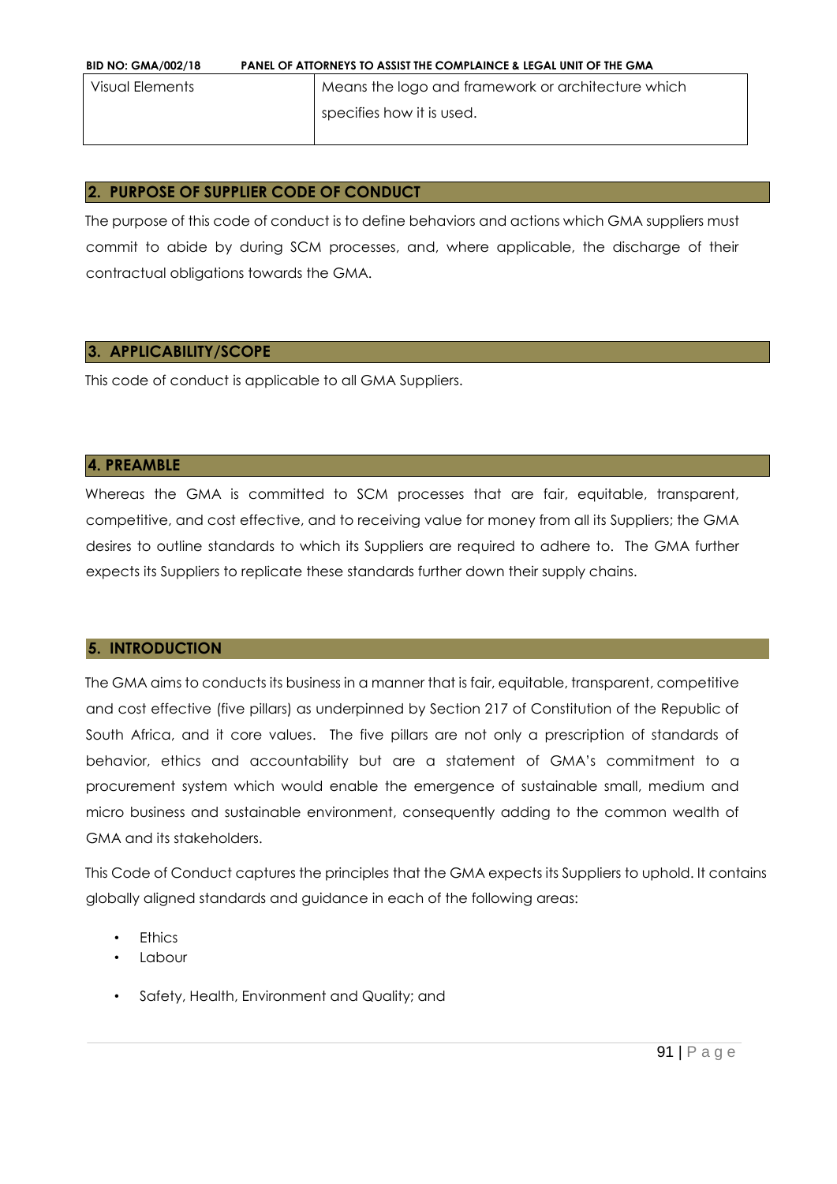| Visual Elements | Means the logo and framework or architecture which specifies how it is used. |
|---|---|

## 2. PURPOSE OF SUPPLIER CODE OF CONDUCT

The purpose of this code of conduct is to define behaviors and actions which GMA suppliers must commit to abide by during SCM processes, and, where applicable, the discharge of their contractual obligations towards the GMA.

## 3. APPLICABILITY/SCOPE

This code of conduct is applicable to all GMA Suppliers.

## 4. PREAMBLE

Whereas the GMA is committed to SCM processes that are fair, equitable, transparent, competitive, and cost effective, and to receiving value for money from all its Suppliers; the GMA desires to outline standards to which its Suppliers are required to adhere to. The GMA further expects its Suppliers to replicate these standards further down their supply chains.

## 5. INTRODUCTION

The GMA aims to conducts its business in a manner that is fair, equitable, transparent, competitive and cost effective (five pillars) as underpinned by Section 217 of Constitution of the Republic of South Africa, and it core values. The five pillars are not only a prescription of standards of behavior, ethics and accountability but are a statement of GMA's commitment to a procurement system which would enable the emergence of sustainable small, medium and micro business and sustainable environment, consequently adding to the common wealth of GMA and its stakeholders.

This Code of Conduct captures the principles that the GMA expects its Suppliers to uphold. It contains globally aligned standards and guidance in each of the following areas:

- Ethics
- Labour
- Safety, Health, Environment and Quality; and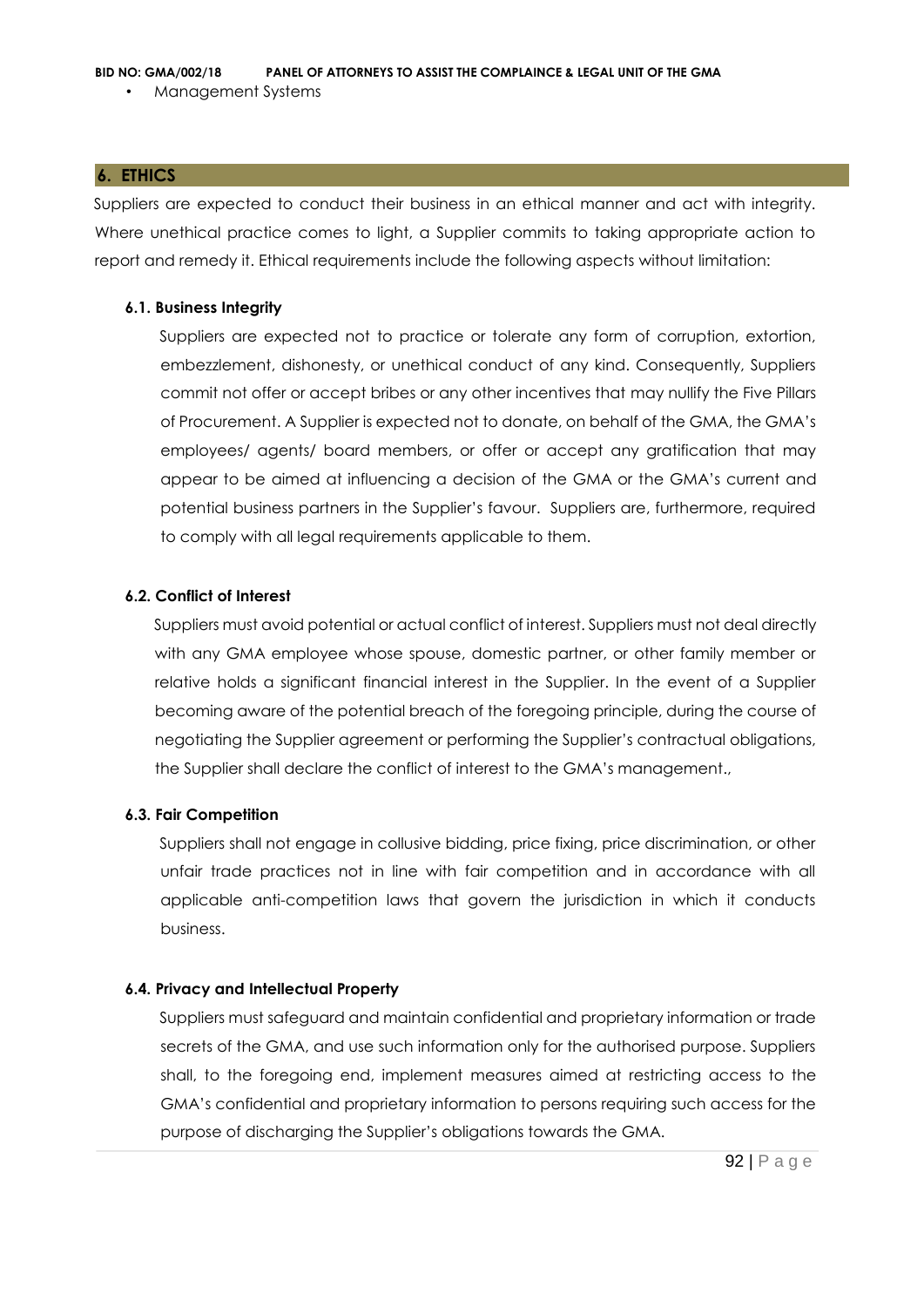- Management Systems

## 6. ETHICS

Suppliers are expected to conduct their business in an ethical manner and act with integrity. Where unethical practice comes to light, a Supplier commits to taking appropriate action to report and remedy it. Ethical requirements include the following aspects without limitation:

### 6.1. Business Integrity

Suppliers are expected not to practice or tolerate any form of corruption, extortion, embezzlement, dishonesty, or unethical conduct of any kind. Consequently, Suppliers commit not offer or accept bribes or any other incentives that may nullify the Five Pillars of Procurement. A Supplier is expected not to donate, on behalf of the GMA, the GMA's employees/ agents/ board members, or offer or accept any gratification that may appear to be aimed at influencing a decision of the GMA or the GMA's current and potential business partners in the Supplier's favour. Suppliers are, furthermore, required to comply with all legal requirements applicable to them.

### 6.2. Conflict of Interest

Suppliers must avoid potential or actual conflict of interest. Suppliers must not deal directly with any GMA employee whose spouse, domestic partner, or other family member or relative holds a significant financial interest in the Supplier. In the event of a Supplier becoming aware of the potential breach of the foregoing principle, during the course of negotiating the Supplier agreement or performing the Supplier's contractual obligations, the Supplier shall declare the conflict of interest to the GMA's management.,

### 6.3. Fair Competition

Suppliers shall not engage in collusive bidding, price fixing, price discrimination, or other unfair trade practices not in line with fair competition and in accordance with all applicable anti-competition laws that govern the jurisdiction in which it conducts business.

### 6.4. Privacy and Intellectual Property

Suppliers must safeguard and maintain confidential and proprietary information or trade secrets of the GMA, and use such information only for the authorised purpose. Suppliers shall, to the foregoing end, implement measures aimed at restricting access to the GMA's confidential and proprietary information to persons requiring such access for the purpose of discharging the Supplier's obligations towards the GMA.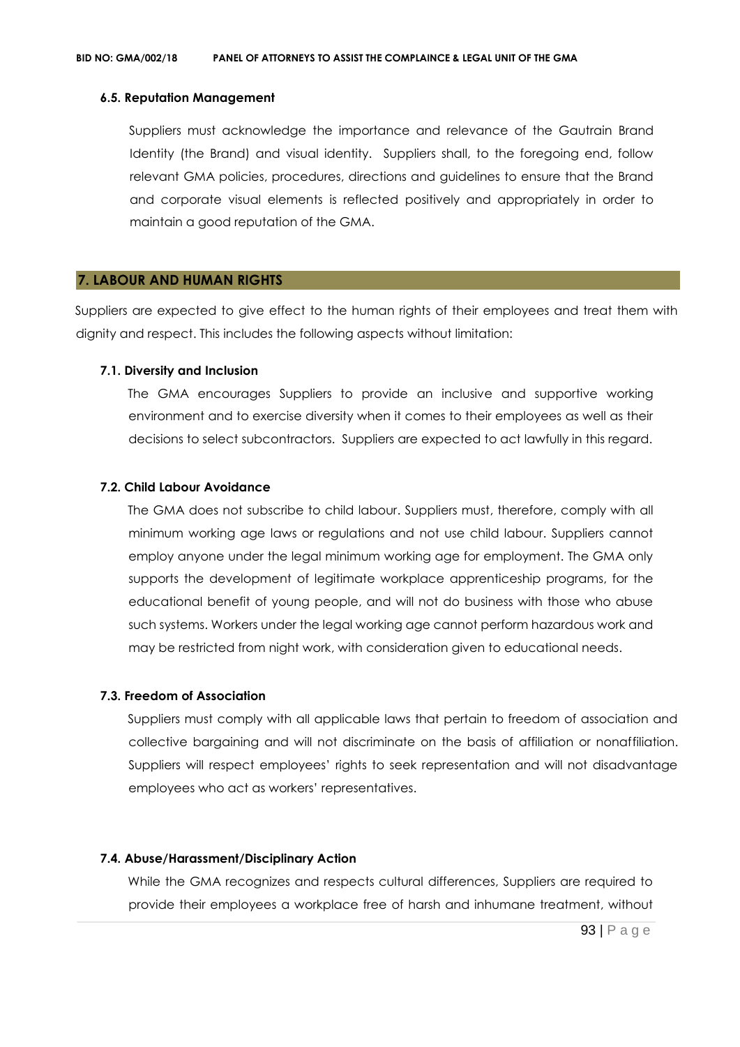#### 6.5. Reputation Management

Suppliers must acknowledge the importance and relevance of the Gautrain Brand Identity (the Brand) and visual identity. Suppliers shall, to the foregoing end, follow relevant GMA policies, procedures, directions and guidelines to ensure that the Brand and corporate visual elements is reflected positively and appropriately in order to maintain a good reputation of the GMA.

### 7. LABOUR AND HUMAN RIGHTS

Suppliers are expected to give effect to the human rights of their employees and treat them with dignity and respect. This includes the following aspects without limitation:

#### 7.1. Diversity and Inclusion

The GMA encourages Suppliers to provide an inclusive and supportive working environment and to exercise diversity when it comes to their employees as well as their decisions to select subcontractors. Suppliers are expected to act lawfully in this regard.

#### 7.2. Child Labour Avoidance

The GMA does not subscribe to child labour. Suppliers must, therefore, comply with all minimum working age laws or regulations and not use child labour. Suppliers cannot employ anyone under the legal minimum working age for employment. The GMA only supports the development of legitimate workplace apprenticeship programs, for the educational benefit of young people, and will not do business with those who abuse such systems. Workers under the legal working age cannot perform hazardous work and may be restricted from night work, with consideration given to educational needs.

#### 7.3. Freedom of Association

Suppliers must comply with all applicable laws that pertain to freedom of association and collective bargaining and will not discriminate on the basis of affiliation or nonaffiliation. Suppliers will respect employees' rights to seek representation and will not disadvantage employees who act as workers' representatives.

#### 7.4. Abuse/Harassment/Disciplinary Action

While the GMA recognizes and respects cultural differences, Suppliers are required to provide their employees a workplace free of harsh and inhumane treatment, without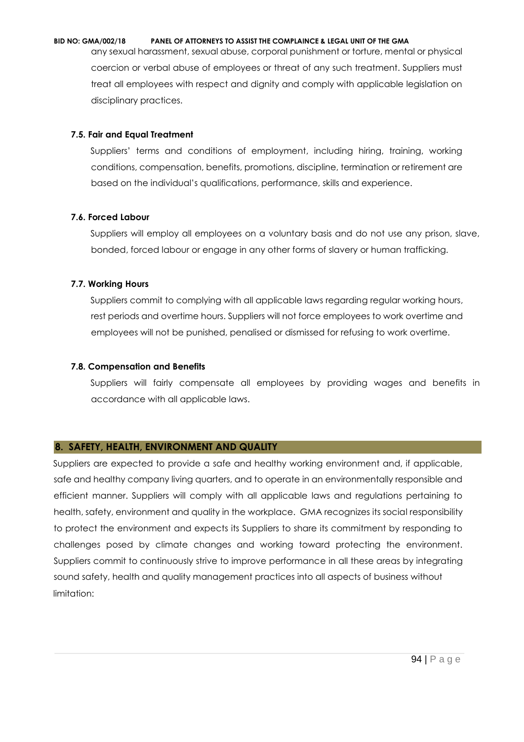any sexual harassment, sexual abuse, corporal punishment or torture, mental or physical coercion or verbal abuse of employees or threat of any such treatment. Suppliers must treat all employees with respect and dignity and comply with applicable legislation on disciplinary practices.

### 7.5. Fair and Equal Treatment

Suppliers' terms and conditions of employment, including hiring, training, working conditions, compensation, benefits, promotions, discipline, termination or retirement are based on the individual's qualifications, performance, skills and experience.

### 7.6. Forced Labour

Suppliers will employ all employees on a voluntary basis and do not use any prison, slave, bonded, forced labour or engage in any other forms of slavery or human trafficking.

### 7.7. Working Hours

Suppliers commit to complying with all applicable laws regarding regular working hours, rest periods and overtime hours. Suppliers will not force employees to work overtime and employees will not be punished, penalised or dismissed for refusing to work overtime.

### 7.8. Compensation and Benefits

Suppliers will fairly compensate all employees by providing wages and benefits in accordance with all applicable laws.

## 8. SAFETY, HEALTH, ENVIRONMENT AND QUALITY

Suppliers are expected to provide a safe and healthy working environment and, if applicable, safe and healthy company living quarters, and to operate in an environmentally responsible and efficient manner. Suppliers will comply with all applicable laws and regulations pertaining to health, safety, environment and quality in the workplace. GMA recognizes its social responsibility to protect the environment and expects its Suppliers to share its commitment by responding to challenges posed by climate changes and working toward protecting the environment. Suppliers commit to continuously strive to improve performance in all these areas by integrating sound safety, health and quality management practices into all aspects of business without limitation: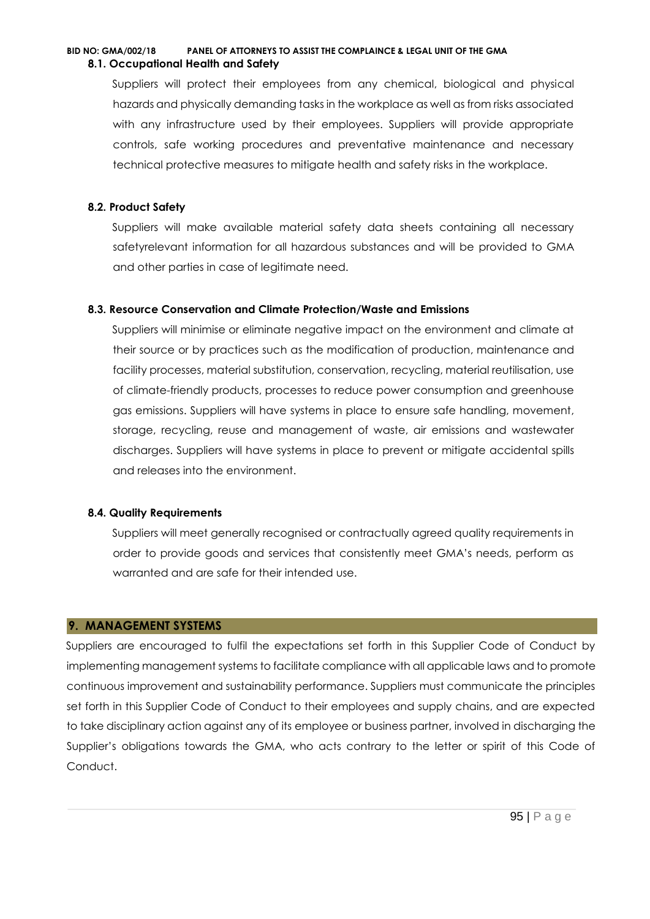### 8.1. Occupational Health and Safety

Suppliers will protect their employees from any chemical, biological and physical hazards and physically demanding tasks in the workplace as well as from risks associated with any infrastructure used by their employees. Suppliers will provide appropriate controls, safe working procedures and preventative maintenance and necessary technical protective measures to mitigate health and safety risks in the workplace.

### 8.2. Product Safety

Suppliers will make available material safety data sheets containing all necessary safetyrelevant information for all hazardous substances and will be provided to GMA and other parties in case of legitimate need.

### 8.3. Resource Conservation and Climate Protection/Waste and Emissions

Suppliers will minimise or eliminate negative impact on the environment and climate at their source or by practices such as the modification of production, maintenance and facility processes, material substitution, conservation, recycling, material reutilisation, use of climate-friendly products, processes to reduce power consumption and greenhouse gas emissions. Suppliers will have systems in place to ensure safe handling, movement, storage, recycling, reuse and management of waste, air emissions and wastewater discharges. Suppliers will have systems in place to prevent or mitigate accidental spills and releases into the environment.

### 8.4. Quality Requirements

Suppliers will meet generally recognised or contractually agreed quality requirements in order to provide goods and services that consistently meet GMA's needs, perform as warranted and are safe for their intended use.

## 9. MANAGEMENT SYSTEMS

Suppliers are encouraged to fulfil the expectations set forth in this Supplier Code of Conduct by implementing management systems to facilitate compliance with all applicable laws and to promote continuous improvement and sustainability performance. Suppliers must communicate the principles set forth in this Supplier Code of Conduct to their employees and supply chains, and are expected to take disciplinary action against any of its employee or business partner, involved in discharging the Supplier's obligations towards the GMA, who acts contrary to the letter or spirit of this Code of Conduct.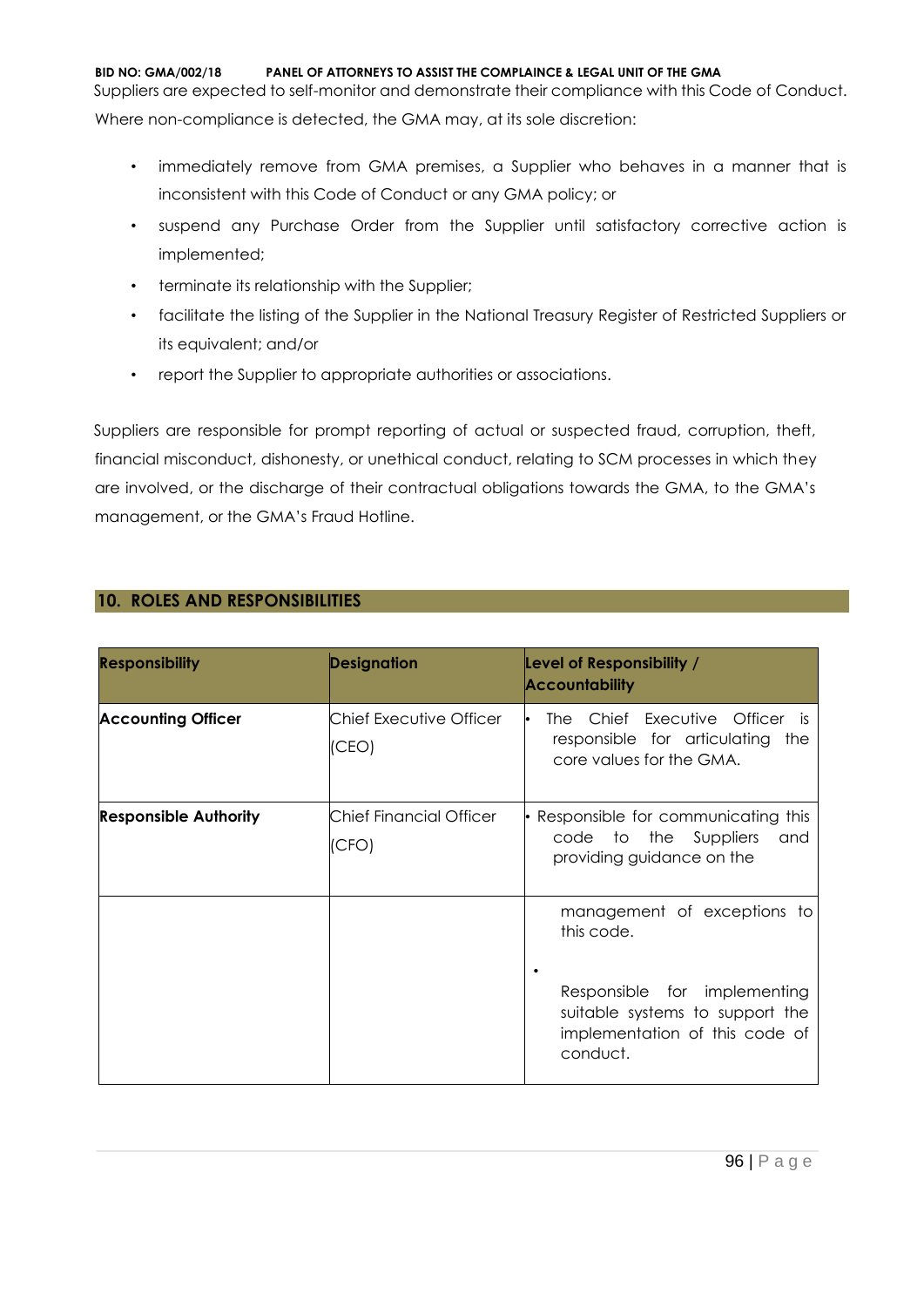Suppliers are expected to self-monitor and demonstrate their compliance with this Code of Conduct. Where non-compliance is detected, the GMA may, at its sole discretion:

- immediately remove from GMA premises, a Supplier who behaves in a manner that is inconsistent with this Code of Conduct or any GMA policy; or
- suspend any Purchase Order from the Supplier until satisfactory corrective action is implemented;
- terminate its relationship with the Supplier;
- facilitate the listing of the Supplier in the National Treasury Register of Restricted Suppliers or its equivalent; and/or
- report the Supplier to appropriate authorities or associations.

Suppliers are responsible for prompt reporting of actual or suspected fraud, corruption, theft, financial misconduct, dishonesty, or unethical conduct, relating to SCM processes in which they are involved, or the discharge of their contractual obligations towards the GMA, to the GMA's management, or the GMA's Fraud Hotline.

## 10. ROLES AND RESPONSIBILITIES

| Responsibility | Designation | Level of Responsibility / Accountability |
|---|---|---|
| **Accounting Officer** | Chief Executive Officer (CEO) | • The Chief Executive Officer is responsible for articulating the core values for the GMA. |
| **Responsible Authority** | Chief Financial Officer (CFO) | • Responsible for communicating this code to the Suppliers and providing guidance on the management of exceptions to this code.<br>• Responsible for implementing suitable systems to support the implementation of this code of conduct. |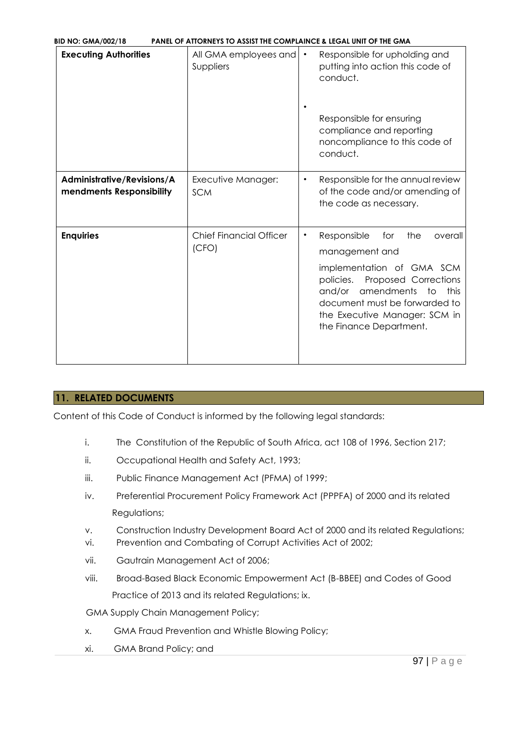| **Executing Authorities** | All GMA employees and Suppliers | • Responsible for upholding and putting into action this code of conduct.<br><br>• Responsible for ensuring compliance and reporting noncompliance to this code of conduct. |
|---|---|---|
| **Administrative/Revisions/Amendments Responsibility** | Executive Manager: SCM | • Responsible for the annual review of the code and/or amending of the code as necessary. |
| **Enquiries** | Chief Financial Officer (CFO) | • Responsible for the overall management and implementation of GMA SCM policies. Proposed Corrections and/or amendments to this document must be forwarded to the Executive Manager: SCM in the Finance Department. |

## 11. RELATED DOCUMENTS

Content of this Code of Conduct is informed by the following legal standards:

i. The Constitution of the Republic of South Africa, act 108 of 1996, Section 217;

ii. Occupational Health and Safety Act, 1993;

iii. Public Finance Management Act (PFMA) of 1999;

iv. Preferential Procurement Policy Framework Act (PPPFA) of 2000 and its related Regulations;

v. Construction Industry Development Board Act of 2000 and its related Regulations;

vi. Prevention and Combating of Corrupt Activities Act of 2002;

vii. Gautrain Management Act of 2006;

viii. Broad-Based Black Economic Empowerment Act (B-BBEE) and Codes of Good Practice of 2013 and its related Regulations; ix.

GMA Supply Chain Management Policy;

x. GMA Fraud Prevention and Whistle Blowing Policy;

xi. GMA Brand Policy; and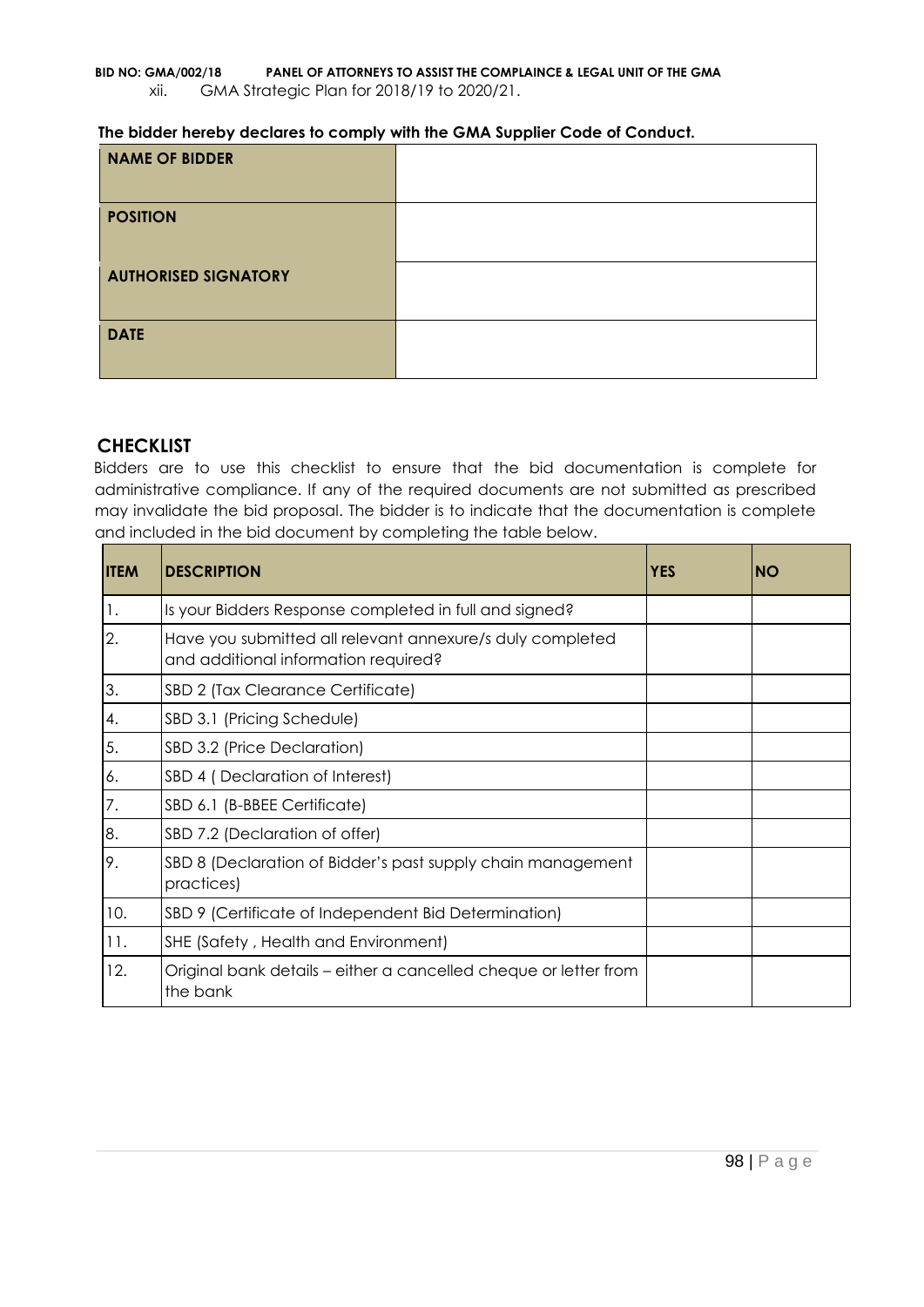xii. GMA Strategic Plan for 2018/19 to 2020/21.

**The bidder hereby declares to comply with the GMA Supplier Code of Conduct.**

| | |
|---|---|
| **NAME OF BIDDER** | |
| **POSITION** | |
| **AUTHORISED SIGNATORY** | |
| **DATE** | |

## CHECKLIST

Bidders are to use this checklist to ensure that the bid documentation is complete for administrative compliance. If any of the required documents are not submitted as prescribed may invalidate the bid proposal. The bidder is to indicate that the documentation is complete and included in the bid document by completing the table below.

| ITEM | DESCRIPTION | YES | NO |
|---|---|---|---|
| 1. | Is your Bidders Response completed in full and signed? | | |
| 2. | Have you submitted all relevant annexure/s duly completed and additional information required? | | |
| 3. | SBD 2 (Tax Clearance Certificate) | | |
| 4. | SBD 3.1 (Pricing Schedule) | | |
| 5. | SBD 3.2 (Price Declaration) | | |
| 6. | SBD 4 ( Declaration of Interest) | | |
| 7. | SBD 6.1 (B-BBEE Certificate) | | |
| 8. | SBD 7.2 (Declaration of offer) | | |
| 9. | SBD 8 (Declaration of Bidder's past supply chain management practices) | | |
| 10. | SBD 9 (Certificate of Independent Bid Determination) | | |
| 11. | SHE (Safety , Health and Environment) | | |
| 12. | Original bank details – either a cancelled cheque or letter from the bank | | |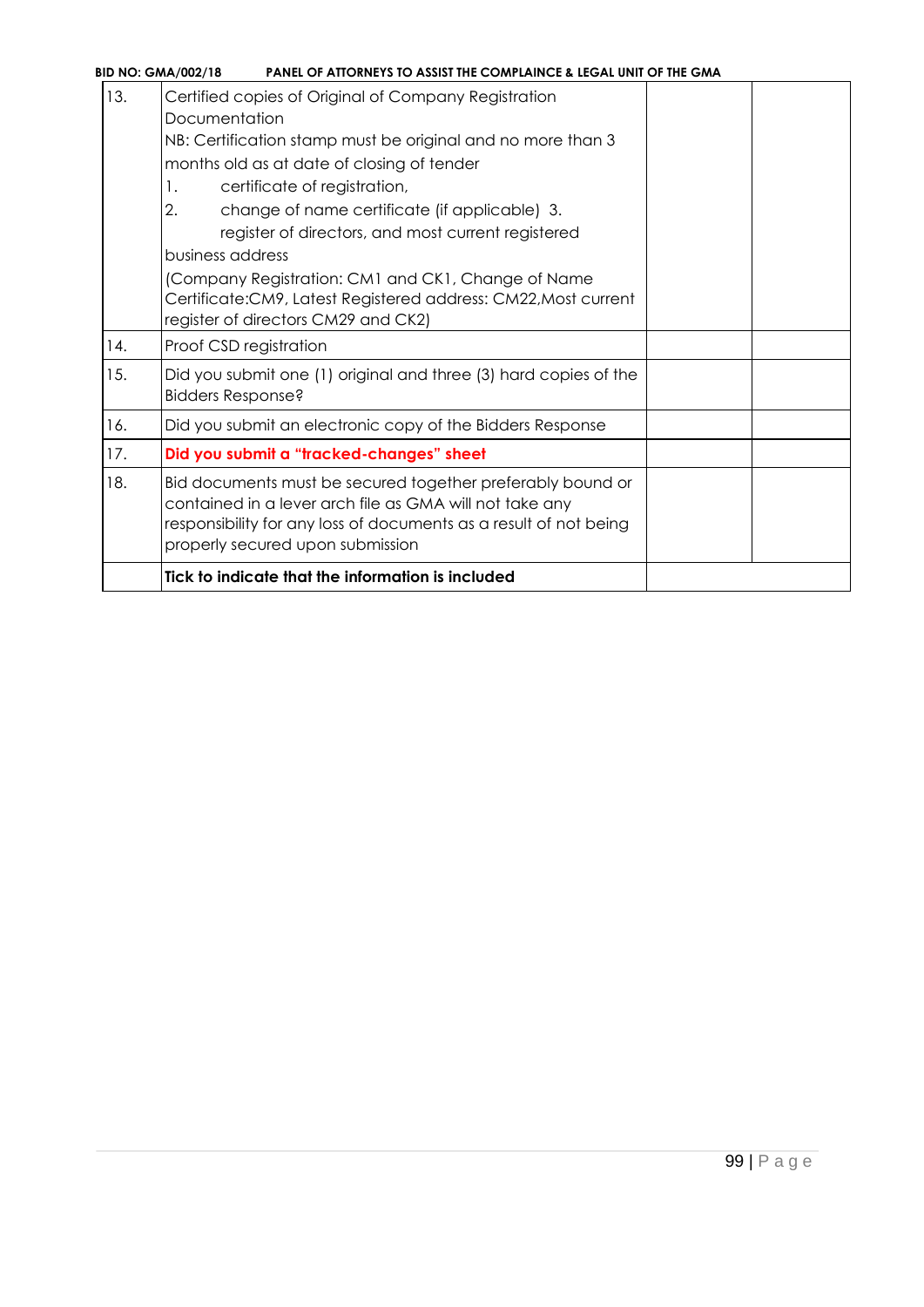| | | | |
|---|---|---|---|
| 13. | Certified copies of Original of Company Registration Documentation<br>NB: Certification stamp must be original and no more than 3 months old as at date of closing of tender<br>1. certificate of registration,<br>2. change of name certificate (if applicable) 3. register of directors, and most current registered business address<br>(Company Registration: CM1 and CK1, Change of Name Certificate:CM9, Latest Registered address: CM22,Most current register of directors CM29 and CK2) | | |
| 14. | Proof CSD registration | | |
| 15. | Did you submit one (1) original and three (3) hard copies of the Bidders Response? | | |
| 16. | Did you submit an electronic copy of the Bidders Response | | |
| 17. | **Did you submit a "tracked-changes" sheet** | | |
| 18. | Bid documents must be secured together preferably bound or contained in a lever arch file as GMA will not take any responsibility for any loss of documents as a result of not being properly secured upon submission | | |
| | **Tick to indicate that the information is included** | | |